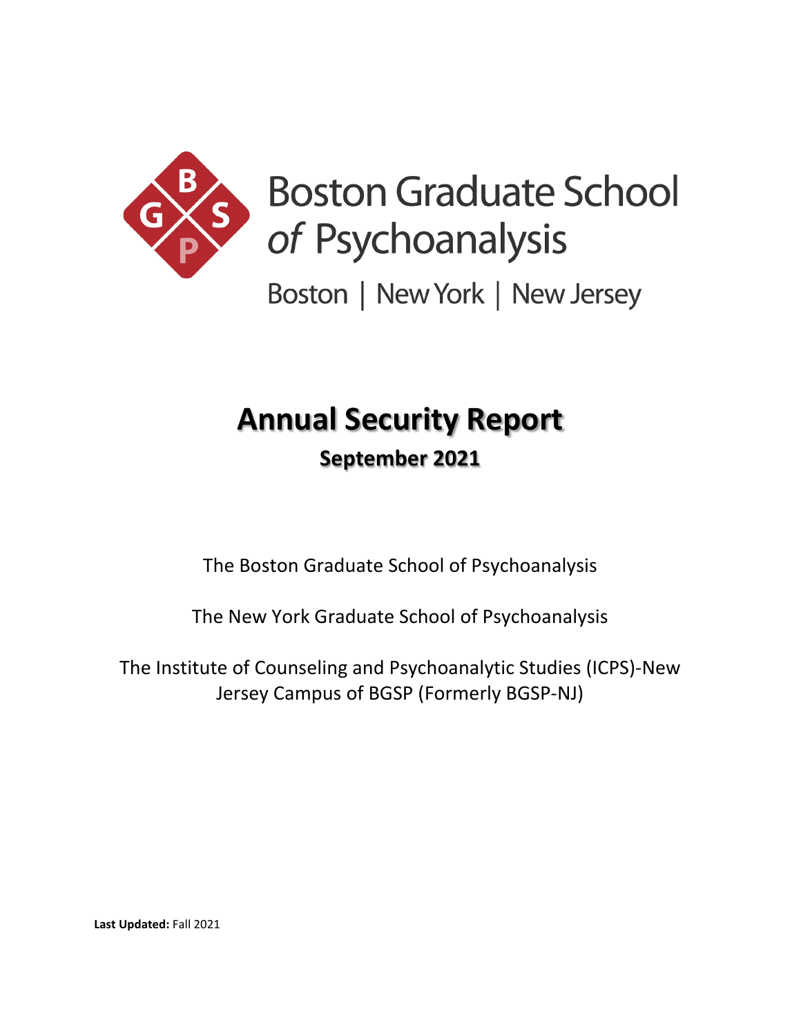Boston Graduate School of Psychoanalysis

Boston | New York | New Jersey

# Annual Security Report

## September 2021

The Boston Graduate School of Psychoanalysis

The New York Graduate School of Psychoanalysis

The Institute of Counseling and Psychoanalytic Studies (ICPS)-New Jersey Campus of BGSP (Formerly BGSP-NJ)

**Last Updated:** Fall 2021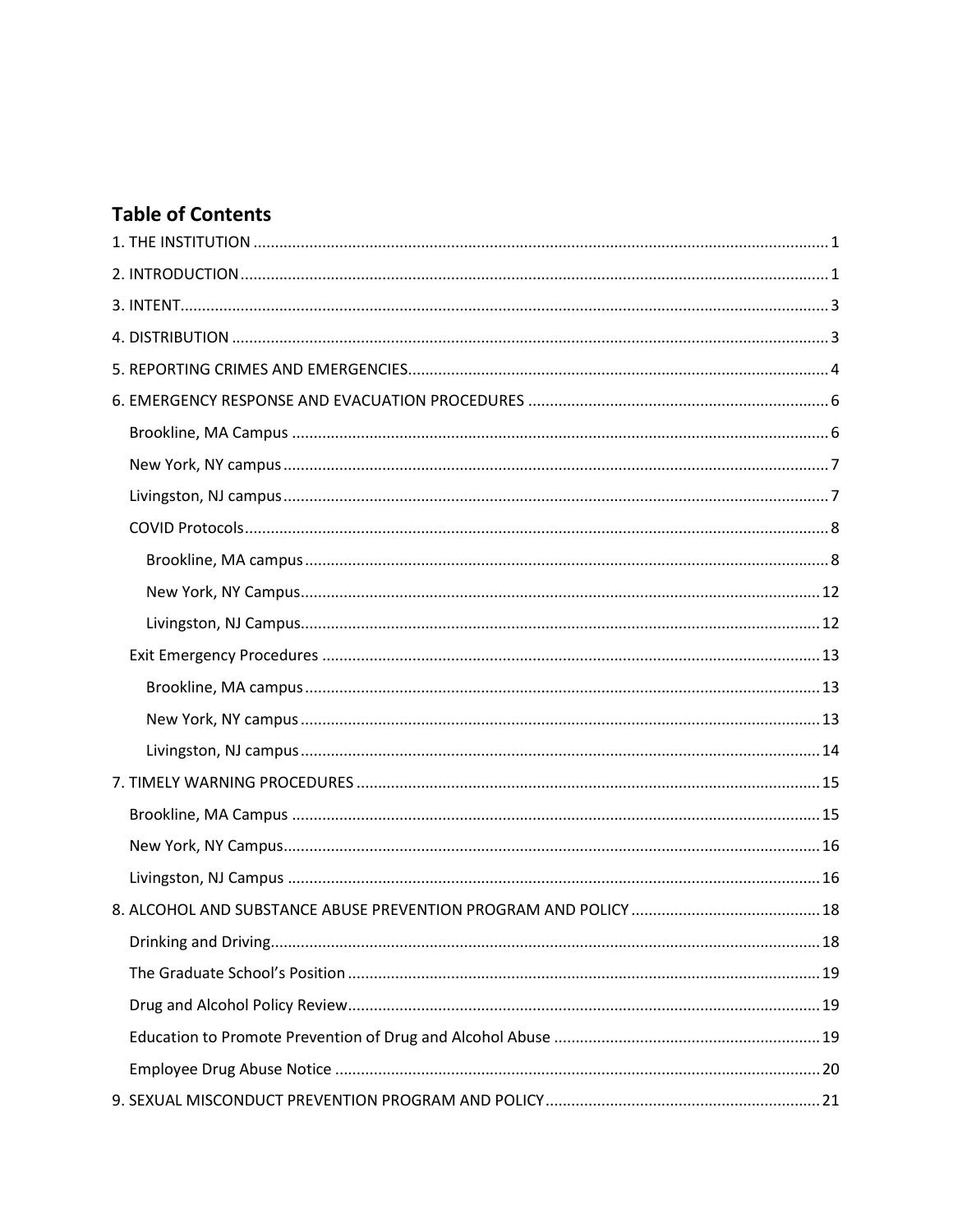## Table of Contents

1. THE INSTITUTION ..... 1
2. INTRODUCTION ..... 1
3. INTENT ..... 3
4. DISTRIBUTION ..... 3
5. REPORTING CRIMES AND EMERGENCIES ..... 4
6. EMERGENCY RESPONSE AND EVACUATION PROCEDURES ..... 6
   - Brookline, MA Campus ..... 6
   - New York, NY campus ..... 7
   - Livingston, NJ campus ..... 7
   - COVID Protocols ..... 8
     - Brookline, MA campus ..... 8
     - New York, NY Campus ..... 12
     - Livingston, NJ Campus ..... 12
   - Exit Emergency Procedures ..... 13
     - Brookline, MA campus ..... 13
     - New York, NY campus ..... 13
     - Livingston, NJ campus ..... 14
7. TIMELY WARNING PROCEDURES ..... 15
   - Brookline, MA Campus ..... 15
   - New York, NY Campus ..... 16
   - Livingston, NJ Campus ..... 16
8. ALCOHOL AND SUBSTANCE ABUSE PREVENTION PROGRAM AND POLICY ..... 18
   - Drinking and Driving ..... 18
   - The Graduate School's Position ..... 19
   - Drug and Alcohol Policy Review ..... 19
   - Education to Promote Prevention of Drug and Alcohol Abuse ..... 19
   - Employee Drug Abuse Notice ..... 20
9. SEXUAL MISCONDUCT PREVENTION PROGRAM AND POLICY ..... 21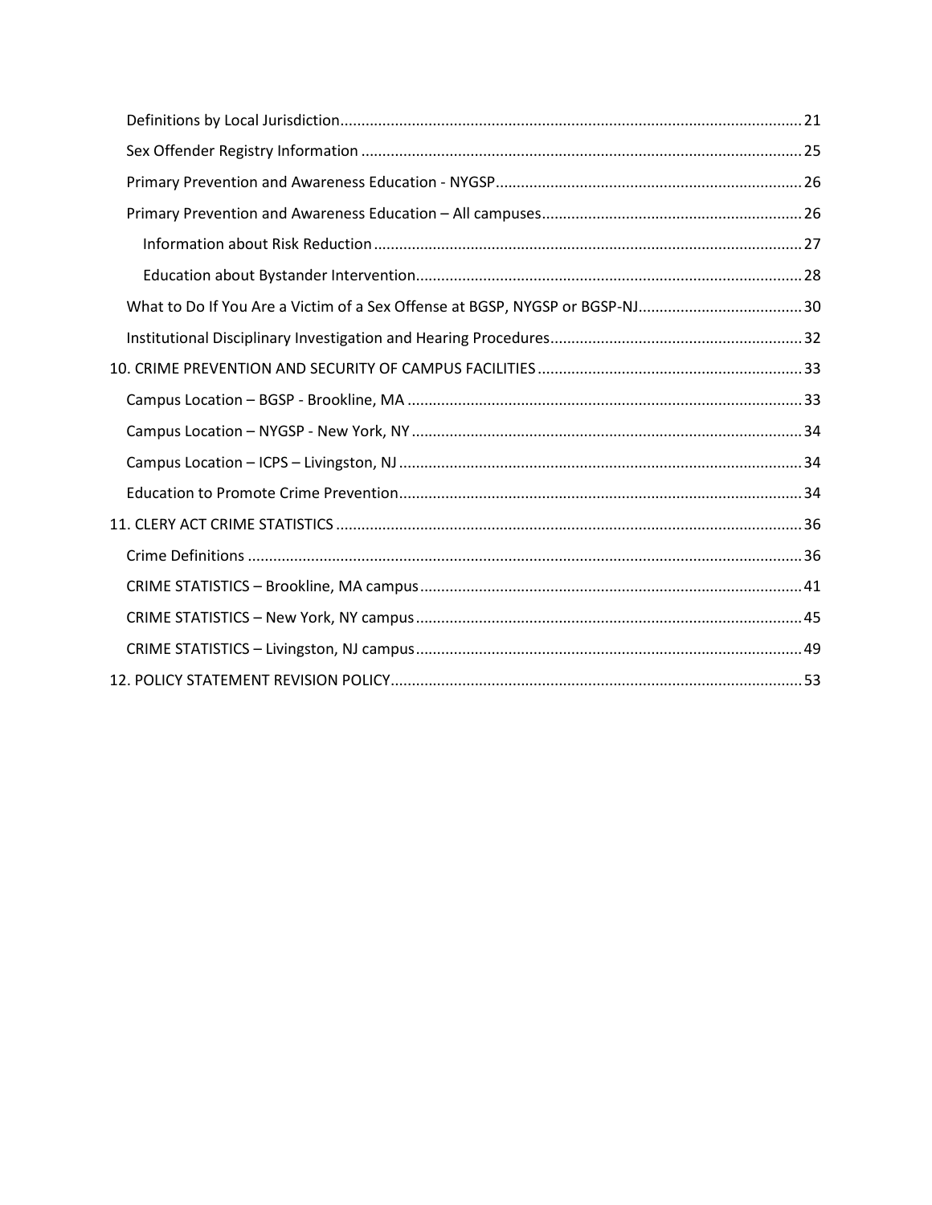- Definitions by Local Jurisdiction ..... 21
- Sex Offender Registry Information ..... 25
- Primary Prevention and Awareness Education - NYGSP ..... 26
- Primary Prevention and Awareness Education – All campuses ..... 26
  - Information about Risk Reduction ..... 27
  - Education about Bystander Intervention ..... 28
- What to Do If You Are a Victim of a Sex Offense at BGSP, NYGSP or BGSP-NJ ..... 30
- Institutional Disciplinary Investigation and Hearing Procedures ..... 32

10. CRIME PREVENTION AND SECURITY OF CAMPUS FACILITIES ..... 33
- Campus Location – BGSP - Brookline, MA ..... 33
- Campus Location – NYGSP - New York, NY ..... 34
- Campus Location – ICPS – Livingston, NJ ..... 34
- Education to Promote Crime Prevention ..... 34

11. CLERY ACT CRIME STATISTICS ..... 36
- Crime Definitions ..... 36
- CRIME STATISTICS – Brookline, MA campus ..... 41
- CRIME STATISTICS – New York, NY campus ..... 45
- CRIME STATISTICS – Livingston, NJ campus ..... 49

12. POLICY STATEMENT REVISION POLICY ..... 53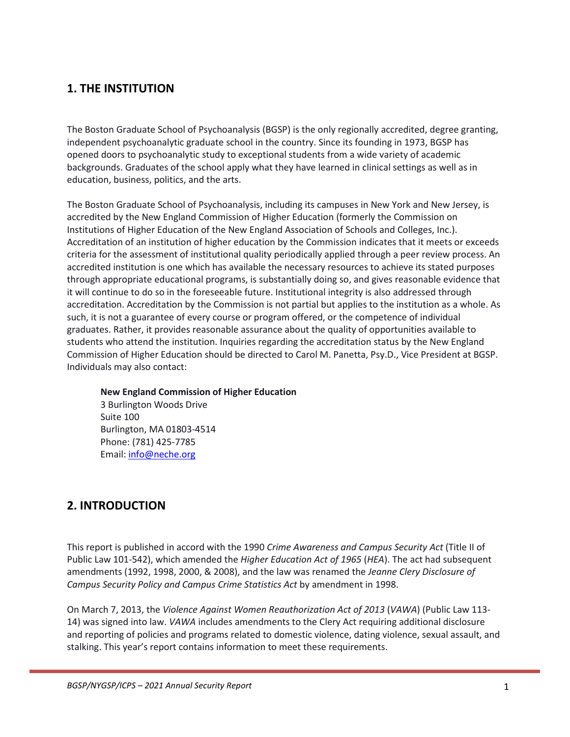## 1. THE INSTITUTION

The Boston Graduate School of Psychoanalysis (BGSP) is the only regionally accredited, degree granting, independent psychoanalytic graduate school in the country. Since its founding in 1973, BGSP has opened doors to psychoanalytic study to exceptional students from a wide variety of academic backgrounds. Graduates of the school apply what they have learned in clinical settings as well as in education, business, politics, and the arts.

The Boston Graduate School of Psychoanalysis, including its campuses in New York and New Jersey, is accredited by the New England Commission of Higher Education (formerly the Commission on Institutions of Higher Education of the New England Association of Schools and Colleges, Inc.). Accreditation of an institution of higher education by the Commission indicates that it meets or exceeds criteria for the assessment of institutional quality periodically applied through a peer review process. An accredited institution is one which has available the necessary resources to achieve its stated purposes through appropriate educational programs, is substantially doing so, and gives reasonable evidence that it will continue to do so in the foreseeable future. Institutional integrity is also addressed through accreditation. Accreditation by the Commission is not partial but applies to the institution as a whole. As such, it is not a guarantee of every course or program offered, or the competence of individual graduates. Rather, it provides reasonable assurance about the quality of opportunities available to students who attend the institution. Inquiries regarding the accreditation status by the New England Commission of Higher Education should be directed to Carol M. Panetta, Psy.D., Vice President at BGSP. Individuals may also contact:

**New England Commission of Higher Education**
3 Burlington Woods Drive
Suite 100
Burlington, MA 01803-4514
Phone: (781) 425-7785
Email: info@neche.org

## 2. INTRODUCTION

This report is published in accord with the 1990 *Crime Awareness and Campus Security Act* (Title II of Public Law 101-542), which amended the *Higher Education Act of 1965* (*HEA*). The act had subsequent amendments (1992, 1998, 2000, & 2008), and the law was renamed the *Jeanne Clery Disclosure of Campus Security Policy and Campus Crime Statistics Act* by amendment in 1998.

On March 7, 2013, the *Violence Against Women Reauthorization Act of 2013* (*VAWA*) (Public Law 113-14) was signed into law. *VAWA* includes amendments to the Clery Act requiring additional disclosure and reporting of policies and programs related to domestic violence, dating violence, sexual assault, and stalking. This year's report contains information to meet these requirements.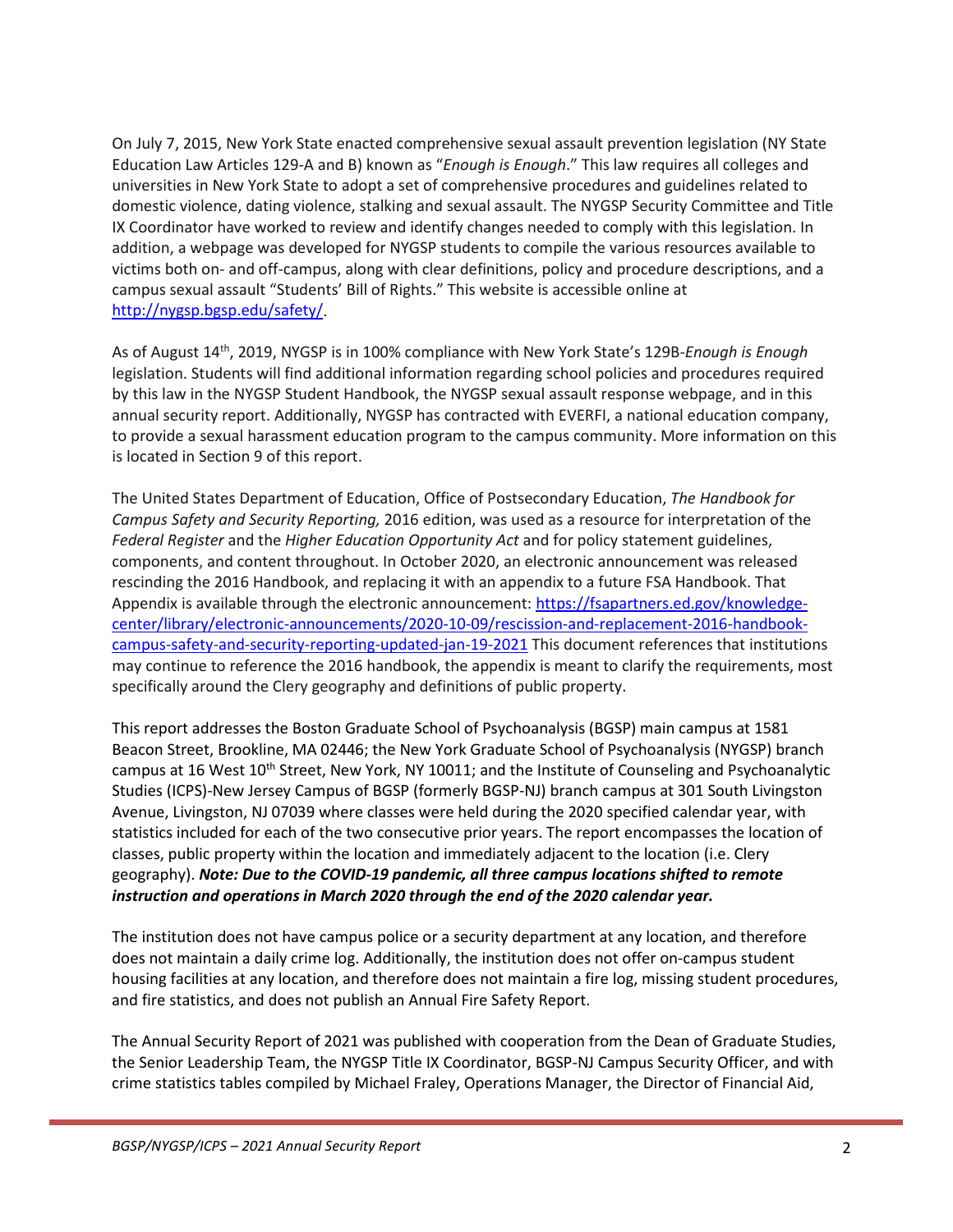On July 7, 2015, New York State enacted comprehensive sexual assault prevention legislation (NY State Education Law Articles 129-A and B) known as "*Enough is Enough*." This law requires all colleges and universities in New York State to adopt a set of comprehensive procedures and guidelines related to domestic violence, dating violence, stalking and sexual assault. The NYGSP Security Committee and Title IX Coordinator have worked to review and identify changes needed to comply with this legislation. In addition, a webpage was developed for NYGSP students to compile the various resources available to victims both on- and off-campus, along with clear definitions, policy and procedure descriptions, and a campus sexual assault "Students' Bill of Rights." This website is accessible online at [http://nygsp.bgsp.edu/safety/](http://nygsp.bgsp.edu/safety/).

As of August 14th, 2019, NYGSP is in 100% compliance with New York State's 129B-*Enough is Enough* legislation. Students will find additional information regarding school policies and procedures required by this law in the NYGSP Student Handbook, the NYGSP sexual assault response webpage, and in this annual security report. Additionally, NYGSP has contracted with EVERFI, a national education company, to provide a sexual harassment education program to the campus community. More information on this is located in Section 9 of this report.

The United States Department of Education, Office of Postsecondary Education, *The Handbook for Campus Safety and Security Reporting,* 2016 edition, was used as a resource for interpretation of the *Federal Register* and the *Higher Education Opportunity Act* and for policy statement guidelines, components, and content throughout. In October 2020, an electronic announcement was released rescinding the 2016 Handbook, and replacing it with an appendix to a future FSA Handbook. That Appendix is available through the electronic announcement: [https://fsapartners.ed.gov/knowledge-center/library/electronic-announcements/2020-10-09/rescission-and-replacement-2016-handbook-campus-safety-and-security-reporting-updated-jan-19-2021](https://fsapartners.ed.gov/knowledge-center/library/electronic-announcements/2020-10-09/rescission-and-replacement-2016-handbook-campus-safety-and-security-reporting-updated-jan-19-2021) This document references that institutions may continue to reference the 2016 handbook, the appendix is meant to clarify the requirements, most specifically around the Clery geography and definitions of public property.

This report addresses the Boston Graduate School of Psychoanalysis (BGSP) main campus at 1581 Beacon Street, Brookline, MA 02446; the New York Graduate School of Psychoanalysis (NYGSP) branch campus at 16 West 10th Street, New York, NY 10011; and the Institute of Counseling and Psychoanalytic Studies (ICPS)-New Jersey Campus of BGSP (formerly BGSP-NJ) branch campus at 301 South Livingston Avenue, Livingston, NJ 07039 where classes were held during the 2020 specified calendar year, with statistics included for each of the two consecutive prior years. The report encompasses the location of classes, public property within the location and immediately adjacent to the location (i.e. Clery geography). ***Note: Due to the COVID-19 pandemic, all three campus locations shifted to remote instruction and operations in March 2020 through the end of the 2020 calendar year.***

The institution does not have campus police or a security department at any location, and therefore does not maintain a daily crime log. Additionally, the institution does not offer on-campus student housing facilities at any location, and therefore does not maintain a fire log, missing student procedures, and fire statistics, and does not publish an Annual Fire Safety Report.

The Annual Security Report of 2021 was published with cooperation from the Dean of Graduate Studies, the Senior Leadership Team, the NYGSP Title IX Coordinator, BGSP-NJ Campus Security Officer, and with crime statistics tables compiled by Michael Fraley, Operations Manager, the Director of Financial Aid,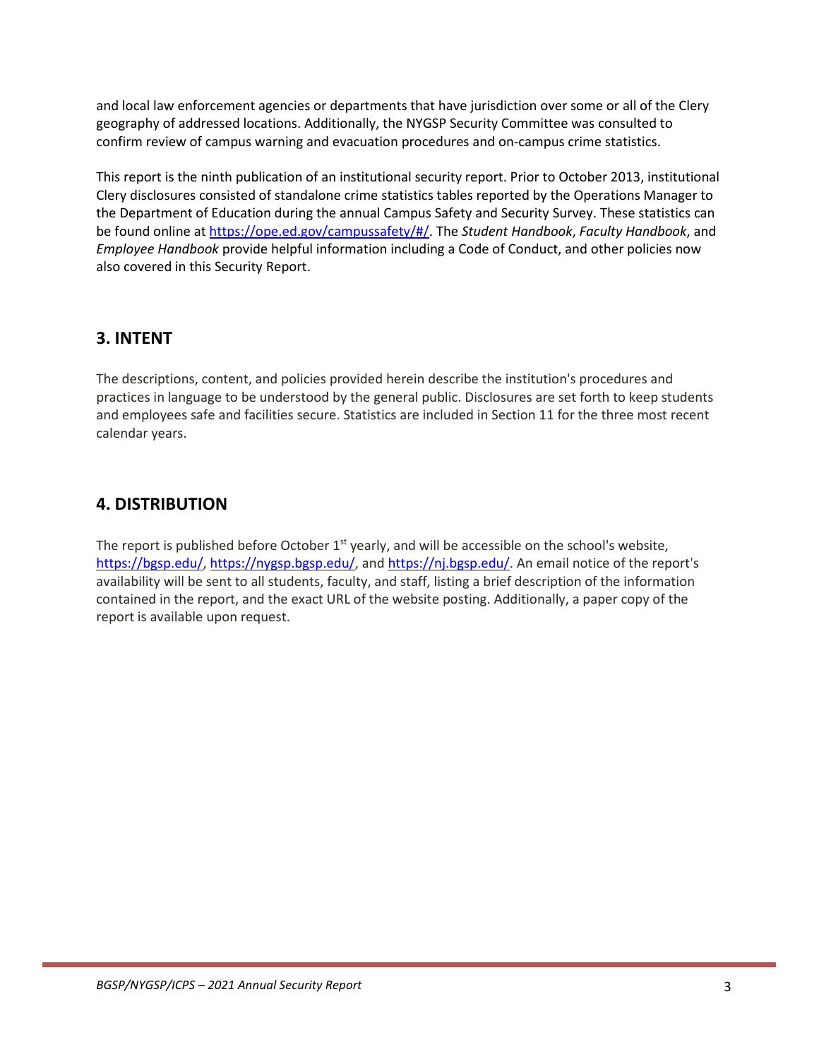and local law enforcement agencies or departments that have jurisdiction over some or all of the Clery geography of addressed locations. Additionally, the NYGSP Security Committee was consulted to confirm review of campus warning and evacuation procedures and on-campus crime statistics.

This report is the ninth publication of an institutional security report. Prior to October 2013, institutional Clery disclosures consisted of standalone crime statistics tables reported by the Operations Manager to the Department of Education during the annual Campus Safety and Security Survey. These statistics can be found online at https://ope.ed.gov/campussafety/#/. The *Student Handbook*, *Faculty Handbook*, and *Employee Handbook* provide helpful information including a Code of Conduct, and other policies now also covered in this Security Report.

## 3. INTENT

The descriptions, content, and policies provided herein describe the institution's procedures and practices in language to be understood by the general public. Disclosures are set forth to keep students and employees safe and facilities secure. Statistics are included in Section 11 for the three most recent calendar years.

## 4. DISTRIBUTION

The report is published before October 1st yearly, and will be accessible on the school's website, https://bgsp.edu/, https://nygsp.bgsp.edu/, and https://nj.bgsp.edu/. An email notice of the report's availability will be sent to all students, faculty, and staff, listing a brief description of the information contained in the report, and the exact URL of the website posting. Additionally, a paper copy of the report is available upon request.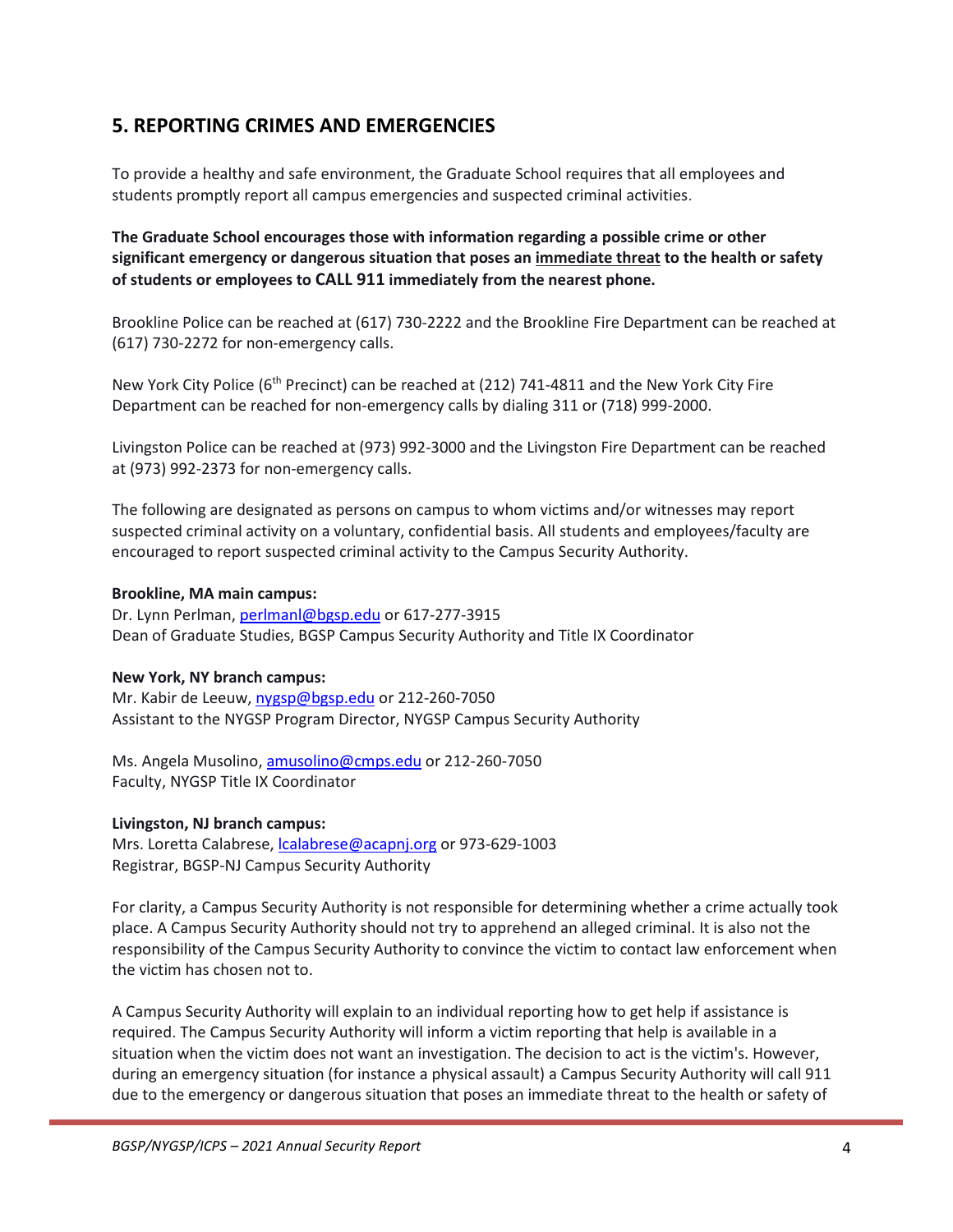## 5. REPORTING CRIMES AND EMERGENCIES

To provide a healthy and safe environment, the Graduate School requires that all employees and students promptly report all campus emergencies and suspected criminal activities.

**The Graduate School encourages those with information regarding a possible crime or other significant emergency or dangerous situation that poses an immediate threat to the health or safety of students or employees to CALL 911 immediately from the nearest phone.**

Brookline Police can be reached at (617) 730-2222 and the Brookline Fire Department can be reached at (617) 730-2272 for non-emergency calls.

New York City Police (6th Precinct) can be reached at (212) 741-4811 and the New York City Fire Department can be reached for non-emergency calls by dialing 311 or (718) 999-2000.

Livingston Police can be reached at (973) 992-3000 and the Livingston Fire Department can be reached at (973) 992-2373 for non-emergency calls.

The following are designated as persons on campus to whom victims and/or witnesses may report suspected criminal activity on a voluntary, confidential basis. All students and employees/faculty are encouraged to report suspected criminal activity to the Campus Security Authority.

**Brookline, MA main campus:**
Dr. Lynn Perlman, perlmanl@bgsp.edu or 617-277-3915
Dean of Graduate Studies, BGSP Campus Security Authority and Title IX Coordinator

**New York, NY branch campus:**
Mr. Kabir de Leeuw, nygsp@bgsp.edu or 212-260-7050
Assistant to the NYGSP Program Director, NYGSP Campus Security Authority

Ms. Angela Musolino, amusolino@cmps.edu or 212-260-7050
Faculty, NYGSP Title IX Coordinator

**Livingston, NJ branch campus:**
Mrs. Loretta Calabrese, lcalabrese@acapnj.org or 973-629-1003
Registrar, BGSP-NJ Campus Security Authority

For clarity, a Campus Security Authority is not responsible for determining whether a crime actually took place. A Campus Security Authority should not try to apprehend an alleged criminal. It is also not the responsibility of the Campus Security Authority to convince the victim to contact law enforcement when the victim has chosen not to.

A Campus Security Authority will explain to an individual reporting how to get help if assistance is required. The Campus Security Authority will inform a victim reporting that help is available in a situation when the victim does not want an investigation. The decision to act is the victim's. However, during an emergency situation (for instance a physical assault) a Campus Security Authority will call 911 due to the emergency or dangerous situation that poses an immediate threat to the health or safety of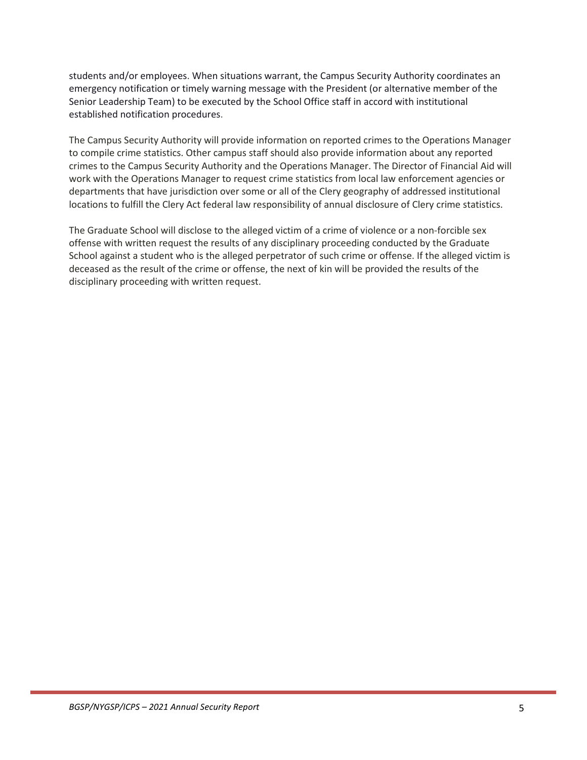students and/or employees. When situations warrant, the Campus Security Authority coordinates an emergency notification or timely warning message with the President (or alternative member of the Senior Leadership Team) to be executed by the School Office staff in accord with institutional established notification procedures.

The Campus Security Authority will provide information on reported crimes to the Operations Manager to compile crime statistics. Other campus staff should also provide information about any reported crimes to the Campus Security Authority and the Operations Manager. The Director of Financial Aid will work with the Operations Manager to request crime statistics from local law enforcement agencies or departments that have jurisdiction over some or all of the Clery geography of addressed institutional locations to fulfill the Clery Act federal law responsibility of annual disclosure of Clery crime statistics.

The Graduate School will disclose to the alleged victim of a crime of violence or a non-forcible sex offense with written request the results of any disciplinary proceeding conducted by the Graduate School against a student who is the alleged perpetrator of such crime or offense. If the alleged victim is deceased as the result of the crime or offense, the next of kin will be provided the results of the disciplinary proceeding with written request.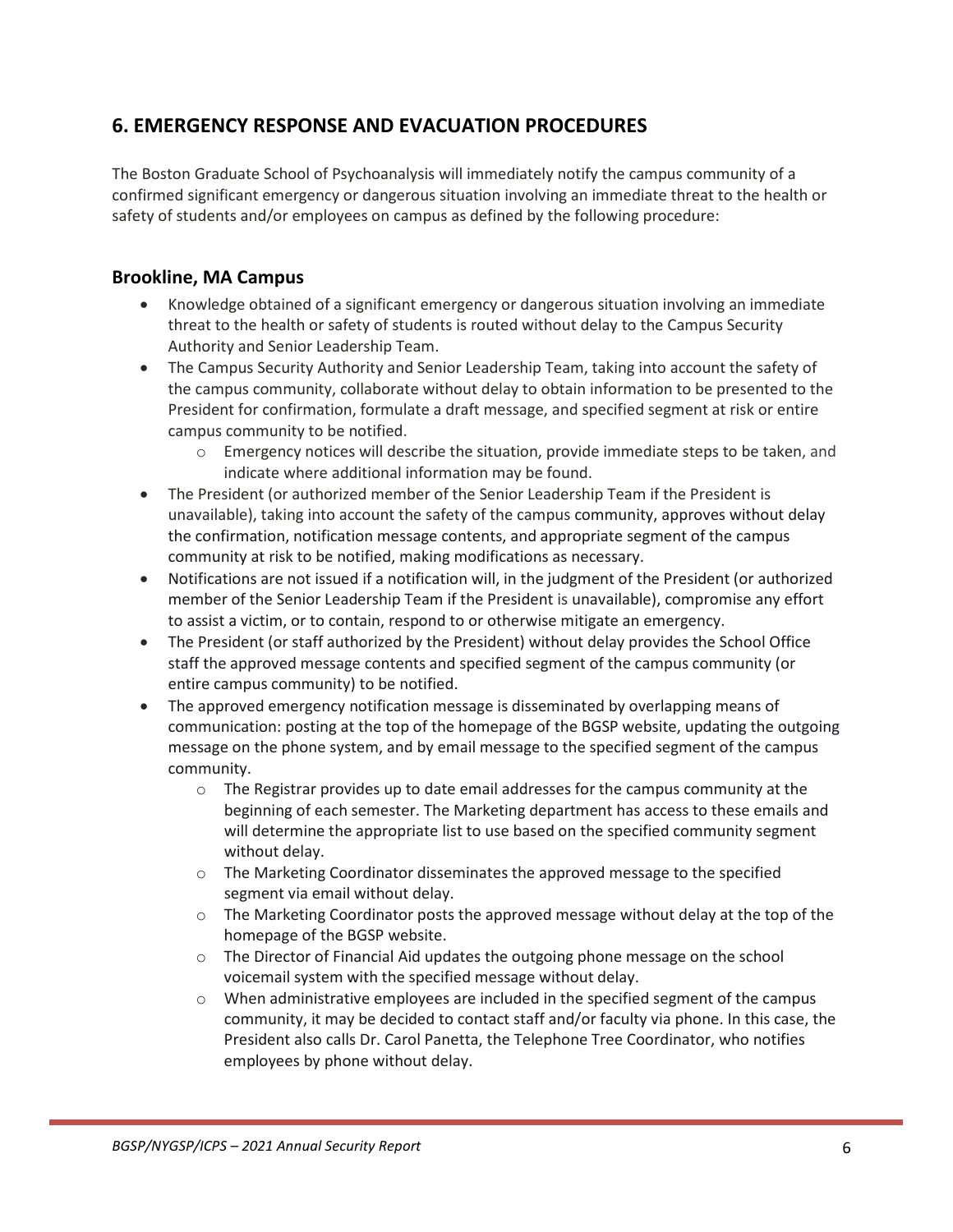## 6. EMERGENCY RESPONSE AND EVACUATION PROCEDURES

The Boston Graduate School of Psychoanalysis will immediately notify the campus community of a confirmed significant emergency or dangerous situation involving an immediate threat to the health or safety of students and/or employees on campus as defined by the following procedure:

### Brookline, MA Campus

- Knowledge obtained of a significant emergency or dangerous situation involving an immediate threat to the health or safety of students is routed without delay to the Campus Security Authority and Senior Leadership Team.
- The Campus Security Authority and Senior Leadership Team, taking into account the safety of the campus community, collaborate without delay to obtain information to be presented to the President for confirmation, formulate a draft message, and specified segment at risk or entire campus community to be notified.
  - Emergency notices will describe the situation, provide immediate steps to be taken, and indicate where additional information may be found.
- The President (or authorized member of the Senior Leadership Team if the President is unavailable), taking into account the safety of the campus community, approves without delay the confirmation, notification message contents, and appropriate segment of the campus community at risk to be notified, making modifications as necessary.
- Notifications are not issued if a notification will, in the judgment of the President (or authorized member of the Senior Leadership Team if the President is unavailable), compromise any effort to assist a victim, or to contain, respond to or otherwise mitigate an emergency.
- The President (or staff authorized by the President) without delay provides the School Office staff the approved message contents and specified segment of the campus community (or entire campus community) to be notified.
- The approved emergency notification message is disseminated by overlapping means of communication: posting at the top of the homepage of the BGSP website, updating the outgoing message on the phone system, and by email message to the specified segment of the campus community.
  - The Registrar provides up to date email addresses for the campus community at the beginning of each semester. The Marketing department has access to these emails and will determine the appropriate list to use based on the specified community segment without delay.
  - The Marketing Coordinator disseminates the approved message to the specified segment via email without delay.
  - The Marketing Coordinator posts the approved message without delay at the top of the homepage of the BGSP website.
  - The Director of Financial Aid updates the outgoing phone message on the school voicemail system with the specified message without delay.
  - When administrative employees are included in the specified segment of the campus community, it may be decided to contact staff and/or faculty via phone. In this case, the President also calls Dr. Carol Panetta, the Telephone Tree Coordinator, who notifies employees by phone without delay.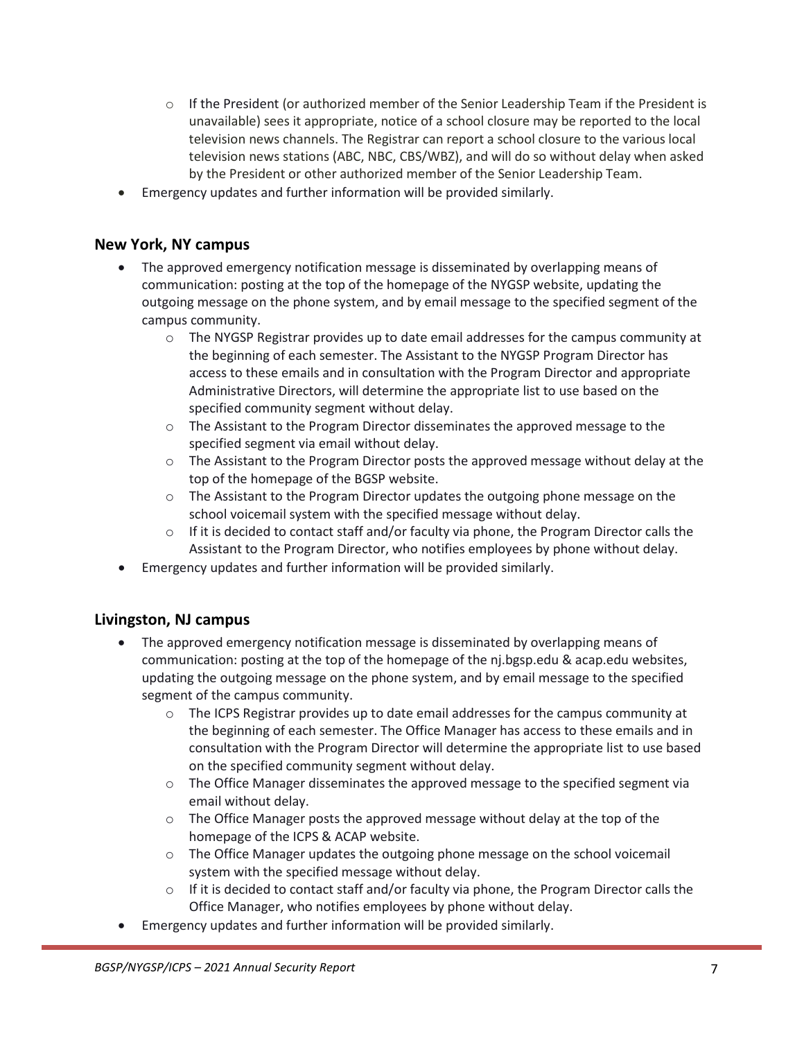- If the President (or authorized member of the Senior Leadership Team if the President is unavailable) sees it appropriate, notice of a school closure may be reported to the local television news channels. The Registrar can report a school closure to the various local television news stations (ABC, NBC, CBS/WBZ), and will do so without delay when asked by the President or other authorized member of the Senior Leadership Team.
- Emergency updates and further information will be provided similarly.

## New York, NY campus

- The approved emergency notification message is disseminated by overlapping means of communication: posting at the top of the homepage of the NYGSP website, updating the outgoing message on the phone system, and by email message to the specified segment of the campus community.
    - The NYGSP Registrar provides up to date email addresses for the campus community at the beginning of each semester. The Assistant to the NYGSP Program Director has access to these emails and in consultation with the Program Director and appropriate Administrative Directors, will determine the appropriate list to use based on the specified community segment without delay.
    - The Assistant to the Program Director disseminates the approved message to the specified segment via email without delay.
    - The Assistant to the Program Director posts the approved message without delay at the top of the homepage of the BGSP website.
    - The Assistant to the Program Director updates the outgoing phone message on the school voicemail system with the specified message without delay.
    - If it is decided to contact staff and/or faculty via phone, the Program Director calls the Assistant to the Program Director, who notifies employees by phone without delay.
- Emergency updates and further information will be provided similarly.

## Livingston, NJ campus

- The approved emergency notification message is disseminated by overlapping means of communication: posting at the top of the homepage of the nj.bgsp.edu & acap.edu websites, updating the outgoing message on the phone system, and by email message to the specified segment of the campus community.
    - The ICPS Registrar provides up to date email addresses for the campus community at the beginning of each semester. The Office Manager has access to these emails and in consultation with the Program Director will determine the appropriate list to use based on the specified community segment without delay.
    - The Office Manager disseminates the approved message to the specified segment via email without delay.
    - The Office Manager posts the approved message without delay at the top of the homepage of the ICPS & ACAP website.
    - The Office Manager updates the outgoing phone message on the school voicemail system with the specified message without delay.
    - If it is decided to contact staff and/or faculty via phone, the Program Director calls the Office Manager, who notifies employees by phone without delay.
- Emergency updates and further information will be provided similarly.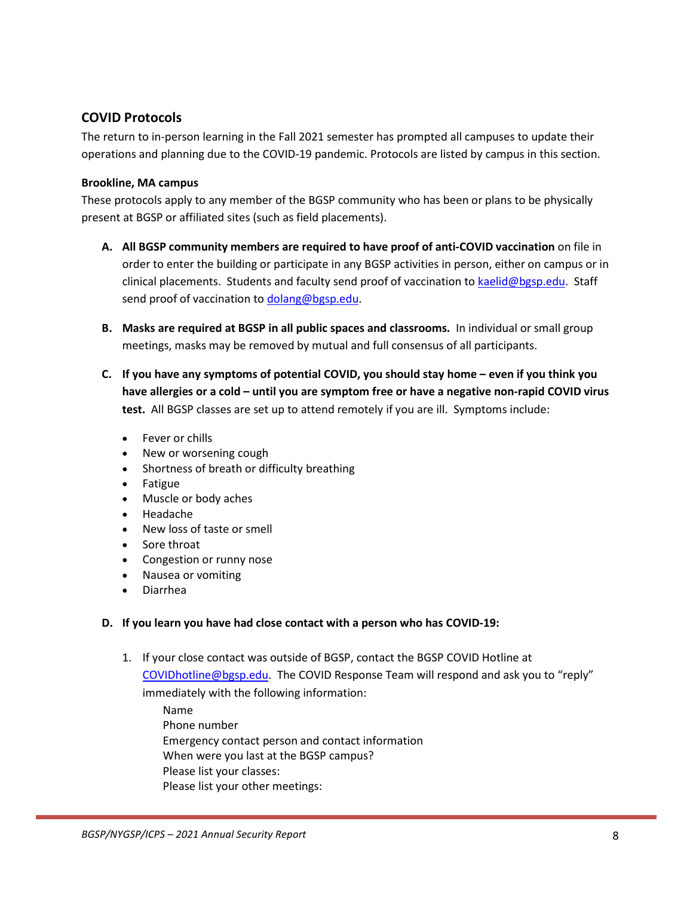## COVID Protocols

The return to in-person learning in the Fall 2021 semester has prompted all campuses to update their operations and planning due to the COVID-19 pandemic. Protocols are listed by campus in this section.

### Brookline, MA campus

These protocols apply to any member of the BGSP community who has been or plans to be physically present at BGSP or affiliated sites (such as field placements).

A. **All BGSP community members are required to have proof of anti-COVID vaccination** on file in order to enter the building or participate in any BGSP activities in person, either on campus or in clinical placements. Students and faculty send proof of vaccination to kaelid@bgsp.edu. Staff send proof of vaccination to dolang@bgsp.edu.

B. **Masks are required at BGSP in all public spaces and classrooms.** In individual or small group meetings, masks may be removed by mutual and full consensus of all participants.

C. **If you have any symptoms of potential COVID, you should stay home – even if you think you have allergies or a cold – until you are symptom free or have a negative non-rapid COVID virus test.** All BGSP classes are set up to attend remotely if you are ill. Symptoms include:

- Fever or chills
- New or worsening cough
- Shortness of breath or difficulty breathing
- Fatigue
- Muscle or body aches
- Headache
- New loss of taste or smell
- Sore throat
- Congestion or runny nose
- Nausea or vomiting
- Diarrhea

D. **If you learn you have had close contact with a person who has COVID-19:**

1. If your close contact was outside of BGSP, contact the BGSP COVID Hotline at COVIDhotline@bgsp.edu. The COVID Response Team will respond and ask you to "reply" immediately with the following information:

   Name
   Phone number
   Emergency contact person and contact information
   When were you last at the BGSP campus?
   Please list your classes:
   Please list your other meetings: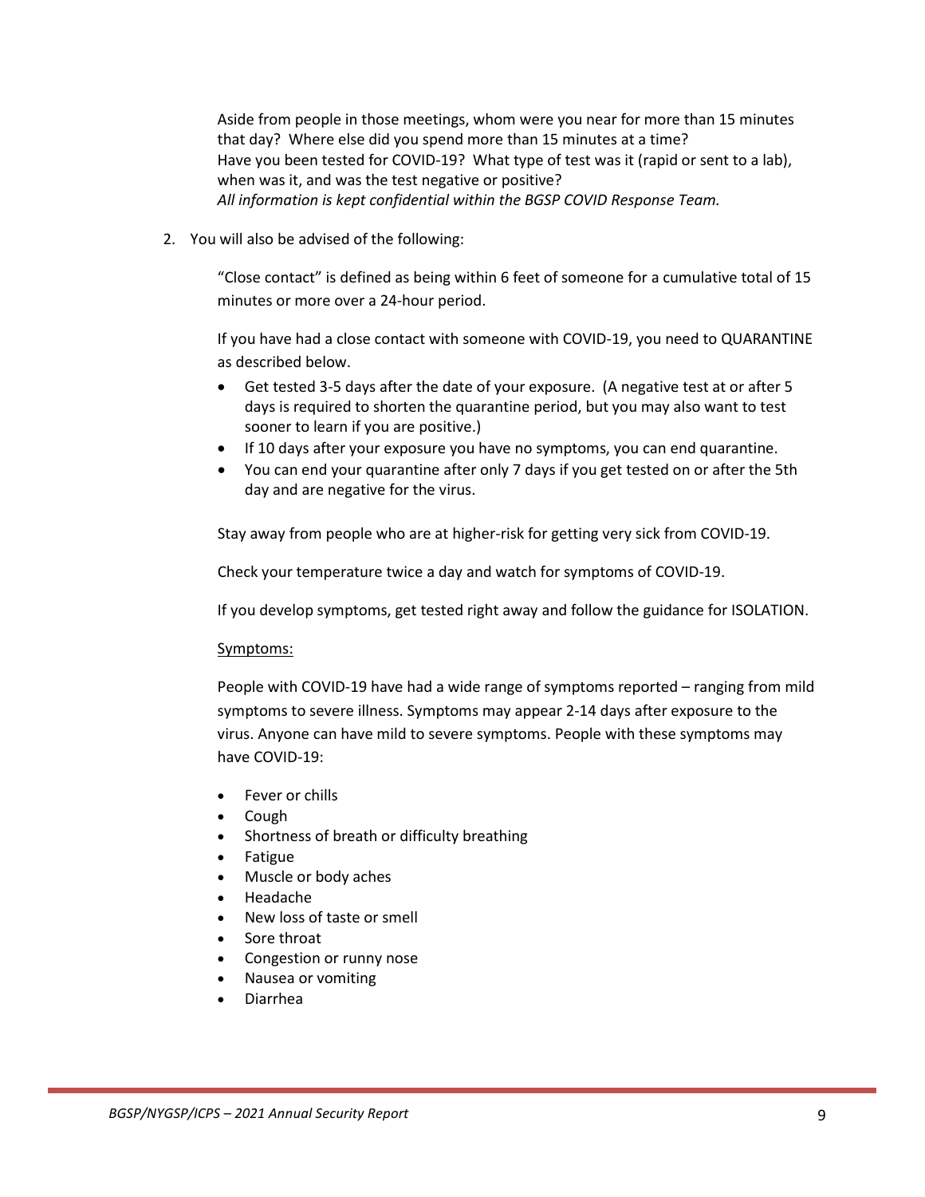Aside from people in those meetings, whom were you near for more than 15 minutes that day? Where else did you spend more than 15 minutes at a time?
Have you been tested for COVID-19? What type of test was it (rapid or sent to a lab), when was it, and was the test negative or positive?
*All information is kept confidential within the BGSP COVID Response Team.*

2. You will also be advised of the following:

   "Close contact" is defined as being within 6 feet of someone for a cumulative total of 15 minutes or more over a 24-hour period.

   If you have had a close contact with someone with COVID-19, you need to QUARANTINE as described below.

   - Get tested 3-5 days after the date of your exposure. (A negative test at or after 5 days is required to shorten the quarantine period, but you may also want to test sooner to learn if you are positive.)
   - If 10 days after your exposure you have no symptoms, you can end quarantine.
   - You can end your quarantine after only 7 days if you get tested on or after the 5th day and are negative for the virus.

   Stay away from people who are at higher-risk for getting very sick from COVID-19.

   Check your temperature twice a day and watch for symptoms of COVID-19.

   If you develop symptoms, get tested right away and follow the guidance for ISOLATION.

   <u>Symptoms:</u>

   People with COVID-19 have had a wide range of symptoms reported – ranging from mild symptoms to severe illness. Symptoms may appear 2-14 days after exposure to the virus. Anyone can have mild to severe symptoms. People with these symptoms may have COVID-19:

   - Fever or chills
   - Cough
   - Shortness of breath or difficulty breathing
   - Fatigue
   - Muscle or body aches
   - Headache
   - New loss of taste or smell
   - Sore throat
   - Congestion or runny nose
   - Nausea or vomiting
   - Diarrhea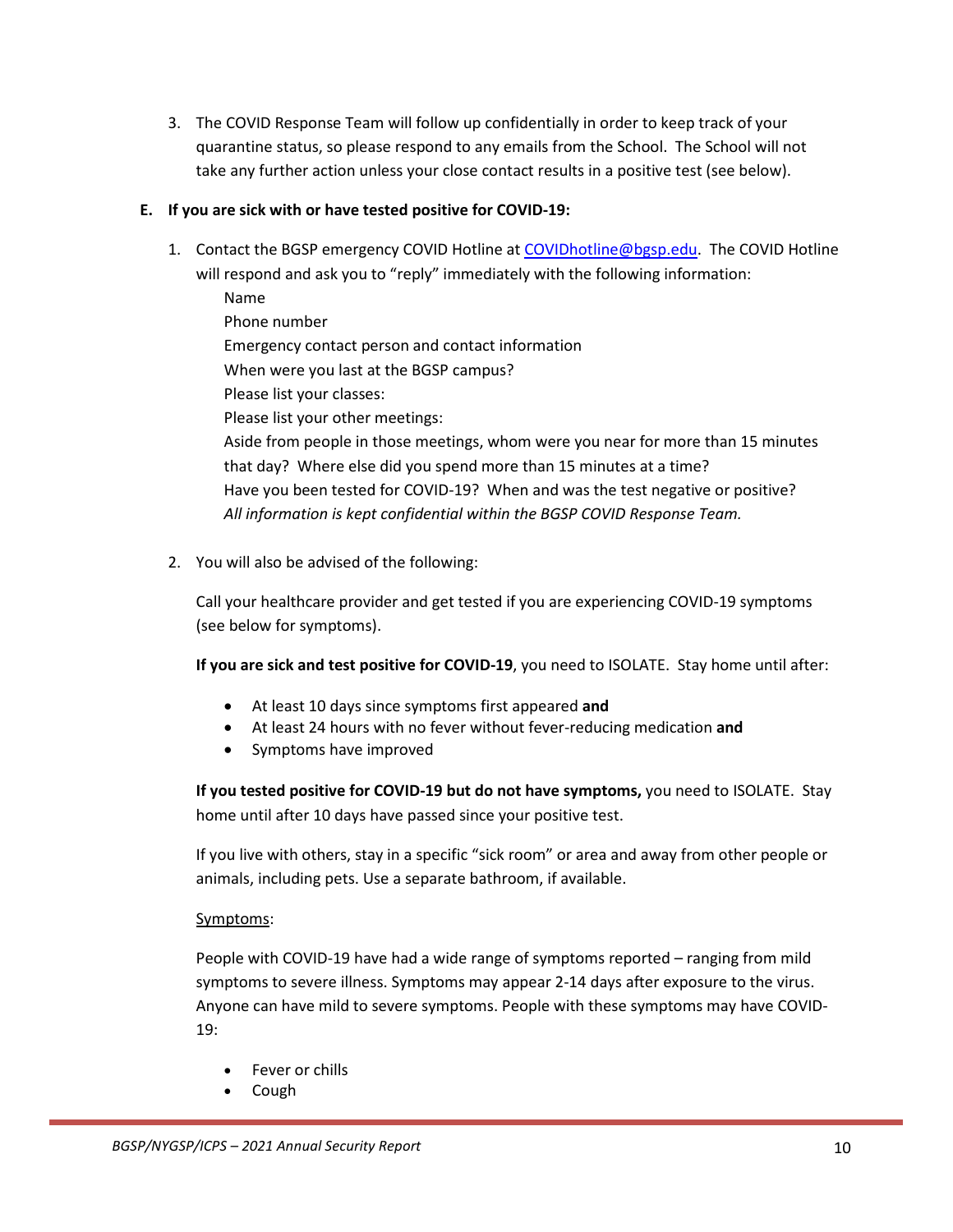3. The COVID Response Team will follow up confidentially in order to keep track of your quarantine status, so please respond to any emails from the School. The School will not take any further action unless your close contact results in a positive test (see below).

**E. If you are sick with or have tested positive for COVID-19:**

1. Contact the BGSP emergency COVID Hotline at [COVIDhotline@bgsp.edu](mailto:COVIDhotline@bgsp.edu). The COVID Hotline will respond and ask you to "reply" immediately with the following information:

   Name
   Phone number
   Emergency contact person and contact information
   When were you last at the BGSP campus?
   Please list your classes:
   Please list your other meetings:
   Aside from people in those meetings, whom were you near for more than 15 minutes that day? Where else did you spend more than 15 minutes at a time?
   Have you been tested for COVID-19? When and was the test negative or positive?
   *All information is kept confidential within the BGSP COVID Response Team.*

2. You will also be advised of the following:

   Call your healthcare provider and get tested if you are experiencing COVID-19 symptoms (see below for symptoms).

   **If you are sick and test positive for COVID-19**, you need to ISOLATE. Stay home until after:

   - At least 10 days since symptoms first appeared **and**
   - At least 24 hours with no fever without fever-reducing medication **and**
   - Symptoms have improved

   **If you tested positive for COVID-19 but do not have symptoms,** you need to ISOLATE. Stay home until after 10 days have passed since your positive test.

   If you live with others, stay in a specific "sick room" or area and away from other people or animals, including pets. Use a separate bathroom, if available.

   <u>Symptoms</u>:

   People with COVID-19 have had a wide range of symptoms reported – ranging from mild symptoms to severe illness. Symptoms may appear 2-14 days after exposure to the virus. Anyone can have mild to severe symptoms. People with these symptoms may have COVID-19:

   - Fever or chills
   - Cough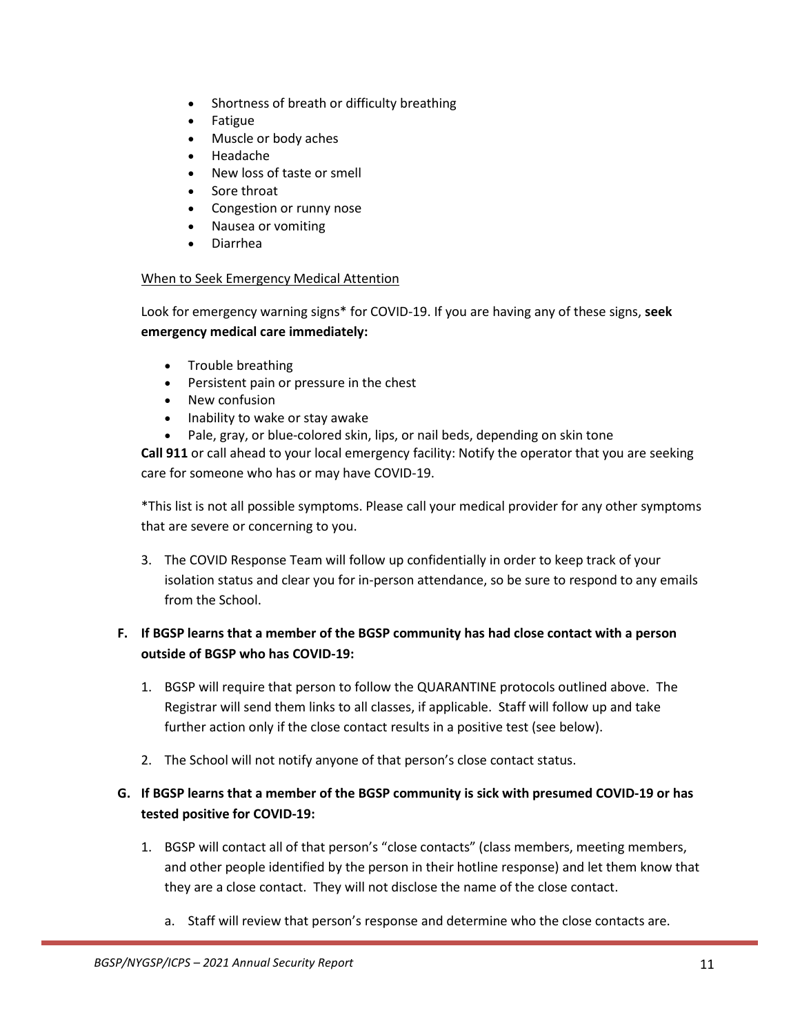- Shortness of breath or difficulty breathing
- Fatigue
- Muscle or body aches
- Headache
- New loss of taste or smell
- Sore throat
- Congestion or runny nose
- Nausea or vomiting
- Diarrhea

<u>When to Seek Emergency Medical Attention</u>

Look for emergency warning signs* for COVID-19. If you are having any of these signs, **seek emergency medical care immediately:**

- Trouble breathing
- Persistent pain or pressure in the chest
- New confusion
- Inability to wake or stay awake
- Pale, gray, or blue-colored skin, lips, or nail beds, depending on skin tone

**Call 911** or call ahead to your local emergency facility: Notify the operator that you are seeking care for someone who has or may have COVID-19.

*This list is not all possible symptoms. Please call your medical provider for any other symptoms that are severe or concerning to you.

3. The COVID Response Team will follow up confidentially in order to keep track of your isolation status and clear you for in-person attendance, so be sure to respond to any emails from the School.

**F. If BGSP learns that a member of the BGSP community has had close contact with a person outside of BGSP who has COVID-19:**

1. BGSP will require that person to follow the QUARANTINE protocols outlined above. The Registrar will send them links to all classes, if applicable. Staff will follow up and take further action only if the close contact results in a positive test (see below).

2. The School will not notify anyone of that person's close contact status.

**G. If BGSP learns that a member of the BGSP community is sick with presumed COVID-19 or has tested positive for COVID-19:**

1. BGSP will contact all of that person's "close contacts" (class members, meeting members, and other people identified by the person in their hotline response) and let them know that they are a close contact. They will not disclose the name of the close contact.

   a. Staff will review that person's response and determine who the close contacts are.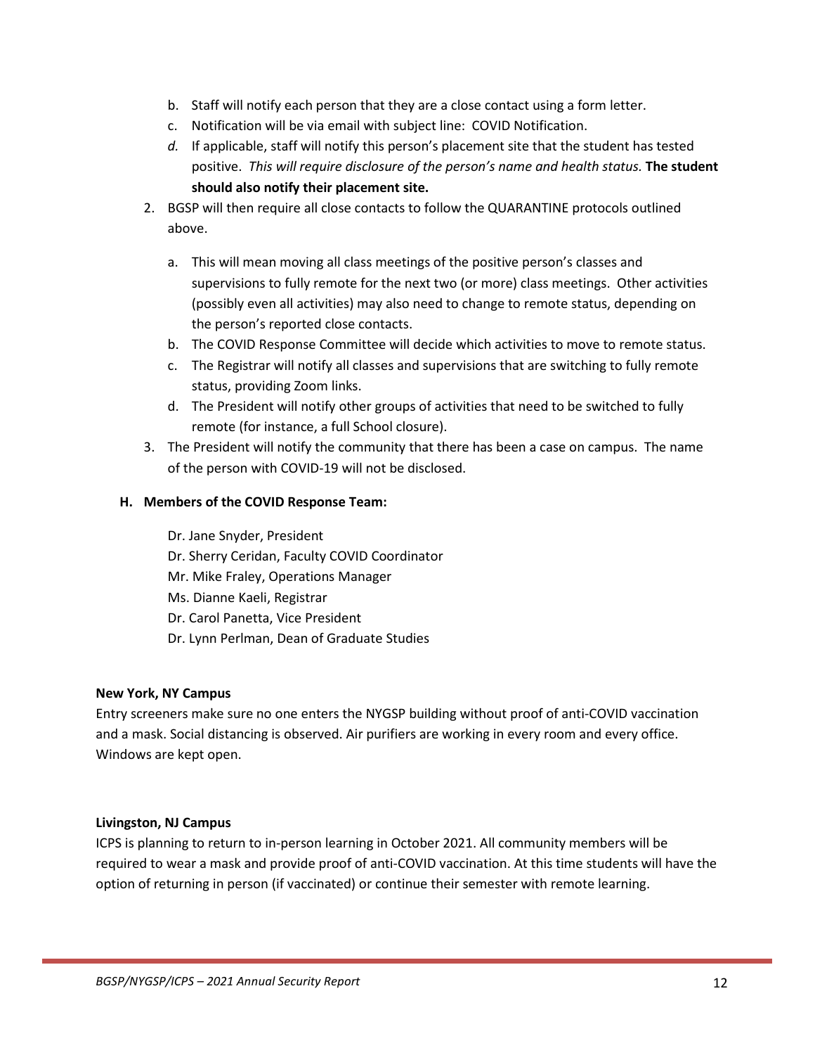b. Staff will notify each person that they are a close contact using a form letter.
   c. Notification will be via email with subject line: COVID Notification.
   d. If applicable, staff will notify this person's placement site that the student has tested positive. *This will require disclosure of the person's name and health status.* **The student should also notify their placement site.**

2. BGSP will then require all close contacts to follow the QUARANTINE protocols outlined above.

   a. This will mean moving all class meetings of the positive person's classes and supervisions to fully remote for the next two (or more) class meetings. Other activities (possibly even all activities) may also need to change to remote status, depending on the person's reported close contacts.
   b. The COVID Response Committee will decide which activities to move to remote status.
   c. The Registrar will notify all classes and supervisions that are switching to fully remote status, providing Zoom links.
   d. The President will notify other groups of activities that need to be switched to fully remote (for instance, a full School closure).

3. The President will notify the community that there has been a case on campus. The name of the person with COVID-19 will not be disclosed.

**H. Members of the COVID Response Team:**

Dr. Jane Snyder, President
Dr. Sherry Ceridan, Faculty COVID Coordinator
Mr. Mike Fraley, Operations Manager
Ms. Dianne Kaeli, Registrar
Dr. Carol Panetta, Vice President
Dr. Lynn Perlman, Dean of Graduate Studies

**New York, NY Campus**

Entry screeners make sure no one enters the NYGSP building without proof of anti-COVID vaccination and a mask. Social distancing is observed. Air purifiers are working in every room and every office. Windows are kept open.

**Livingston, NJ Campus**

ICPS is planning to return to in-person learning in October 2021. All community members will be required to wear a mask and provide proof of anti-COVID vaccination. At this time students will have the option of returning in person (if vaccinated) or continue their semester with remote learning.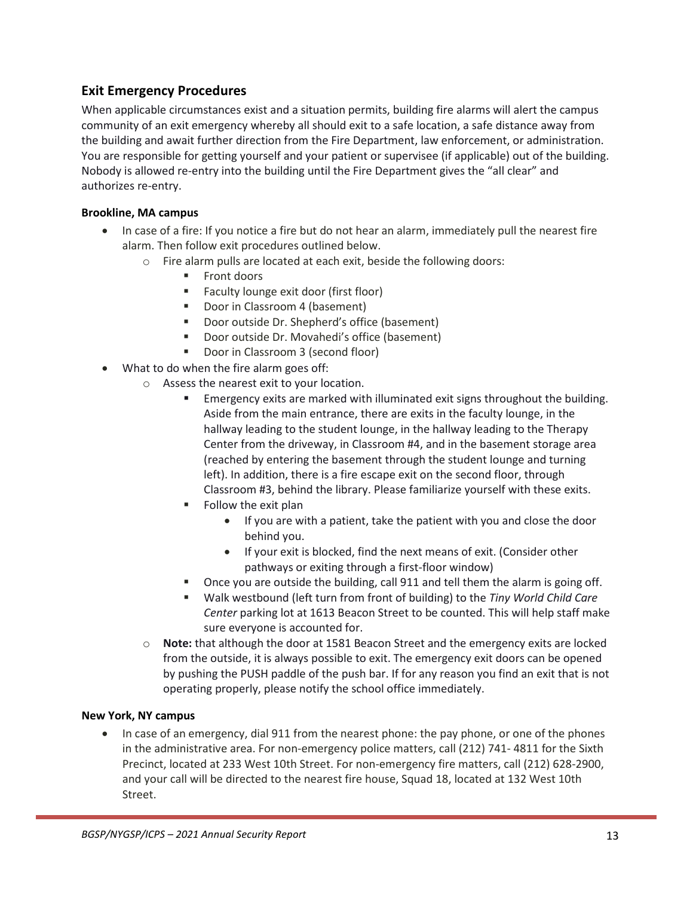## Exit Emergency Procedures

When applicable circumstances exist and a situation permits, building fire alarms will alert the campus community of an exit emergency whereby all should exit to a safe location, a safe distance away from the building and await further direction from the Fire Department, law enforcement, or administration. You are responsible for getting yourself and your patient or supervisee (if applicable) out of the building. Nobody is allowed re-entry into the building until the Fire Department gives the "all clear" and authorizes re-entry.

**Brookline, MA campus**

- In case of a fire: If you notice a fire but do not hear an alarm, immediately pull the nearest fire alarm. Then follow exit procedures outlined below.
  - Fire alarm pulls are located at each exit, beside the following doors:
    - Front doors
    - Faculty lounge exit door (first floor)
    - Door in Classroom 4 (basement)
    - Door outside Dr. Shepherd's office (basement)
    - Door outside Dr. Movahedi's office (basement)
    - Door in Classroom 3 (second floor)
- What to do when the fire alarm goes off:
  - Assess the nearest exit to your location.
    - Emergency exits are marked with illuminated exit signs throughout the building. Aside from the main entrance, there are exits in the faculty lounge, in the hallway leading to the student lounge, in the hallway leading to the Therapy Center from the driveway, in Classroom #4, and in the basement storage area (reached by entering the basement through the student lounge and turning left). In addition, there is a fire escape exit on the second floor, through Classroom #3, behind the library. Please familiarize yourself with these exits.
    - Follow the exit plan
      - If you are with a patient, take the patient with you and close the door behind you.
      - If your exit is blocked, find the next means of exit. (Consider other pathways or exiting through a first-floor window)
    - Once you are outside the building, call 911 and tell them the alarm is going off.
    - Walk westbound (left turn from front of building) to the *Tiny World Child Care Center* parking lot at 1613 Beacon Street to be counted. This will help staff make sure everyone is accounted for.
  - **Note:** that although the door at 1581 Beacon Street and the emergency exits are locked from the outside, it is always possible to exit. The emergency exit doors can be opened by pushing the PUSH paddle of the push bar. If for any reason you find an exit that is not operating properly, please notify the school office immediately.

**New York, NY campus**

- In case of an emergency, dial 911 from the nearest phone: the pay phone, or one of the phones in the administrative area. For non-emergency police matters, call (212) 741- 4811 for the Sixth Precinct, located at 233 West 10th Street. For non-emergency fire matters, call (212) 628-2900, and your call will be directed to the nearest fire house, Squad 18, located at 132 West 10th Street.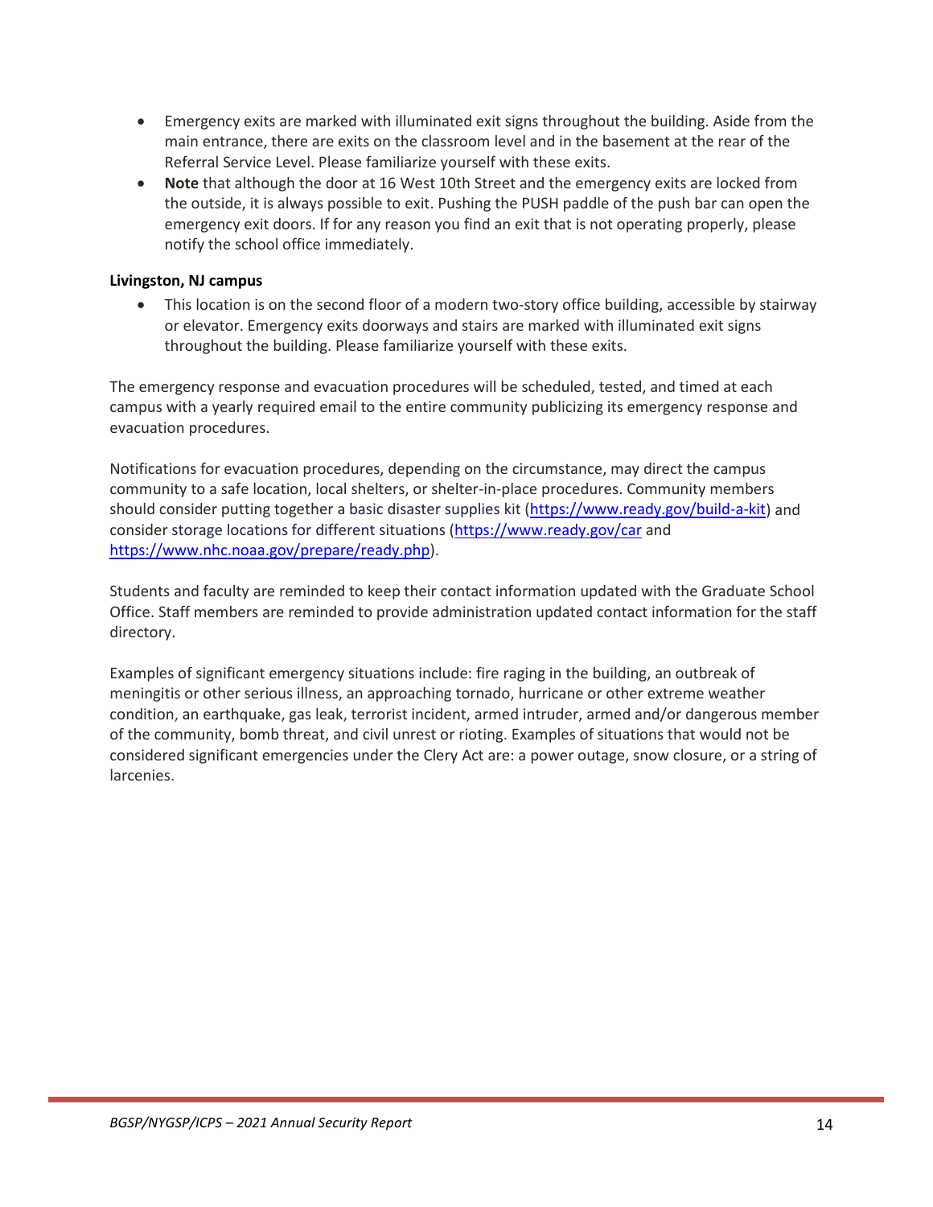- Emergency exits are marked with illuminated exit signs throughout the building. Aside from the main entrance, there are exits on the classroom level and in the basement at the rear of the Referral Service Level. Please familiarize yourself with these exits.
- **Note** that although the door at 16 West 10th Street and the emergency exits are locked from the outside, it is always possible to exit. Pushing the PUSH paddle of the push bar can open the emergency exit doors. If for any reason you find an exit that is not operating properly, please notify the school office immediately.

**Livingston, NJ campus**

- This location is on the second floor of a modern two-story office building, accessible by stairway or elevator. Emergency exits doorways and stairs are marked with illuminated exit signs throughout the building. Please familiarize yourself with these exits.

The emergency response and evacuation procedures will be scheduled, tested, and timed at each campus with a yearly required email to the entire community publicizing its emergency response and evacuation procedures.

Notifications for evacuation procedures, depending on the circumstance, may direct the campus community to a safe location, local shelters, or shelter-in-place procedures. Community members should consider putting together a basic disaster supplies kit (https://www.ready.gov/build-a-kit) and consider storage locations for different situations (https://www.ready.gov/car and https://www.nhc.noaa.gov/prepare/ready.php).

Students and faculty are reminded to keep their contact information updated with the Graduate School Office. Staff members are reminded to provide administration updated contact information for the staff directory.

Examples of significant emergency situations include: fire raging in the building, an outbreak of meningitis or other serious illness, an approaching tornado, hurricane or other extreme weather condition, an earthquake, gas leak, terrorist incident, armed intruder, armed and/or dangerous member of the community, bomb threat, and civil unrest or rioting. Examples of situations that would not be considered significant emergencies under the Clery Act are: a power outage, snow closure, or a string of larcenies.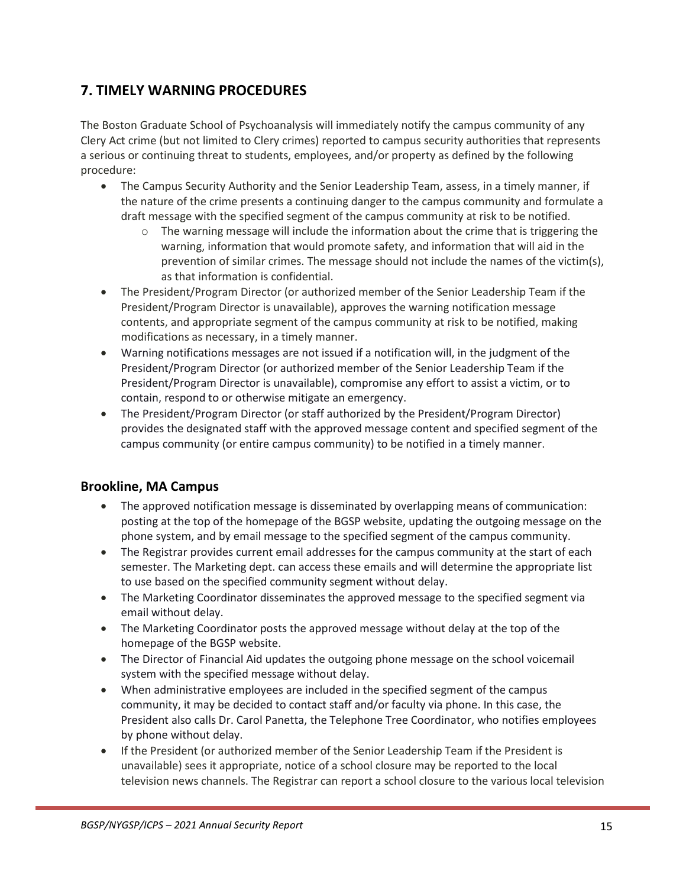## 7. TIMELY WARNING PROCEDURES

The Boston Graduate School of Psychoanalysis will immediately notify the campus community of any Clery Act crime (but not limited to Clery crimes) reported to campus security authorities that represents a serious or continuing threat to students, employees, and/or property as defined by the following procedure:

- The Campus Security Authority and the Senior Leadership Team, assess, in a timely manner, if the nature of the crime presents a continuing danger to the campus community and formulate a draft message with the specified segment of the campus community at risk to be notified.
    - The warning message will include the information about the crime that is triggering the warning, information that would promote safety, and information that will aid in the prevention of similar crimes. The message should not include the names of the victim(s), as that information is confidential.
- The President/Program Director (or authorized member of the Senior Leadership Team if the President/Program Director is unavailable), approves the warning notification message contents, and appropriate segment of the campus community at risk to be notified, making modifications as necessary, in a timely manner.
- Warning notifications messages are not issued if a notification will, in the judgment of the President/Program Director (or authorized member of the Senior Leadership Team if the President/Program Director is unavailable), compromise any effort to assist a victim, or to contain, respond to or otherwise mitigate an emergency.
- The President/Program Director (or staff authorized by the President/Program Director) provides the designated staff with the approved message content and specified segment of the campus community (or entire campus community) to be notified in a timely manner.

### Brookline, MA Campus

- The approved notification message is disseminated by overlapping means of communication: posting at the top of the homepage of the BGSP website, updating the outgoing message on the phone system, and by email message to the specified segment of the campus community.
- The Registrar provides current email addresses for the campus community at the start of each semester. The Marketing dept. can access these emails and will determine the appropriate list to use based on the specified community segment without delay.
- The Marketing Coordinator disseminates the approved message to the specified segment via email without delay.
- The Marketing Coordinator posts the approved message without delay at the top of the homepage of the BGSP website.
- The Director of Financial Aid updates the outgoing phone message on the school voicemail system with the specified message without delay.
- When administrative employees are included in the specified segment of the campus community, it may be decided to contact staff and/or faculty via phone. In this case, the President also calls Dr. Carol Panetta, the Telephone Tree Coordinator, who notifies employees by phone without delay.
- If the President (or authorized member of the Senior Leadership Team if the President is unavailable) sees it appropriate, notice of a school closure may be reported to the local television news channels. The Registrar can report a school closure to the various local television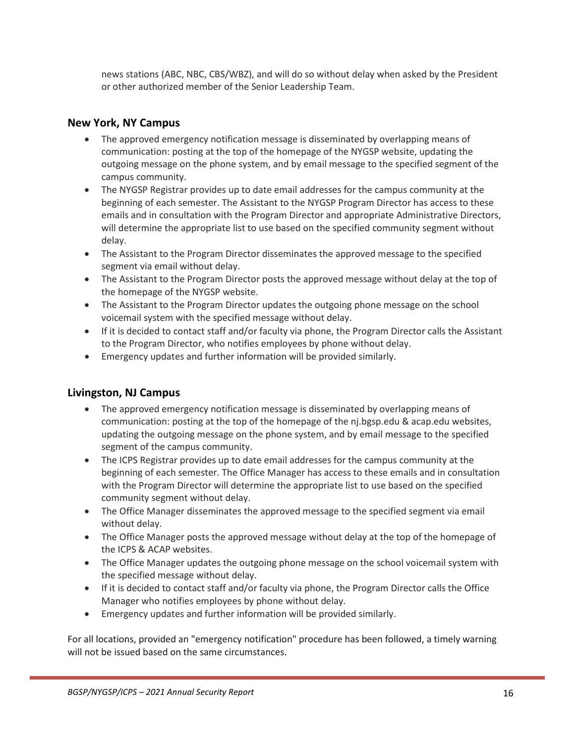news stations (ABC, NBC, CBS/WBZ), and will do so without delay when asked by the President or other authorized member of the Senior Leadership Team.

### New York, NY Campus

- The approved emergency notification message is disseminated by overlapping means of communication: posting at the top of the homepage of the NYGSP website, updating the outgoing message on the phone system, and by email message to the specified segment of the campus community.
- The NYGSP Registrar provides up to date email addresses for the campus community at the beginning of each semester. The Assistant to the NYGSP Program Director has access to these emails and in consultation with the Program Director and appropriate Administrative Directors, will determine the appropriate list to use based on the specified community segment without delay.
- The Assistant to the Program Director disseminates the approved message to the specified segment via email without delay.
- The Assistant to the Program Director posts the approved message without delay at the top of the homepage of the NYGSP website.
- The Assistant to the Program Director updates the outgoing phone message on the school voicemail system with the specified message without delay.
- If it is decided to contact staff and/or faculty via phone, the Program Director calls the Assistant to the Program Director, who notifies employees by phone without delay.
- Emergency updates and further information will be provided similarly.

### Livingston, NJ Campus

- The approved emergency notification message is disseminated by overlapping means of communication: posting at the top of the homepage of the nj.bgsp.edu & acap.edu websites, updating the outgoing message on the phone system, and by email message to the specified segment of the campus community.
- The ICPS Registrar provides up to date email addresses for the campus community at the beginning of each semester. The Office Manager has access to these emails and in consultation with the Program Director will determine the appropriate list to use based on the specified community segment without delay.
- The Office Manager disseminates the approved message to the specified segment via email without delay.
- The Office Manager posts the approved message without delay at the top of the homepage of the ICPS & ACAP websites.
- The Office Manager updates the outgoing phone message on the school voicemail system with the specified message without delay.
- If it is decided to contact staff and/or faculty via phone, the Program Director calls the Office Manager who notifies employees by phone without delay.
- Emergency updates and further information will be provided similarly.

For all locations, provided an "emergency notification" procedure has been followed, a timely warning will not be issued based on the same circumstances.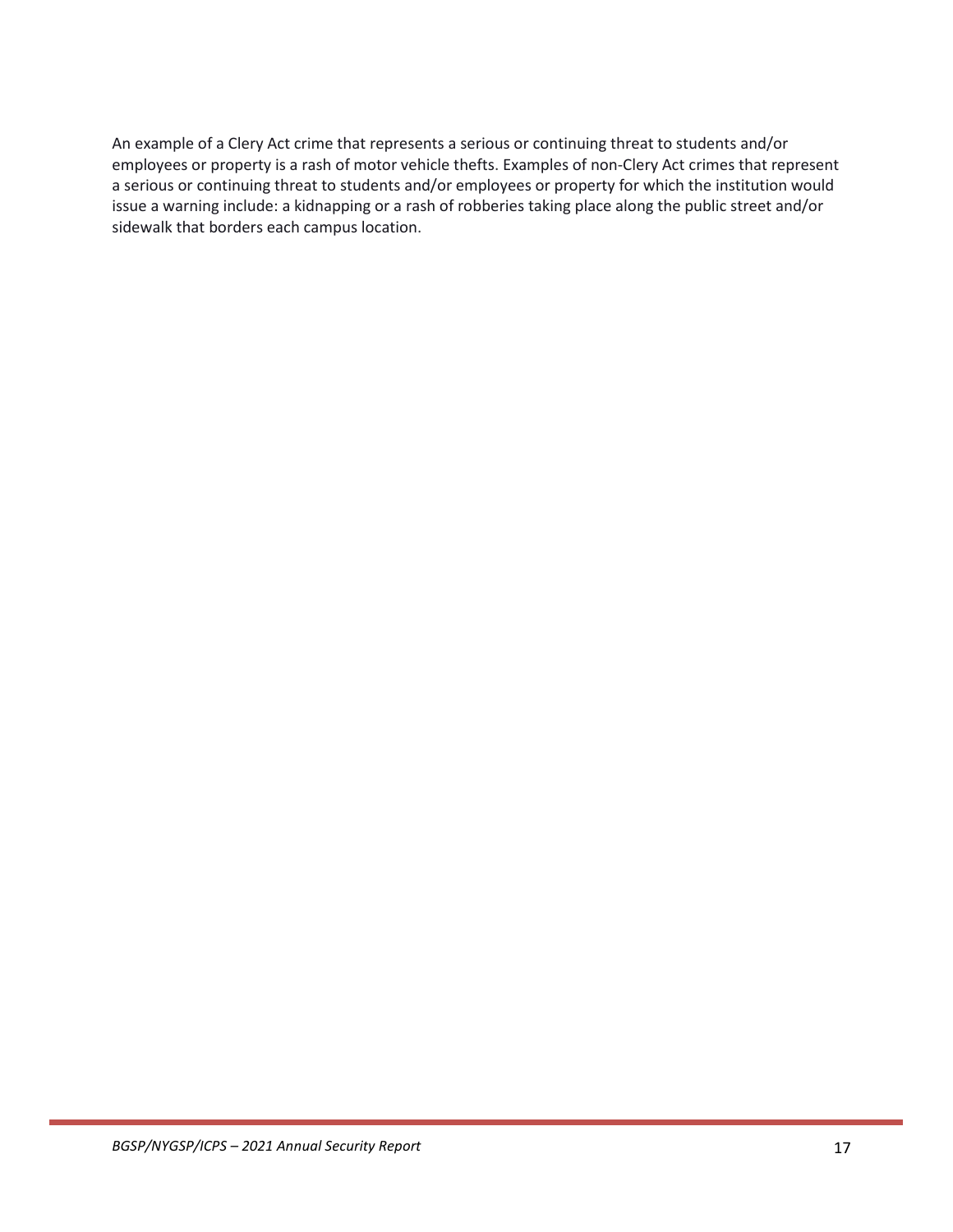An example of a Clery Act crime that represents a serious or continuing threat to students and/or employees or property is a rash of motor vehicle thefts. Examples of non-Clery Act crimes that represent a serious or continuing threat to students and/or employees or property for which the institution would issue a warning include: a kidnapping or a rash of robberies taking place along the public street and/or sidewalk that borders each campus location.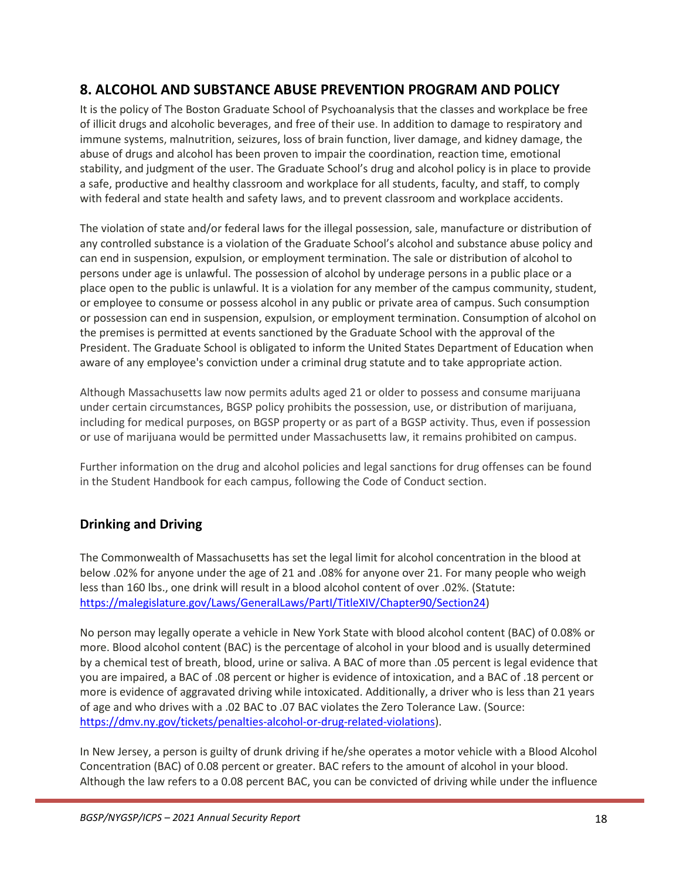## 8. ALCOHOL AND SUBSTANCE ABUSE PREVENTION PROGRAM AND POLICY

It is the policy of The Boston Graduate School of Psychoanalysis that the classes and workplace be free of illicit drugs and alcoholic beverages, and free of their use. In addition to damage to respiratory and immune systems, malnutrition, seizures, loss of brain function, liver damage, and kidney damage, the abuse of drugs and alcohol has been proven to impair the coordination, reaction time, emotional stability, and judgment of the user. The Graduate School's drug and alcohol policy is in place to provide a safe, productive and healthy classroom and workplace for all students, faculty, and staff, to comply with federal and state health and safety laws, and to prevent classroom and workplace accidents.

The violation of state and/or federal laws for the illegal possession, sale, manufacture or distribution of any controlled substance is a violation of the Graduate School's alcohol and substance abuse policy and can end in suspension, expulsion, or employment termination. The sale or distribution of alcohol to persons under age is unlawful. The possession of alcohol by underage persons in a public place or a place open to the public is unlawful. It is a violation for any member of the campus community, student, or employee to consume or possess alcohol in any public or private area of campus. Such consumption or possession can end in suspension, expulsion, or employment termination. Consumption of alcohol on the premises is permitted at events sanctioned by the Graduate School with the approval of the President. The Graduate School is obligated to inform the United States Department of Education when aware of any employee's conviction under a criminal drug statute and to take appropriate action.

Although Massachusetts law now permits adults aged 21 or older to possess and consume marijuana under certain circumstances, BGSP policy prohibits the possession, use, or distribution of marijuana, including for medical purposes, on BGSP property or as part of a BGSP activity. Thus, even if possession or use of marijuana would be permitted under Massachusetts law, it remains prohibited on campus.

Further information on the drug and alcohol policies and legal sanctions for drug offenses can be found in the Student Handbook for each campus, following the Code of Conduct section.

### Drinking and Driving

The Commonwealth of Massachusetts has set the legal limit for alcohol concentration in the blood at below .02% for anyone under the age of 21 and .08% for anyone over 21. For many people who weigh less than 160 lbs., one drink will result in a blood alcohol content of over .02%. (Statute: [https://malegislature.gov/Laws/GeneralLaws/PartI/TitleXIV/Chapter90/Section24](https://malegislature.gov/Laws/GeneralLaws/PartI/TitleXIV/Chapter90/Section24))

No person may legally operate a vehicle in New York State with blood alcohol content (BAC) of 0.08% or more. Blood alcohol content (BAC) is the percentage of alcohol in your blood and is usually determined by a chemical test of breath, blood, urine or saliva. A BAC of more than .05 percent is legal evidence that you are impaired, a BAC of .08 percent or higher is evidence of intoxication, and a BAC of .18 percent or more is evidence of aggravated driving while intoxicated. Additionally, a driver who is less than 21 years of age and who drives with a .02 BAC to .07 BAC violates the Zero Tolerance Law. (Source: [https://dmv.ny.gov/tickets/penalties-alcohol-or-drug-related-violations](https://dmv.ny.gov/tickets/penalties-alcohol-or-drug-related-violations)).

In New Jersey, a person is guilty of drunk driving if he/she operates a motor vehicle with a Blood Alcohol Concentration (BAC) of 0.08 percent or greater. BAC refers to the amount of alcohol in your blood. Although the law refers to a 0.08 percent BAC, you can be convicted of driving while under the influence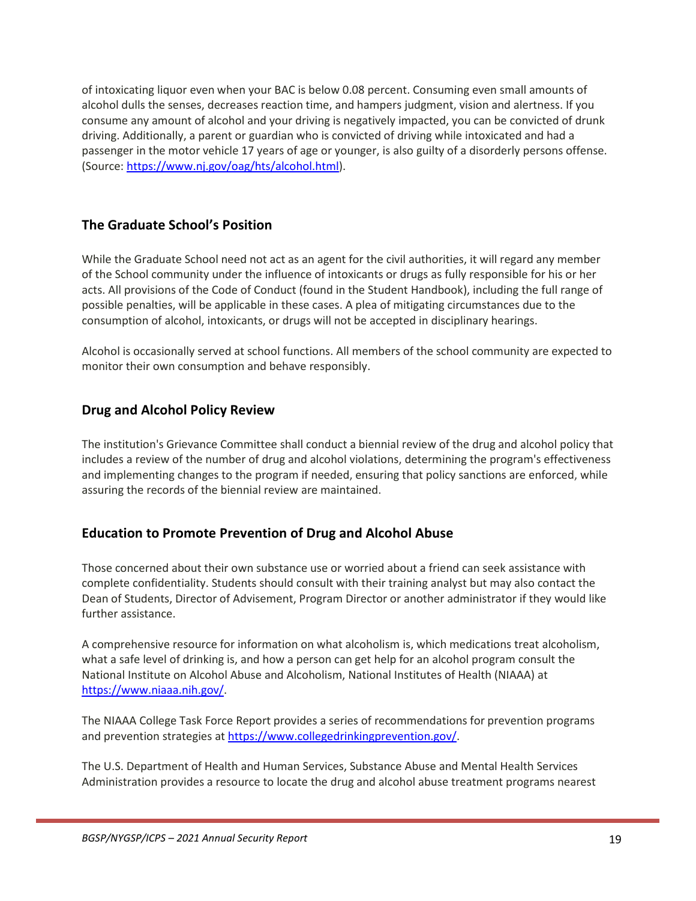of intoxicating liquor even when your BAC is below 0.08 percent. Consuming even small amounts of alcohol dulls the senses, decreases reaction time, and hampers judgment, vision and alertness. If you consume any amount of alcohol and your driving is negatively impacted, you can be convicted of drunk driving. Additionally, a parent or guardian who is convicted of driving while intoxicated and had a passenger in the motor vehicle 17 years of age or younger, is also guilty of a disorderly persons offense. (Source: https://www.nj.gov/oag/hts/alcohol.html).

## The Graduate School's Position

While the Graduate School need not act as an agent for the civil authorities, it will regard any member of the School community under the influence of intoxicants or drugs as fully responsible for his or her acts. All provisions of the Code of Conduct (found in the Student Handbook), including the full range of possible penalties, will be applicable in these cases. A plea of mitigating circumstances due to the consumption of alcohol, intoxicants, or drugs will not be accepted in disciplinary hearings.

Alcohol is occasionally served at school functions. All members of the school community are expected to monitor their own consumption and behave responsibly.

## Drug and Alcohol Policy Review

The institution's Grievance Committee shall conduct a biennial review of the drug and alcohol policy that includes a review of the number of drug and alcohol violations, determining the program's effectiveness and implementing changes to the program if needed, ensuring that policy sanctions are enforced, while assuring the records of the biennial review are maintained.

## Education to Promote Prevention of Drug and Alcohol Abuse

Those concerned about their own substance use or worried about a friend can seek assistance with complete confidentiality. Students should consult with their training analyst but may also contact the Dean of Students, Director of Advisement, Program Director or another administrator if they would like further assistance.

A comprehensive resource for information on what alcoholism is, which medications treat alcoholism, what a safe level of drinking is, and how a person can get help for an alcohol program consult the National Institute on Alcohol Abuse and Alcoholism, National Institutes of Health (NIAAA) at https://www.niaaa.nih.gov/.

The NIAAA College Task Force Report provides a series of recommendations for prevention programs and prevention strategies at https://www.collegedrinkingprevention.gov/.

The U.S. Department of Health and Human Services, Substance Abuse and Mental Health Services Administration provides a resource to locate the drug and alcohol abuse treatment programs nearest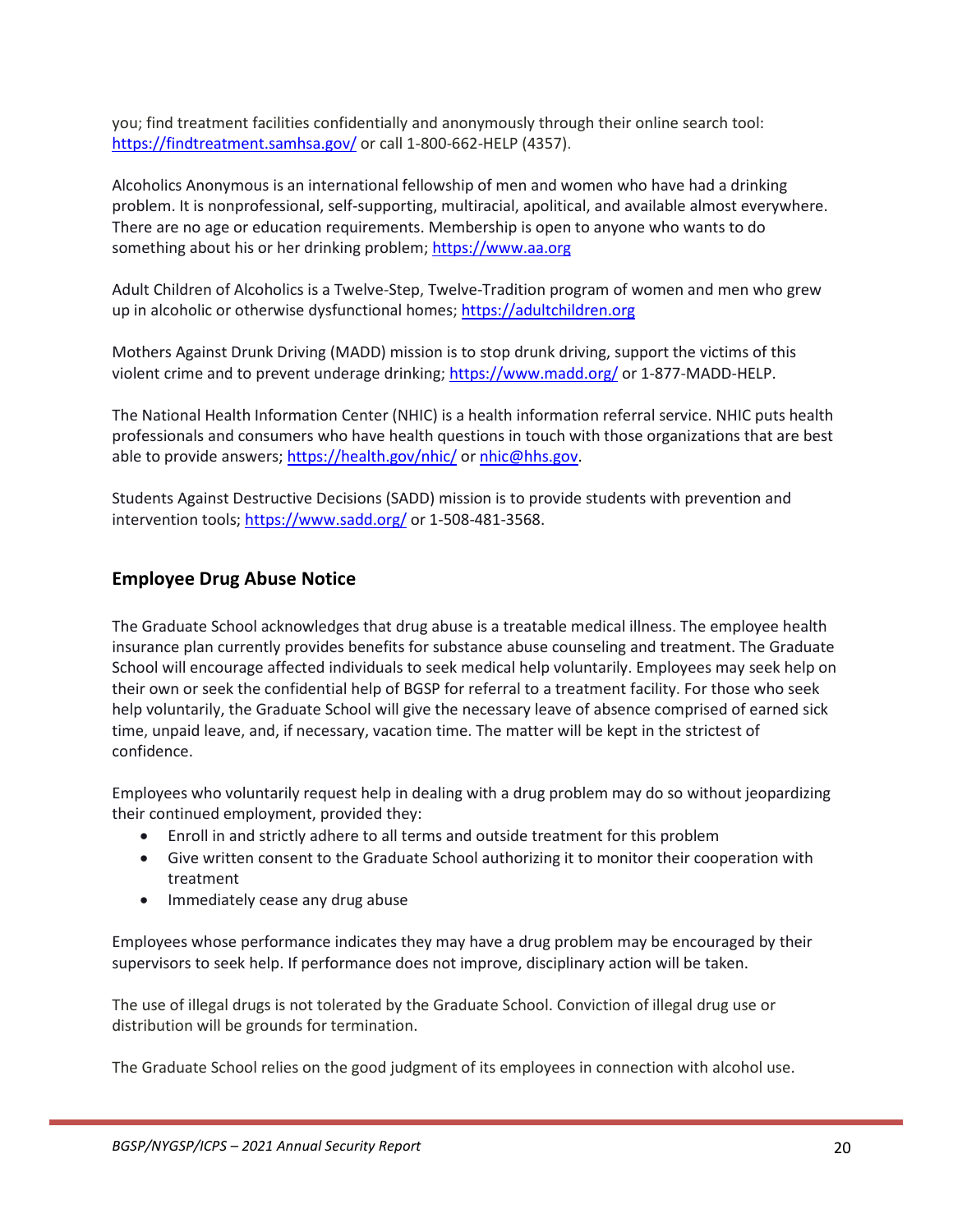you; find treatment facilities confidentially and anonymously through their online search tool: https://findtreatment.samhsa.gov/ or call 1-800-662-HELP (4357).

Alcoholics Anonymous is an international fellowship of men and women who have had a drinking problem. It is nonprofessional, self-supporting, multiracial, apolitical, and available almost everywhere. There are no age or education requirements. Membership is open to anyone who wants to do something about his or her drinking problem; https://www.aa.org

Adult Children of Alcoholics is a Twelve-Step, Twelve-Tradition program of women and men who grew up in alcoholic or otherwise dysfunctional homes; https://adultchildren.org

Mothers Against Drunk Driving (MADD) mission is to stop drunk driving, support the victims of this violent crime and to prevent underage drinking; https://www.madd.org/ or 1-877-MADD-HELP.

The National Health Information Center (NHIC) is a health information referral service. NHIC puts health professionals and consumers who have health questions in touch with those organizations that are best able to provide answers; https://health.gov/nhic/ or nhic@hhs.gov.

Students Against Destructive Decisions (SADD) mission is to provide students with prevention and intervention tools; https://www.sadd.org/ or 1-508-481-3568.

## Employee Drug Abuse Notice

The Graduate School acknowledges that drug abuse is a treatable medical illness. The employee health insurance plan currently provides benefits for substance abuse counseling and treatment. The Graduate School will encourage affected individuals to seek medical help voluntarily. Employees may seek help on their own or seek the confidential help of BGSP for referral to a treatment facility. For those who seek help voluntarily, the Graduate School will give the necessary leave of absence comprised of earned sick time, unpaid leave, and, if necessary, vacation time. The matter will be kept in the strictest of confidence.

Employees who voluntarily request help in dealing with a drug problem may do so without jeopardizing their continued employment, provided they:

- Enroll in and strictly adhere to all terms and outside treatment for this problem
- Give written consent to the Graduate School authorizing it to monitor their cooperation with treatment
- Immediately cease any drug abuse

Employees whose performance indicates they may have a drug problem may be encouraged by their supervisors to seek help. If performance does not improve, disciplinary action will be taken.

The use of illegal drugs is not tolerated by the Graduate School. Conviction of illegal drug use or distribution will be grounds for termination.

The Graduate School relies on the good judgment of its employees in connection with alcohol use.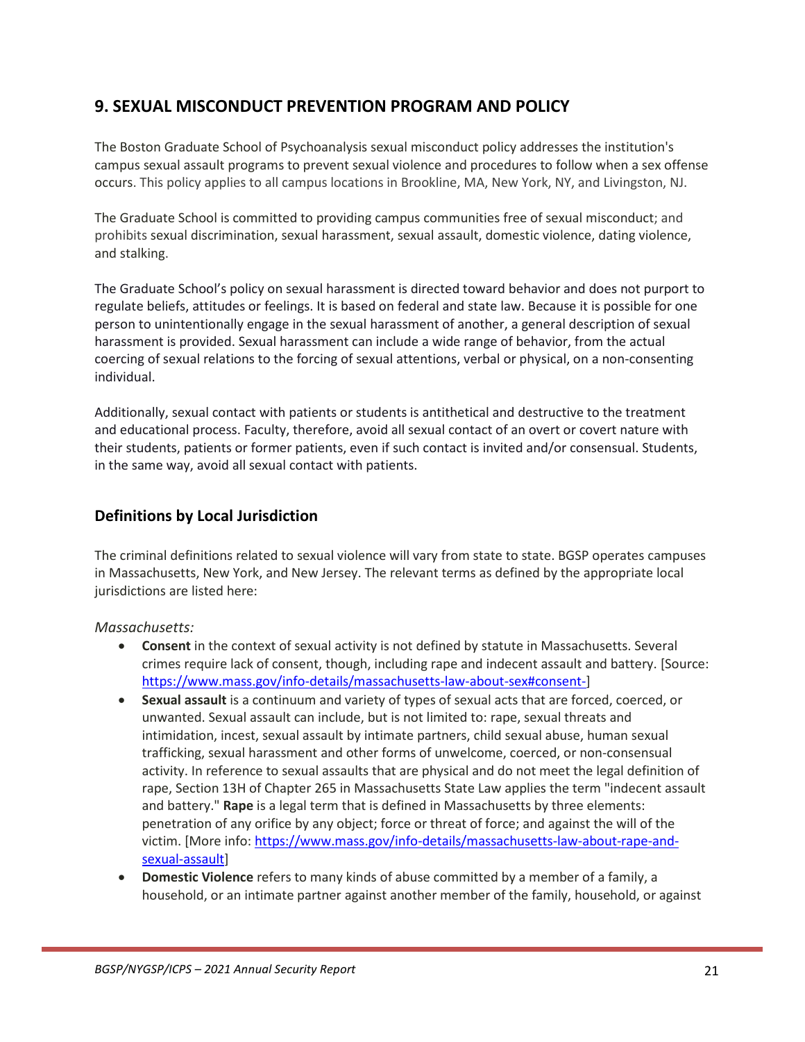## 9. SEXUAL MISCONDUCT PREVENTION PROGRAM AND POLICY

The Boston Graduate School of Psychoanalysis sexual misconduct policy addresses the institution's campus sexual assault programs to prevent sexual violence and procedures to follow when a sex offense occurs. This policy applies to all campus locations in Brookline, MA, New York, NY, and Livingston, NJ.

The Graduate School is committed to providing campus communities free of sexual misconduct; and prohibits sexual discrimination, sexual harassment, sexual assault, domestic violence, dating violence, and stalking.

The Graduate School's policy on sexual harassment is directed toward behavior and does not purport to regulate beliefs, attitudes or feelings. It is based on federal and state law. Because it is possible for one person to unintentionally engage in the sexual harassment of another, a general description of sexual harassment is provided. Sexual harassment can include a wide range of behavior, from the actual coercing of sexual relations to the forcing of sexual attentions, verbal or physical, on a non-consenting individual.

Additionally, sexual contact with patients or students is antithetical and destructive to the treatment and educational process. Faculty, therefore, avoid all sexual contact of an overt or covert nature with their students, patients or former patients, even if such contact is invited and/or consensual. Students, in the same way, avoid all sexual contact with patients.

### Definitions by Local Jurisdiction

The criminal definitions related to sexual violence will vary from state to state. BGSP operates campuses in Massachusetts, New York, and New Jersey. The relevant terms as defined by the appropriate local jurisdictions are listed here:

*Massachusetts:*

- **Consent** in the context of sexual activity is not defined by statute in Massachusetts. Several crimes require lack of consent, though, including rape and indecent assault and battery. [Source: https://www.mass.gov/info-details/massachusetts-law-about-sex#consent-]
- **Sexual assault** is a continuum and variety of types of sexual acts that are forced, coerced, or unwanted. Sexual assault can include, but is not limited to: rape, sexual threats and intimidation, incest, sexual assault by intimate partners, child sexual abuse, human sexual trafficking, sexual harassment and other forms of unwelcome, coerced, or non-consensual activity. In reference to sexual assaults that are physical and do not meet the legal definition of rape, Section 13H of Chapter 265 in Massachusetts State Law applies the term "indecent assault and battery." **Rape** is a legal term that is defined in Massachusetts by three elements: penetration of any orifice by any object; force or threat of force; and against the will of the victim. [More info: https://www.mass.gov/info-details/massachusetts-law-about-rape-and-sexual-assault]
- **Domestic Violence** refers to many kinds of abuse committed by a member of a family, a household, or an intimate partner against another member of the family, household, or against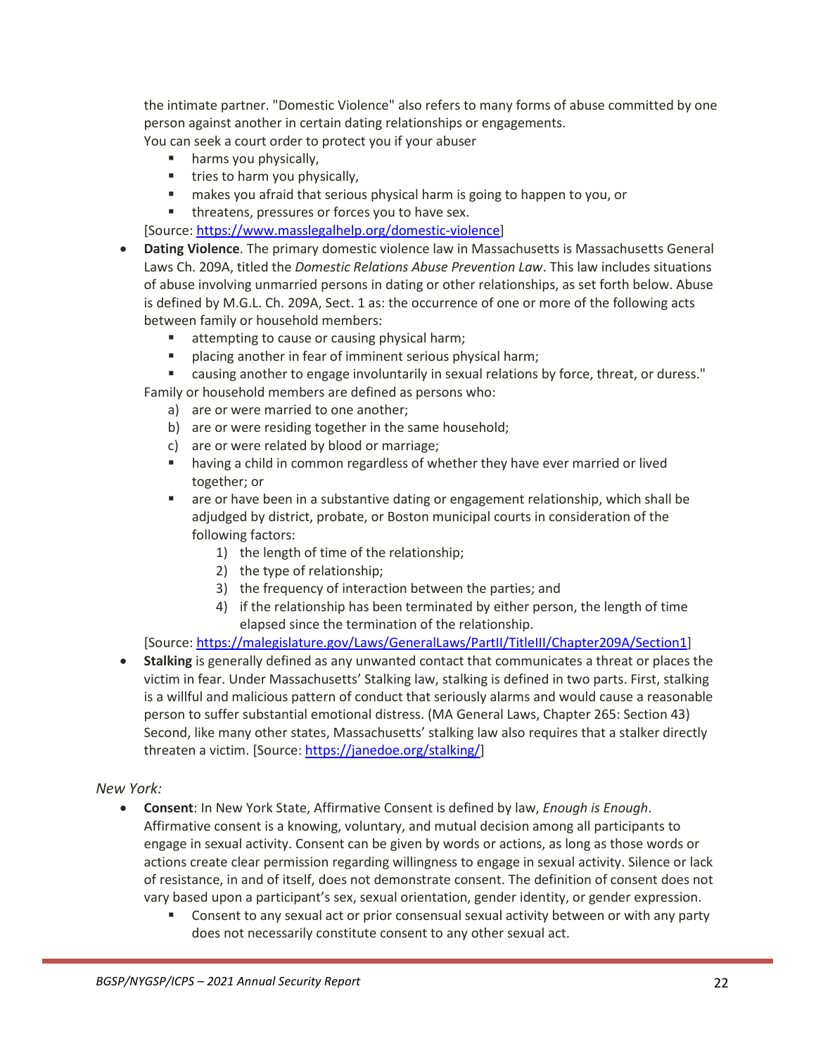the intimate partner. "Domestic Violence" also refers to many forms of abuse committed by one person against another in certain dating relationships or engagements.
You can seek a court order to protect you if your abuser

- harms you physically,
- tries to harm you physically,
- makes you afraid that serious physical harm is going to happen to you, or
- threatens, pressures or forces you to have sex.

[Source: https://www.masslegalhelp.org/domestic-violence]

- **Dating Violence**. The primary domestic violence law in Massachusetts is Massachusetts General Laws Ch. 209A, titled the *Domestic Relations Abuse Prevention Law*. This law includes situations of abuse involving unmarried persons in dating or other relationships, as set forth below. Abuse is defined by M.G.L. Ch. 209A, Sect. 1 as: the occurrence of one or more of the following acts between family or household members:
  - attempting to cause or causing physical harm;
  - placing another in fear of imminent serious physical harm;
  - causing another to engage involuntarily in sexual relations by force, threat, or duress."

  Family or household members are defined as persons who:
  
  a) are or were married to one another;
  b) are or were residing together in the same household;
  c) are or were related by blood or marriage;
  - having a child in common regardless of whether they have ever married or lived together; or
  - are or have been in a substantive dating or engagement relationship, which shall be adjudged by district, probate, or Boston municipal courts in consideration of the following factors:
    1) the length of time of the relationship;
    2) the type of relationship;
    3) the frequency of interaction between the parties; and
    4) if the relationship has been terminated by either person, the length of time elapsed since the termination of the relationship.

  [Source: https://malegislature.gov/Laws/GeneralLaws/PartII/TitleIII/Chapter209A/Section1]
- **Stalking** is generally defined as any unwanted contact that communicates a threat or places the victim in fear. Under Massachusetts' Stalking law, stalking is defined in two parts. First, stalking is a willful and malicious pattern of conduct that seriously alarms and would cause a reasonable person to suffer substantial emotional distress. (MA General Laws, Chapter 265: Section 43) Second, like many other states, Massachusetts' stalking law also requires that a stalker directly threaten a victim. [Source: https://janedoe.org/stalking/]

*New York:*

- **Consent**: In New York State, Affirmative Consent is defined by law, *Enough is Enough*. Affirmative consent is a knowing, voluntary, and mutual decision among all participants to engage in sexual activity. Consent can be given by words or actions, as long as those words or actions create clear permission regarding willingness to engage in sexual activity. Silence or lack of resistance, in and of itself, does not demonstrate consent. The definition of consent does not vary based upon a participant's sex, sexual orientation, gender identity, or gender expression.
  - Consent to any sexual act or prior consensual sexual activity between or with any party does not necessarily constitute consent to any other sexual act.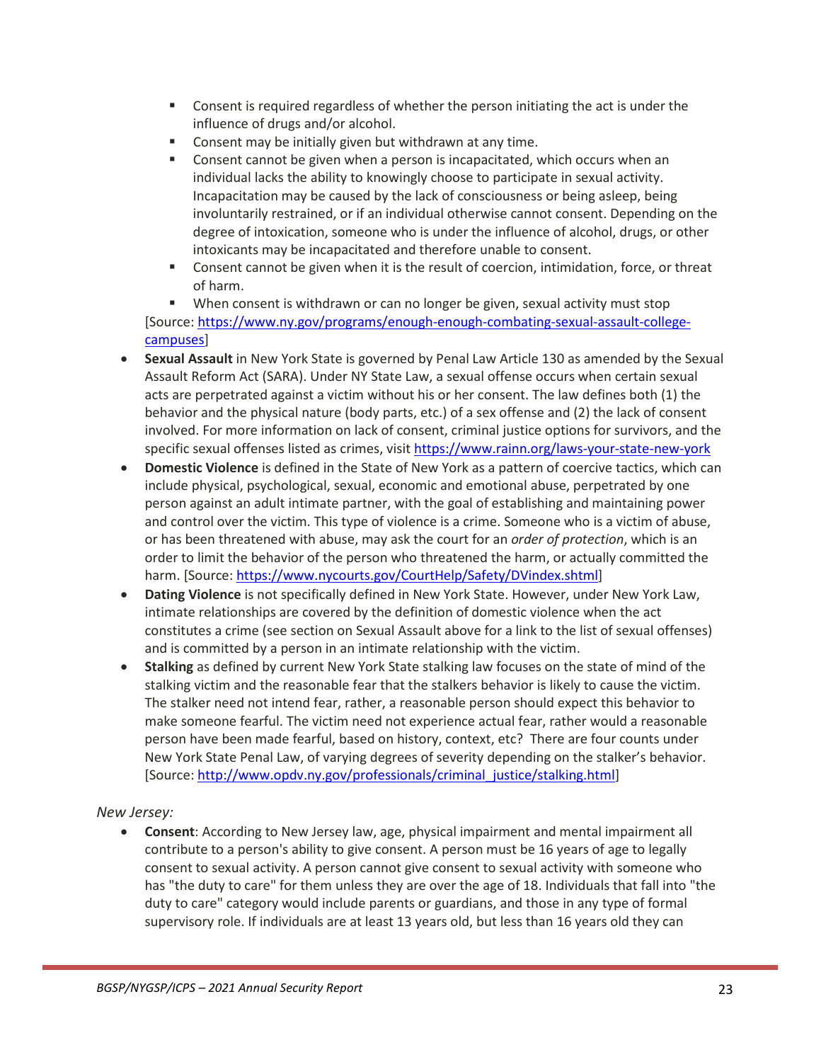- Consent is required regardless of whether the person initiating the act is under the influence of drugs and/or alcohol.
  - Consent may be initially given but withdrawn at any time.
  - Consent cannot be given when a person is incapacitated, which occurs when an individual lacks the ability to knowingly choose to participate in sexual activity. Incapacitation may be caused by the lack of consciousness or being asleep, being involuntarily restrained, or if an individual otherwise cannot consent. Depending on the degree of intoxication, someone who is under the influence of alcohol, drugs, or other intoxicants may be incapacitated and therefore unable to consent.
  - Consent cannot be given when it is the result of coercion, intimidation, force, or threat of harm.
  - When consent is withdrawn or can no longer be given, sexual activity must stop

  [Source: https://www.ny.gov/programs/enough-enough-combating-sexual-assault-college-campuses]

- **Sexual Assault** in New York State is governed by Penal Law Article 130 as amended by the Sexual Assault Reform Act (SARA). Under NY State Law, a sexual offense occurs when certain sexual acts are perpetrated against a victim without his or her consent. The law defines both (1) the behavior and the physical nature (body parts, etc.) of a sex offense and (2) the lack of consent involved. For more information on lack of consent, criminal justice options for survivors, and the specific sexual offenses listed as crimes, visit https://www.rainn.org/laws-your-state-new-york
- **Domestic Violence** is defined in the State of New York as a pattern of coercive tactics, which can include physical, psychological, sexual, economic and emotional abuse, perpetrated by one person against an adult intimate partner, with the goal of establishing and maintaining power and control over the victim. This type of violence is a crime. Someone who is a victim of abuse, or has been threatened with abuse, may ask the court for an *order of protection*, which is an order to limit the behavior of the person who threatened the harm, or actually committed the harm. [Source: https://www.nycourts.gov/CourtHelp/Safety/DVindex.shtml]
- **Dating Violence** is not specifically defined in New York State. However, under New York Law, intimate relationships are covered by the definition of domestic violence when the act constitutes a crime (see section on Sexual Assault above for a link to the list of sexual offenses) and is committed by a person in an intimate relationship with the victim.
- **Stalking** as defined by current New York State stalking law focuses on the state of mind of the stalking victim and the reasonable fear that the stalkers behavior is likely to cause the victim. The stalker need not intend fear, rather, a reasonable person should expect this behavior to make someone fearful. The victim need not experience actual fear, rather would a reasonable person have been made fearful, based on history, context, etc? There are four counts under New York State Penal Law, of varying degrees of severity depending on the stalker's behavior. [Source: http://www.opdv.ny.gov/professionals/criminal_justice/stalking.html]

*New Jersey:*

- **Consent**: According to New Jersey law, age, physical impairment and mental impairment all contribute to a person's ability to give consent. A person must be 16 years of age to legally consent to sexual activity. A person cannot give consent to sexual activity with someone who has "the duty to care" for them unless they are over the age of 18. Individuals that fall into "the duty to care" category would include parents or guardians, and those in any type of formal supervisory role. If individuals are at least 13 years old, but less than 16 years old they can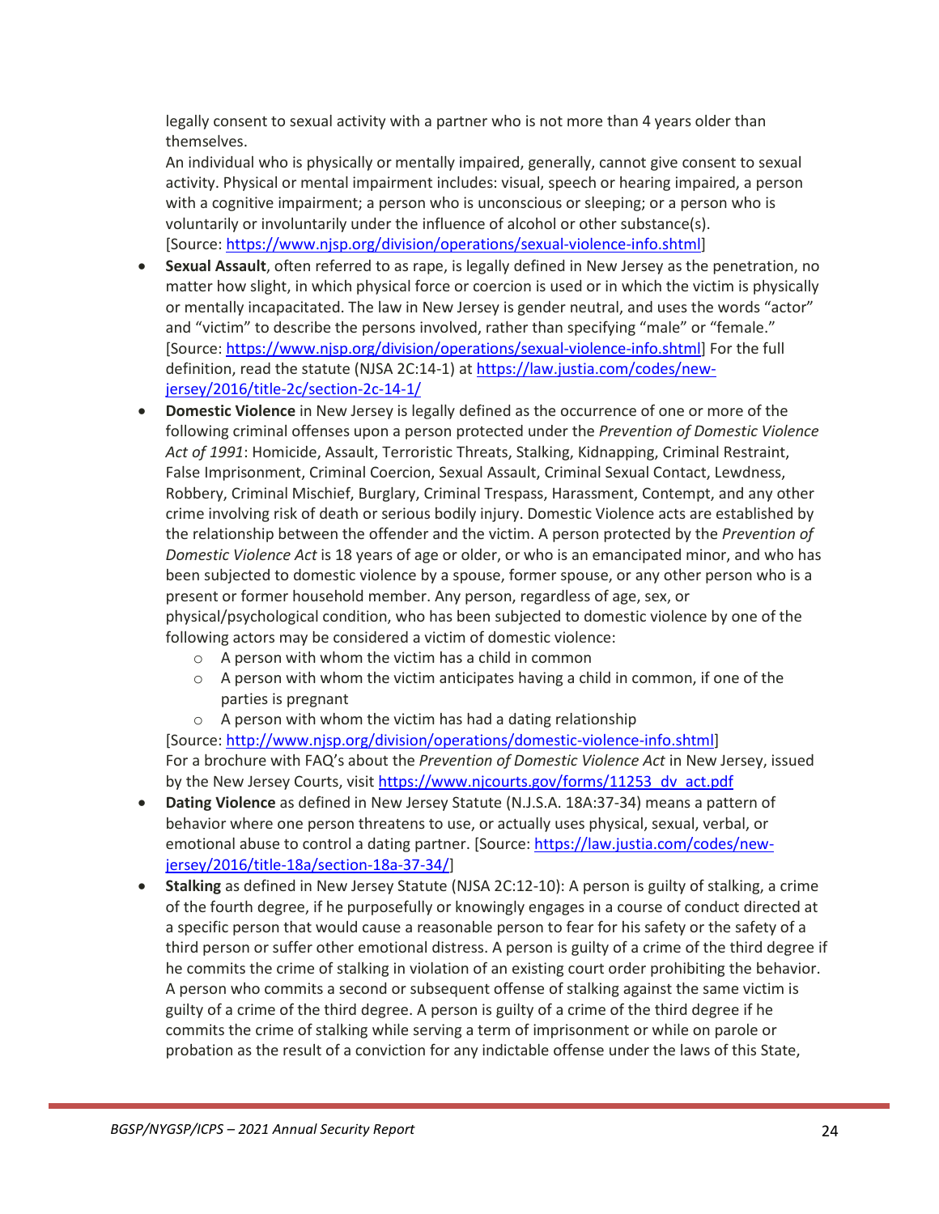legally consent to sexual activity with a partner who is not more than 4 years older than themselves.
An individual who is physically or mentally impaired, generally, cannot give consent to sexual activity. Physical or mental impairment includes: visual, speech or hearing impaired, a person with a cognitive impairment; a person who is unconscious or sleeping; or a person who is voluntarily or involuntarily under the influence of alcohol or other substance(s).
[Source: https://www.njsp.org/division/operations/sexual-violence-info.shtml]

- **Sexual Assault**, often referred to as rape, is legally defined in New Jersey as the penetration, no matter how slight, in which physical force or coercion is used or in which the victim is physically or mentally incapacitated. The law in New Jersey is gender neutral, and uses the words "actor" and "victim" to describe the persons involved, rather than specifying "male" or "female." [Source: https://www.njsp.org/division/operations/sexual-violence-info.shtml] For the full definition, read the statute (NJSA 2C:14-1) at https://law.justia.com/codes/new-jersey/2016/title-2c/section-2c-14-1/
- **Domestic Violence** in New Jersey is legally defined as the occurrence of one or more of the following criminal offenses upon a person protected under the *Prevention of Domestic Violence Act of 1991*: Homicide, Assault, Terroristic Threats, Stalking, Kidnapping, Criminal Restraint, False Imprisonment, Criminal Coercion, Sexual Assault, Criminal Sexual Contact, Lewdness, Robbery, Criminal Mischief, Burglary, Criminal Trespass, Harassment, Contempt, and any other crime involving risk of death or serious bodily injury. Domestic Violence acts are established by the relationship between the offender and the victim. A person protected by the *Prevention of Domestic Violence Act* is 18 years of age or older, or who is an emancipated minor, and who has been subjected to domestic violence by a spouse, former spouse, or any other person who is a present or former household member. Any person, regardless of age, sex, or physical/psychological condition, who has been subjected to domestic violence by one of the following actors may be considered a victim of domestic violence:
    - A person with whom the victim has a child in common
    - A person with whom the victim anticipates having a child in common, if one of the parties is pregnant
    - A person with whom the victim has had a dating relationship

  [Source: http://www.njsp.org/division/operations/domestic-violence-info.shtml]
  For a brochure with FAQ's about the *Prevention of Domestic Violence Act* in New Jersey, issued by the New Jersey Courts, visit https://www.njcourts.gov/forms/11253_dv_act.pdf
- **Dating Violence** as defined in New Jersey Statute (N.J.S.A. 18A:37-34) means a pattern of behavior where one person threatens to use, or actually uses physical, sexual, verbal, or emotional abuse to control a dating partner. [Source: https://law.justia.com/codes/new-jersey/2016/title-18a/section-18a-37-34/]
- **Stalking** as defined in New Jersey Statute (NJSA 2C:12-10): A person is guilty of stalking, a crime of the fourth degree, if he purposefully or knowingly engages in a course of conduct directed at a specific person that would cause a reasonable person to fear for his safety or the safety of a third person or suffer other emotional distress. A person is guilty of a crime of the third degree if he commits the crime of stalking in violation of an existing court order prohibiting the behavior. A person who commits a second or subsequent offense of stalking against the same victim is guilty of a crime of the third degree. A person is guilty of a crime of the third degree if he commits the crime of stalking while serving a term of imprisonment or while on parole or probation as the result of a conviction for any indictable offense under the laws of this State,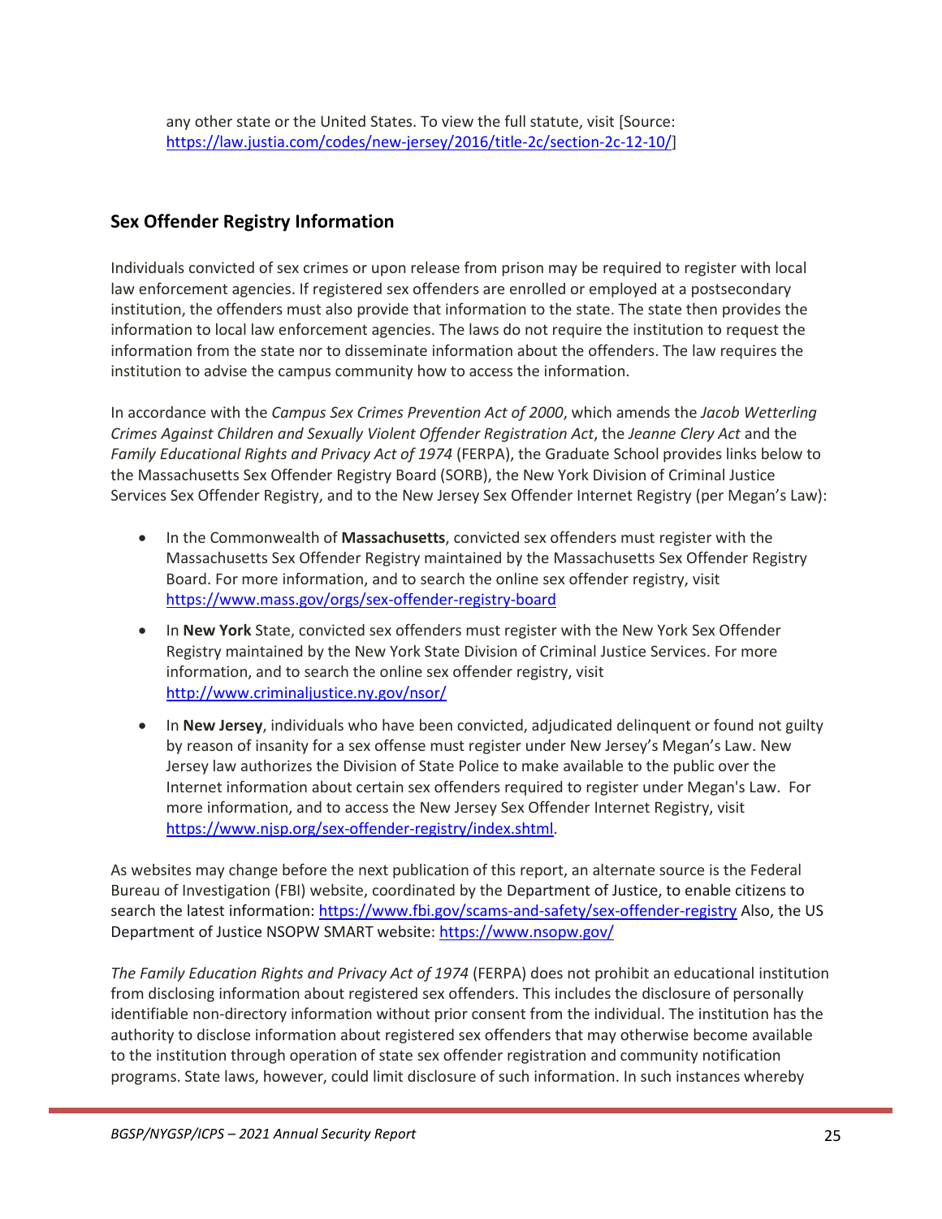any other state or the United States. To view the full statute, visit [Source: https://law.justia.com/codes/new-jersey/2016/title-2c/section-2c-12-10/]

## Sex Offender Registry Information

Individuals convicted of sex crimes or upon release from prison may be required to register with local law enforcement agencies. If registered sex offenders are enrolled or employed at a postsecondary institution, the offenders must also provide that information to the state. The state then provides the information to local law enforcement agencies. The laws do not require the institution to request the information from the state nor to disseminate information about the offenders. The law requires the institution to advise the campus community how to access the information.

In accordance with the *Campus Sex Crimes Prevention Act of 2000*, which amends the *Jacob Wetterling Crimes Against Children and Sexually Violent Offender Registration Act*, the *Jeanne Clery Act* and the *Family Educational Rights and Privacy Act of 1974* (FERPA), the Graduate School provides links below to the Massachusetts Sex Offender Registry Board (SORB), the New York Division of Criminal Justice Services Sex Offender Registry, and to the New Jersey Sex Offender Internet Registry (per Megan's Law):

- In the Commonwealth of **Massachusetts**, convicted sex offenders must register with the Massachusetts Sex Offender Registry maintained by the Massachusetts Sex Offender Registry Board. For more information, and to search the online sex offender registry, visit https://www.mass.gov/orgs/sex-offender-registry-board
- In **New York** State, convicted sex offenders must register with the New York Sex Offender Registry maintained by the New York State Division of Criminal Justice Services. For more information, and to search the online sex offender registry, visit http://www.criminaljustice.ny.gov/nsor/
- In **New Jersey**, individuals who have been convicted, adjudicated delinquent or found not guilty by reason of insanity for a sex offense must register under New Jersey's Megan's Law. New Jersey law authorizes the Division of State Police to make available to the public over the Internet information about certain sex offenders required to register under Megan's Law. For more information, and to access the New Jersey Sex Offender Internet Registry, visit https://www.njsp.org/sex-offender-registry/index.shtml.

As websites may change before the next publication of this report, an alternate source is the Federal Bureau of Investigation (FBI) website, coordinated by the Department of Justice, to enable citizens to search the latest information: https://www.fbi.gov/scams-and-safety/sex-offender-registry Also, the US Department of Justice NSOPW SMART website: https://www.nsopw.gov/

*The Family Education Rights and Privacy Act of 1974* (FERPA) does not prohibit an educational institution from disclosing information about registered sex offenders. This includes the disclosure of personally identifiable non-directory information without prior consent from the individual. The institution has the authority to disclose information about registered sex offenders that may otherwise become available to the institution through operation of state sex offender registration and community notification programs. State laws, however, could limit disclosure of such information. In such instances whereby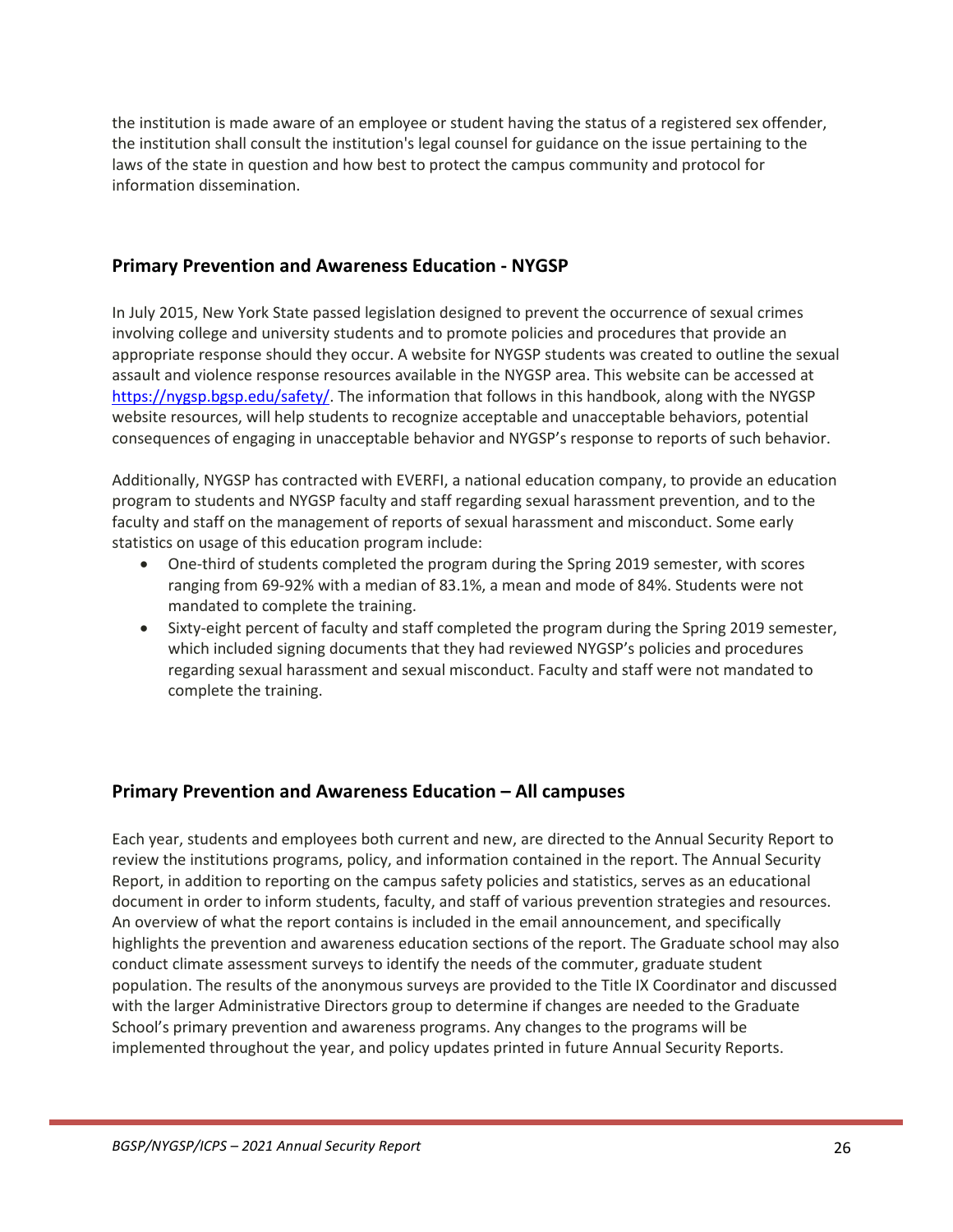the institution is made aware of an employee or student having the status of a registered sex offender, the institution shall consult the institution's legal counsel for guidance on the issue pertaining to the laws of the state in question and how best to protect the campus community and protocol for information dissemination.

## Primary Prevention and Awareness Education - NYGSP

In July 2015, New York State passed legislation designed to prevent the occurrence of sexual crimes involving college and university students and to promote policies and procedures that provide an appropriate response should they occur. A website for NYGSP students was created to outline the sexual assault and violence response resources available in the NYGSP area. This website can be accessed at [https://nygsp.bgsp.edu/safety/](https://nygsp.bgsp.edu/safety/). The information that follows in this handbook, along with the NYGSP website resources, will help students to recognize acceptable and unacceptable behaviors, potential consequences of engaging in unacceptable behavior and NYGSP's response to reports of such behavior.

Additionally, NYGSP has contracted with EVERFI, a national education company, to provide an education program to students and NYGSP faculty and staff regarding sexual harassment prevention, and to the faculty and staff on the management of reports of sexual harassment and misconduct. Some early statistics on usage of this education program include:

- One-third of students completed the program during the Spring 2019 semester, with scores ranging from 69-92% with a median of 83.1%, a mean and mode of 84%. Students were not mandated to complete the training.
- Sixty-eight percent of faculty and staff completed the program during the Spring 2019 semester, which included signing documents that they had reviewed NYGSP's policies and procedures regarding sexual harassment and sexual misconduct. Faculty and staff were not mandated to complete the training.

## Primary Prevention and Awareness Education – All campuses

Each year, students and employees both current and new, are directed to the Annual Security Report to review the institutions programs, policy, and information contained in the report. The Annual Security Report, in addition to reporting on the campus safety policies and statistics, serves as an educational document in order to inform students, faculty, and staff of various prevention strategies and resources. An overview of what the report contains is included in the email announcement, and specifically highlights the prevention and awareness education sections of the report. The Graduate school may also conduct climate assessment surveys to identify the needs of the commuter, graduate student population. The results of the anonymous surveys are provided to the Title IX Coordinator and discussed with the larger Administrative Directors group to determine if changes are needed to the Graduate School's primary prevention and awareness programs. Any changes to the programs will be implemented throughout the year, and policy updates printed in future Annual Security Reports.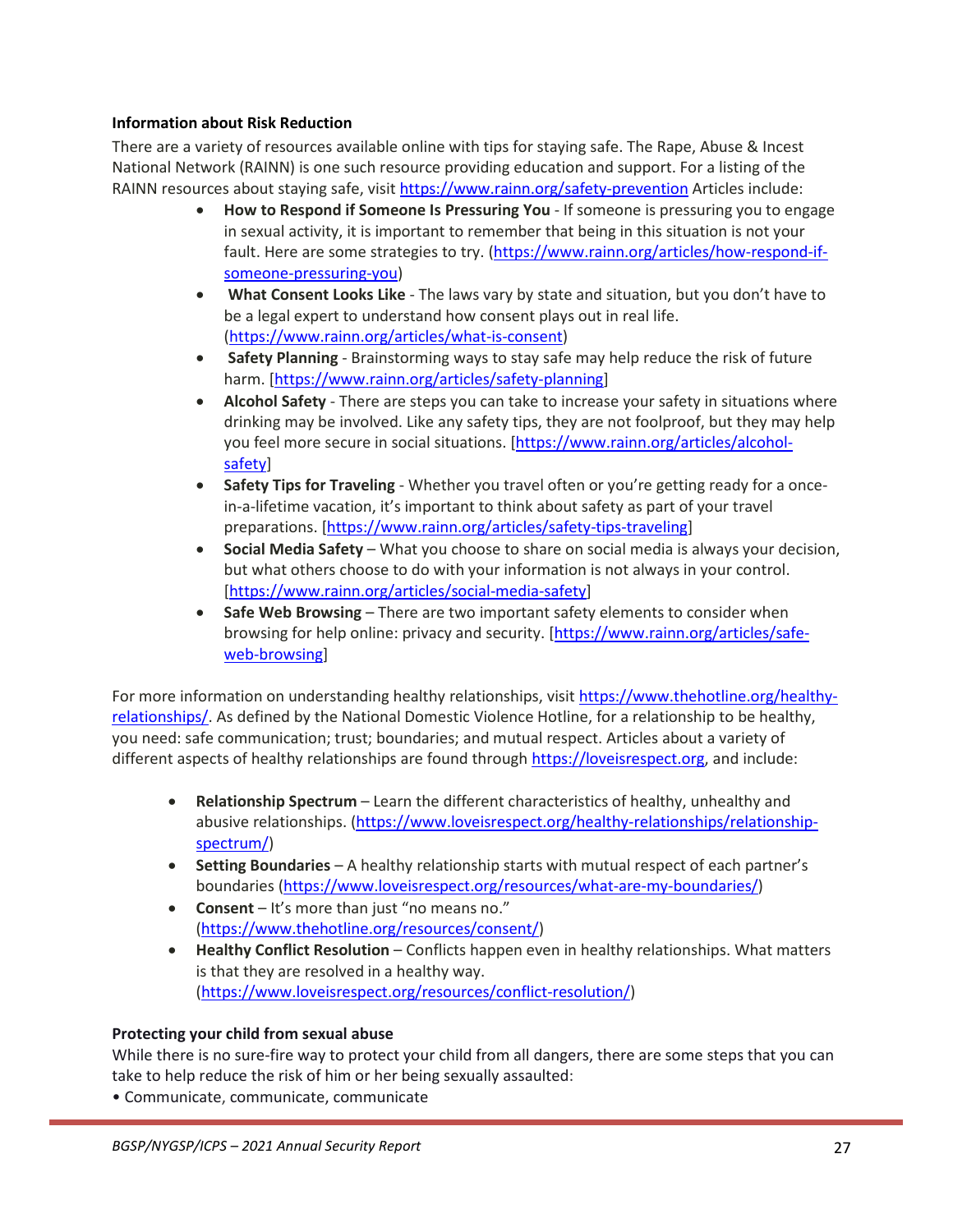**Information about Risk Reduction**

There are a variety of resources available online with tips for staying safe. The Rape, Abuse & Incest National Network (RAINN) is one such resource providing education and support. For a listing of the RAINN resources about staying safe, visit https://www.rainn.org/safety-prevention Articles include:

- **How to Respond if Someone Is Pressuring You** - If someone is pressuring you to engage in sexual activity, it is important to remember that being in this situation is not your fault. Here are some strategies to try. (https://www.rainn.org/articles/how-respond-if-someone-pressuring-you)
- **What Consent Looks Like** - The laws vary by state and situation, but you don't have to be a legal expert to understand how consent plays out in real life. (https://www.rainn.org/articles/what-is-consent)
- **Safety Planning** - Brainstorming ways to stay safe may help reduce the risk of future harm. [https://www.rainn.org/articles/safety-planning]
- **Alcohol Safety** - There are steps you can take to increase your safety in situations where drinking may be involved. Like any safety tips, they are not foolproof, but they may help you feel more secure in social situations. [https://www.rainn.org/articles/alcohol-safety]
- **Safety Tips for Traveling** - Whether you travel often or you're getting ready for a once-in-a-lifetime vacation, it's important to think about safety as part of your travel preparations. [https://www.rainn.org/articles/safety-tips-traveling]
- **Social Media Safety** – What you choose to share on social media is always your decision, but what others choose to do with your information is not always in your control. [https://www.rainn.org/articles/social-media-safety]
- **Safe Web Browsing** – There are two important safety elements to consider when browsing for help online: privacy and security. [https://www.rainn.org/articles/safe-web-browsing]

For more information on understanding healthy relationships, visit https://www.thehotline.org/healthy-relationships/. As defined by the National Domestic Violence Hotline, for a relationship to be healthy, you need: safe communication; trust; boundaries; and mutual respect. Articles about a variety of different aspects of healthy relationships are found through https://loveisrespect.org, and include:

- **Relationship Spectrum** – Learn the different characteristics of healthy, unhealthy and abusive relationships. (https://www.loveisrespect.org/healthy-relationships/relationship-spectrum/)
- **Setting Boundaries** – A healthy relationship starts with mutual respect of each partner's boundaries (https://www.loveisrespect.org/resources/what-are-my-boundaries/)
- **Consent** – It's more than just "no means no." (https://www.thehotline.org/resources/consent/)
- **Healthy Conflict Resolution** – Conflicts happen even in healthy relationships. What matters is that they are resolved in a healthy way. (https://www.loveisrespect.org/resources/conflict-resolution/)

**Protecting your child from sexual abuse**

While there is no sure-fire way to protect your child from all dangers, there are some steps that you can take to help reduce the risk of him or her being sexually assaulted:

- Communicate, communicate, communicate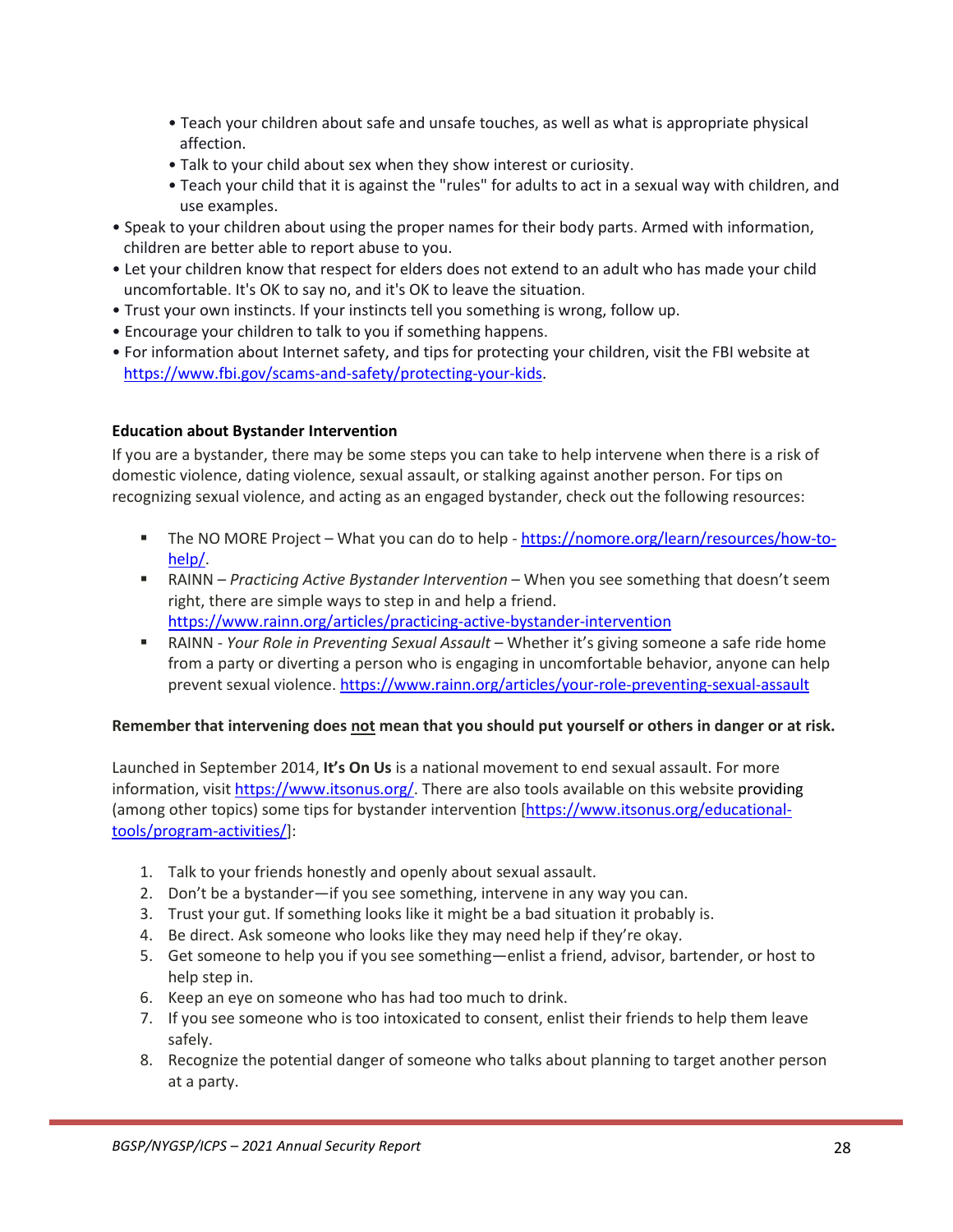- Teach your children about safe and unsafe touches, as well as what is appropriate physical affection.
    - Talk to your child about sex when they show interest or curiosity.
    - Teach your child that it is against the "rules" for adults to act in a sexual way with children, and use examples.
- Speak to your children about using the proper names for their body parts. Armed with information, children are better able to report abuse to you.
- Let your children know that respect for elders does not extend to an adult who has made your child uncomfortable. It's OK to say no, and it's OK to leave the situation.
- Trust your own instincts. If your instincts tell you something is wrong, follow up.
- Encourage your children to talk to you if something happens.
- For information about Internet safety, and tips for protecting your children, visit the FBI website at https://www.fbi.gov/scams-and-safety/protecting-your-kids.

**Education about Bystander Intervention**

If you are a bystander, there may be some steps you can take to help intervene when there is a risk of domestic violence, dating violence, sexual assault, or stalking against another person. For tips on recognizing sexual violence, and acting as an engaged bystander, check out the following resources:

- The NO MORE Project – What you can do to help - https://nomore.org/learn/resources/how-to-help/.
- RAINN – *Practicing Active Bystander Intervention* – When you see something that doesn't seem right, there are simple ways to step in and help a friend. https://www.rainn.org/articles/practicing-active-bystander-intervention
- RAINN - *Your Role in Preventing Sexual Assault* – Whether it's giving someone a safe ride home from a party or diverting a person who is engaging in uncomfortable behavior, anyone can help prevent sexual violence. https://www.rainn.org/articles/your-role-preventing-sexual-assault

**Remember that intervening does <u>not</u> mean that you should put yourself or others in danger or at risk.**

Launched in September 2014, **It's On Us** is a national movement to end sexual assault. For more information, visit https://www.itsonus.org/. There are also tools available on this website providing (among other topics) some tips for bystander intervention [https://www.itsonus.org/educational-tools/program-activities/]:

1. Talk to your friends honestly and openly about sexual assault.
2. Don't be a bystander—if you see something, intervene in any way you can.
3. Trust your gut. If something looks like it might be a bad situation it probably is.
4. Be direct. Ask someone who looks like they may need help if they're okay.
5. Get someone to help you if you see something—enlist a friend, advisor, bartender, or host to help step in.
6. Keep an eye on someone who has had too much to drink.
7. If you see someone who is too intoxicated to consent, enlist their friends to help them leave safely.
8. Recognize the potential danger of someone who talks about planning to target another person at a party.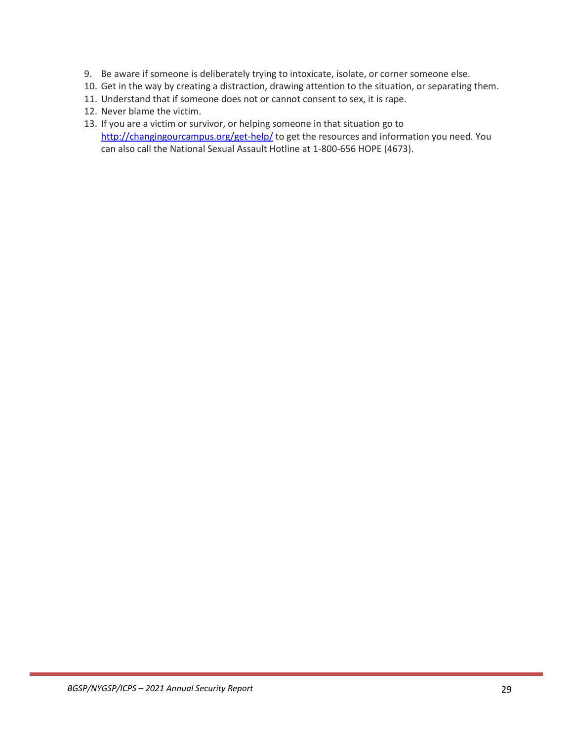9. Be aware if someone is deliberately trying to intoxicate, isolate, or corner someone else.
10. Get in the way by creating a distraction, drawing attention to the situation, or separating them.
11. Understand that if someone does not or cannot consent to sex, it is rape.
12. Never blame the victim.
13. If you are a victim or survivor, or helping someone in that situation go to [http://changingourcampus.org/get-help/](http://changingourcampus.org/get-help/) to get the resources and information you need. You can also call the National Sexual Assault Hotline at 1-800-656 HOPE (4673).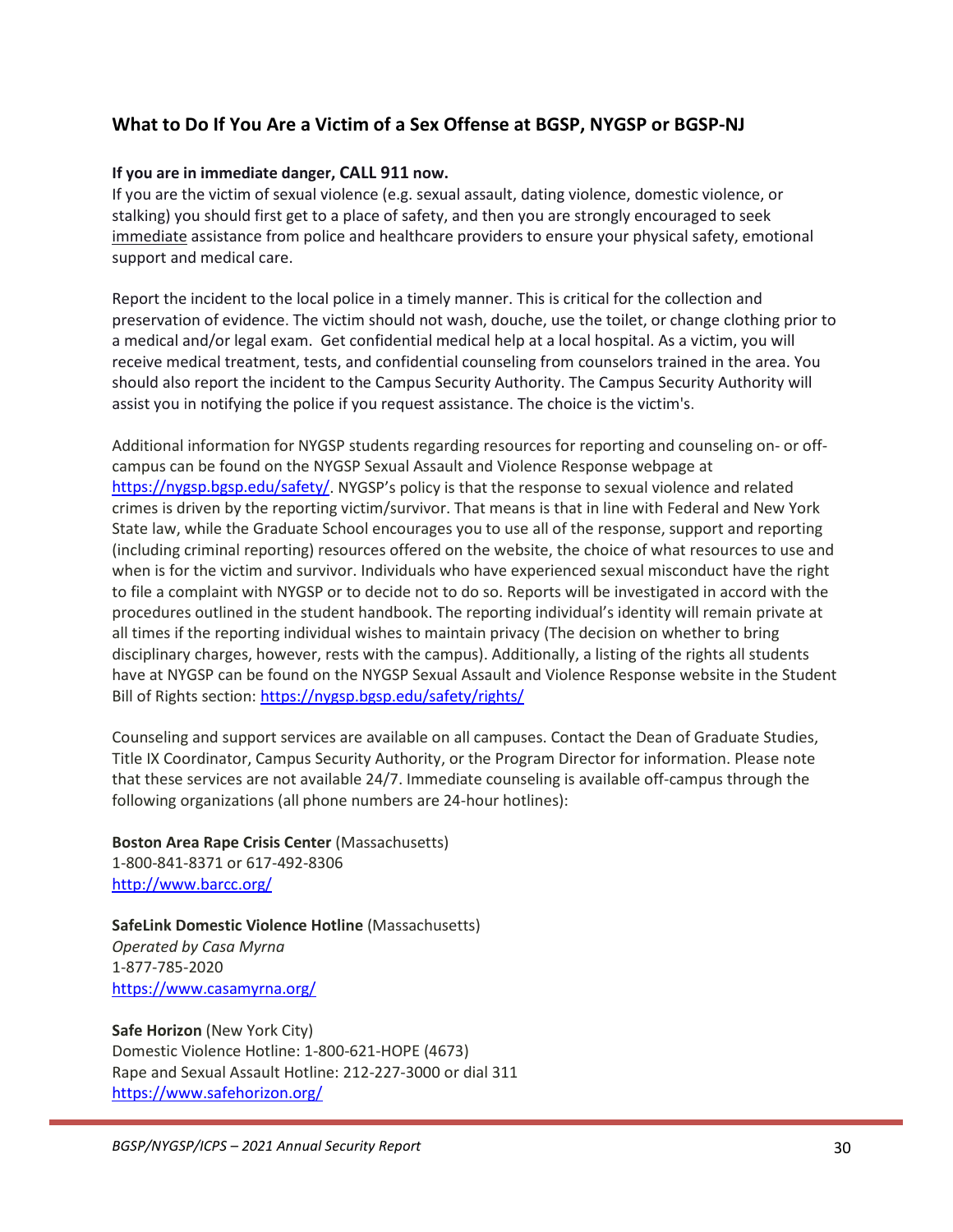## What to Do If You Are a Victim of a Sex Offense at BGSP, NYGSP or BGSP-NJ

**If you are in immediate danger, CALL 911 now.**
If you are the victim of sexual violence (e.g. sexual assault, dating violence, domestic violence, or stalking) you should first get to a place of safety, and then you are strongly encouraged to seek immediate assistance from police and healthcare providers to ensure your physical safety, emotional support and medical care.

Report the incident to the local police in a timely manner. This is critical for the collection and preservation of evidence. The victim should not wash, douche, use the toilet, or change clothing prior to a medical and/or legal exam. Get confidential medical help at a local hospital. As a victim, you will receive medical treatment, tests, and confidential counseling from counselors trained in the area. You should also report the incident to the Campus Security Authority. The Campus Security Authority will assist you in notifying the police if you request assistance. The choice is the victim's.

Additional information for NYGSP students regarding resources for reporting and counseling on- or off-campus can be found on the NYGSP Sexual Assault and Violence Response webpage at https://nygsp.bgsp.edu/safety/. NYGSP's policy is that the response to sexual violence and related crimes is driven by the reporting victim/survivor. That means is that in line with Federal and New York State law, while the Graduate School encourages you to use all of the response, support and reporting (including criminal reporting) resources offered on the website, the choice of what resources to use and when is for the victim and survivor. Individuals who have experienced sexual misconduct have the right to file a complaint with NYGSP or to decide not to do so. Reports will be investigated in accord with the procedures outlined in the student handbook. The reporting individual's identity will remain private at all times if the reporting individual wishes to maintain privacy (The decision on whether to bring disciplinary charges, however, rests with the campus). Additionally, a listing of the rights all students have at NYGSP can be found on the NYGSP Sexual Assault and Violence Response website in the Student Bill of Rights section: https://nygsp.bgsp.edu/safety/rights/

Counseling and support services are available on all campuses. Contact the Dean of Graduate Studies, Title IX Coordinator, Campus Security Authority, or the Program Director for information. Please note that these services are not available 24/7. Immediate counseling is available off-campus through the following organizations (all phone numbers are 24-hour hotlines):

**Boston Area Rape Crisis Center** (Massachusetts)
1-800-841-8371 or 617-492-8306
http://www.barcc.org/

**SafeLink Domestic Violence Hotline** (Massachusetts)
*Operated by Casa Myrna*
1-877-785-2020
https://www.casamyrna.org/

**Safe Horizon** (New York City)
Domestic Violence Hotline: 1-800-621-HOPE (4673)
Rape and Sexual Assault Hotline: 212-227-3000 or dial 311
https://www.safehorizon.org/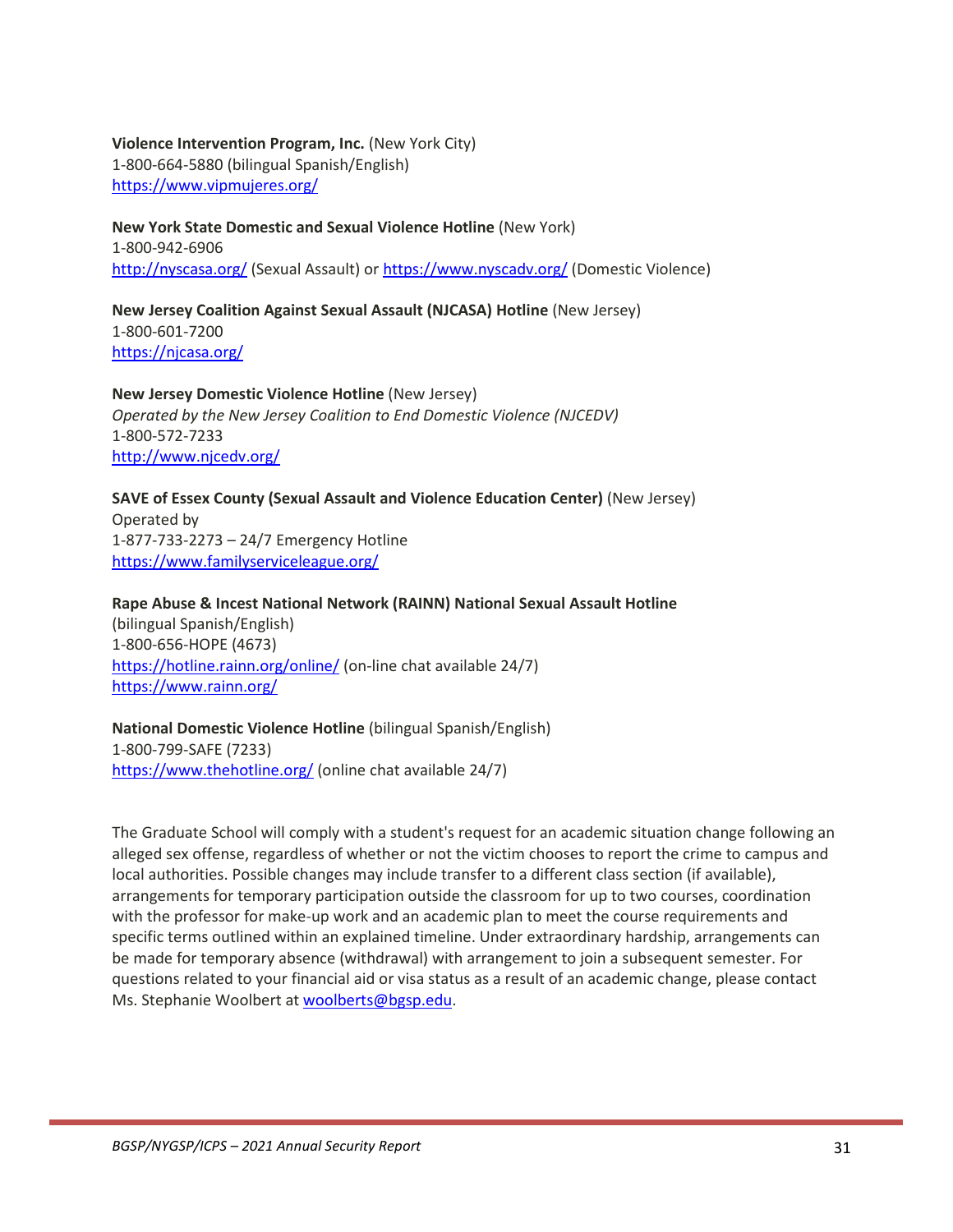**Violence Intervention Program, Inc.** (New York City)
1-800-664-5880 (bilingual Spanish/English)
https://www.vipmujeres.org/

**New York State Domestic and Sexual Violence Hotline** (New York)
1-800-942-6906
http://nyscasa.org/ (Sexual Assault) or https://www.nyscadv.org/ (Domestic Violence)

**New Jersey Coalition Against Sexual Assault (NJCASA) Hotline** (New Jersey)
1-800-601-7200
https://njcasa.org/

**New Jersey Domestic Violence Hotline** (New Jersey)
*Operated by the New Jersey Coalition to End Domestic Violence (NJCEDV)*
1-800-572-7233
http://www.njcedv.org/

**SAVE of Essex County (Sexual Assault and Violence Education Center)** (New Jersey)
Operated by
1-877-733-2273 – 24/7 Emergency Hotline
https://www.familyserviceleague.org/

**Rape Abuse & Incest National Network (RAINN) National Sexual Assault Hotline**
(bilingual Spanish/English)
1-800-656-HOPE (4673)
https://hotline.rainn.org/online/ (on-line chat available 24/7)
https://www.rainn.org/

**National Domestic Violence Hotline** (bilingual Spanish/English)
1-800-799-SAFE (7233)
https://www.thehotline.org/ (online chat available 24/7)

The Graduate School will comply with a student's request for an academic situation change following an alleged sex offense, regardless of whether or not the victim chooses to report the crime to campus and local authorities. Possible changes may include transfer to a different class section (if available), arrangements for temporary participation outside the classroom for up to two courses, coordination with the professor for make-up work and an academic plan to meet the course requirements and specific terms outlined within an explained timeline. Under extraordinary hardship, arrangements can be made for temporary absence (withdrawal) with arrangement to join a subsequent semester. For questions related to your financial aid or visa status as a result of an academic change, please contact Ms. Stephanie Woolbert at woolberts@bgsp.edu.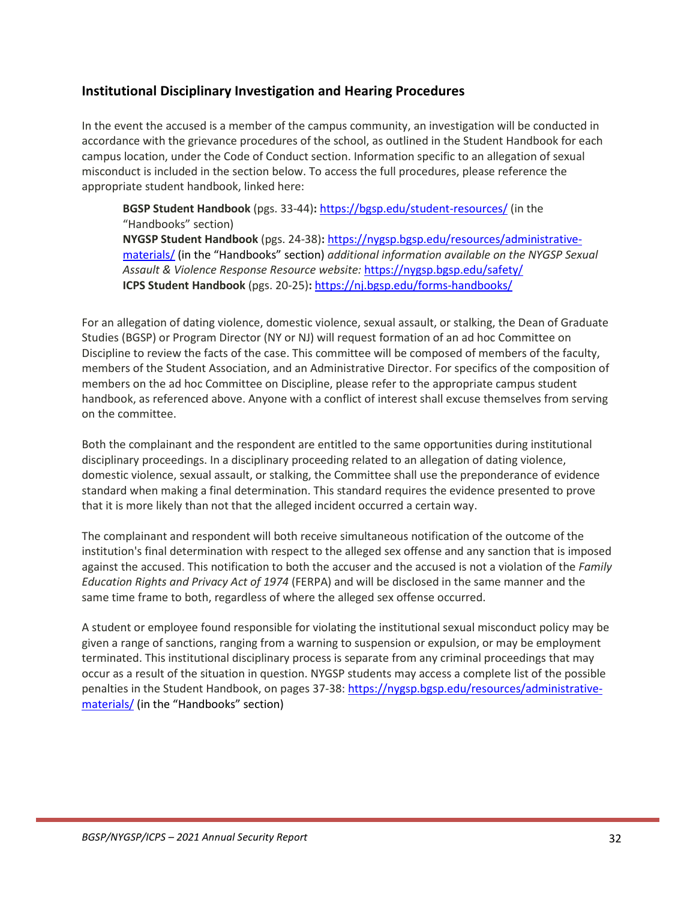## Institutional Disciplinary Investigation and Hearing Procedures

In the event the accused is a member of the campus community, an investigation will be conducted in accordance with the grievance procedures of the school, as outlined in the Student Handbook for each campus location, under the Code of Conduct section. Information specific to an allegation of sexual misconduct is included in the section below. To access the full procedures, please reference the appropriate student handbook, linked here:

> **BGSP Student Handbook** (pgs. 33-44)**:** https://bgsp.edu/student-resources/ (in the "Handbooks" section)
> **NYGSP Student Handbook** (pgs. 24-38)**:** https://nygsp.bgsp.edu/resources/administrative-materials/ (in the "Handbooks" section) *additional information available on the NYGSP Sexual Assault & Violence Response Resource website:* https://nygsp.bgsp.edu/safety/
> **ICPS Student Handbook** (pgs. 20-25)**:** https://nj.bgsp.edu/forms-handbooks/

For an allegation of dating violence, domestic violence, sexual assault, or stalking, the Dean of Graduate Studies (BGSP) or Program Director (NY or NJ) will request formation of an ad hoc Committee on Discipline to review the facts of the case. This committee will be composed of members of the faculty, members of the Student Association, and an Administrative Director. For specifics of the composition of members on the ad hoc Committee on Discipline, please refer to the appropriate campus student handbook, as referenced above. Anyone with a conflict of interest shall excuse themselves from serving on the committee.

Both the complainant and the respondent are entitled to the same opportunities during institutional disciplinary proceedings. In a disciplinary proceeding related to an allegation of dating violence, domestic violence, sexual assault, or stalking, the Committee shall use the preponderance of evidence standard when making a final determination. This standard requires the evidence presented to prove that it is more likely than not that the alleged incident occurred a certain way.

The complainant and respondent will both receive simultaneous notification of the outcome of the institution's final determination with respect to the alleged sex offense and any sanction that is imposed against the accused. This notification to both the accuser and the accused is not a violation of the *Family Education Rights and Privacy Act of 1974* (FERPA) and will be disclosed in the same manner and the same time frame to both, regardless of where the alleged sex offense occurred.

A student or employee found responsible for violating the institutional sexual misconduct policy may be given a range of sanctions, ranging from a warning to suspension or expulsion, or may be employment terminated. This institutional disciplinary process is separate from any criminal proceedings that may occur as a result of the situation in question. NYGSP students may access a complete list of the possible penalties in the Student Handbook, on pages 37-38: https://nygsp.bgsp.edu/resources/administrative-materials/ (in the "Handbooks" section)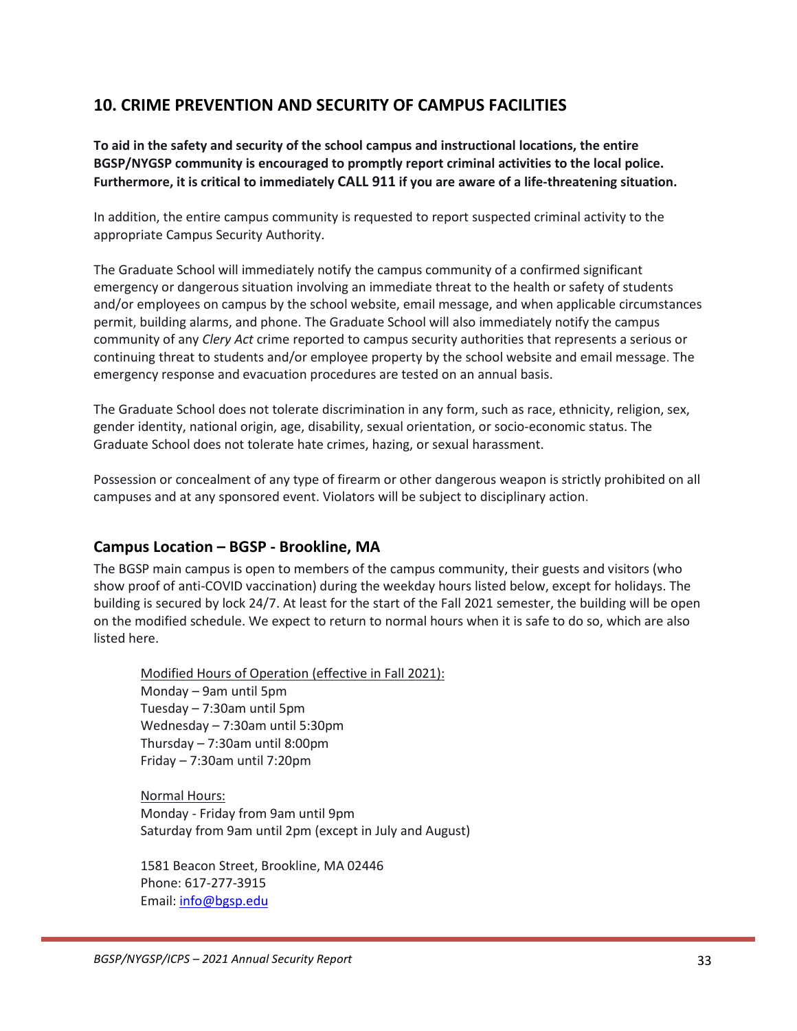## 10. CRIME PREVENTION AND SECURITY OF CAMPUS FACILITIES

**To aid in the safety and security of the school campus and instructional locations, the entire BGSP/NYGSP community is encouraged to promptly report criminal activities to the local police. Furthermore, it is critical to immediately CALL 911 if you are aware of a life-threatening situation.**

In addition, the entire campus community is requested to report suspected criminal activity to the appropriate Campus Security Authority.

The Graduate School will immediately notify the campus community of a confirmed significant emergency or dangerous situation involving an immediate threat to the health or safety of students and/or employees on campus by the school website, email message, and when applicable circumstances permit, building alarms, and phone. The Graduate School will also immediately notify the campus community of any *Clery Act* crime reported to campus security authorities that represents a serious or continuing threat to students and/or employee property by the school website and email message. The emergency response and evacuation procedures are tested on an annual basis.

The Graduate School does not tolerate discrimination in any form, such as race, ethnicity, religion, sex, gender identity, national origin, age, disability, sexual orientation, or socio-economic status. The Graduate School does not tolerate hate crimes, hazing, or sexual harassment.

Possession or concealment of any type of firearm or other dangerous weapon is strictly prohibited on all campuses and at any sponsored event. Violators will be subject to disciplinary action.

### Campus Location – BGSP - Brookline, MA

The BGSP main campus is open to members of the campus community, their guests and visitors (who show proof of anti-COVID vaccination) during the weekday hours listed below, except for holidays. The building is secured by lock 24/7. At least for the start of the Fall 2021 semester, the building will be open on the modified schedule. We expect to return to normal hours when it is safe to do so, which are also listed here.

Modified Hours of Operation (effective in Fall 2021):
Monday – 9am until 5pm
Tuesday – 7:30am until 5pm
Wednesday – 7:30am until 5:30pm
Thursday – 7:30am until 8:00pm
Friday – 7:30am until 7:20pm

Normal Hours:
Monday - Friday from 9am until 9pm
Saturday from 9am until 2pm (except in July and August)

1581 Beacon Street, Brookline, MA 02446
Phone: 617-277-3915
Email: info@bgsp.edu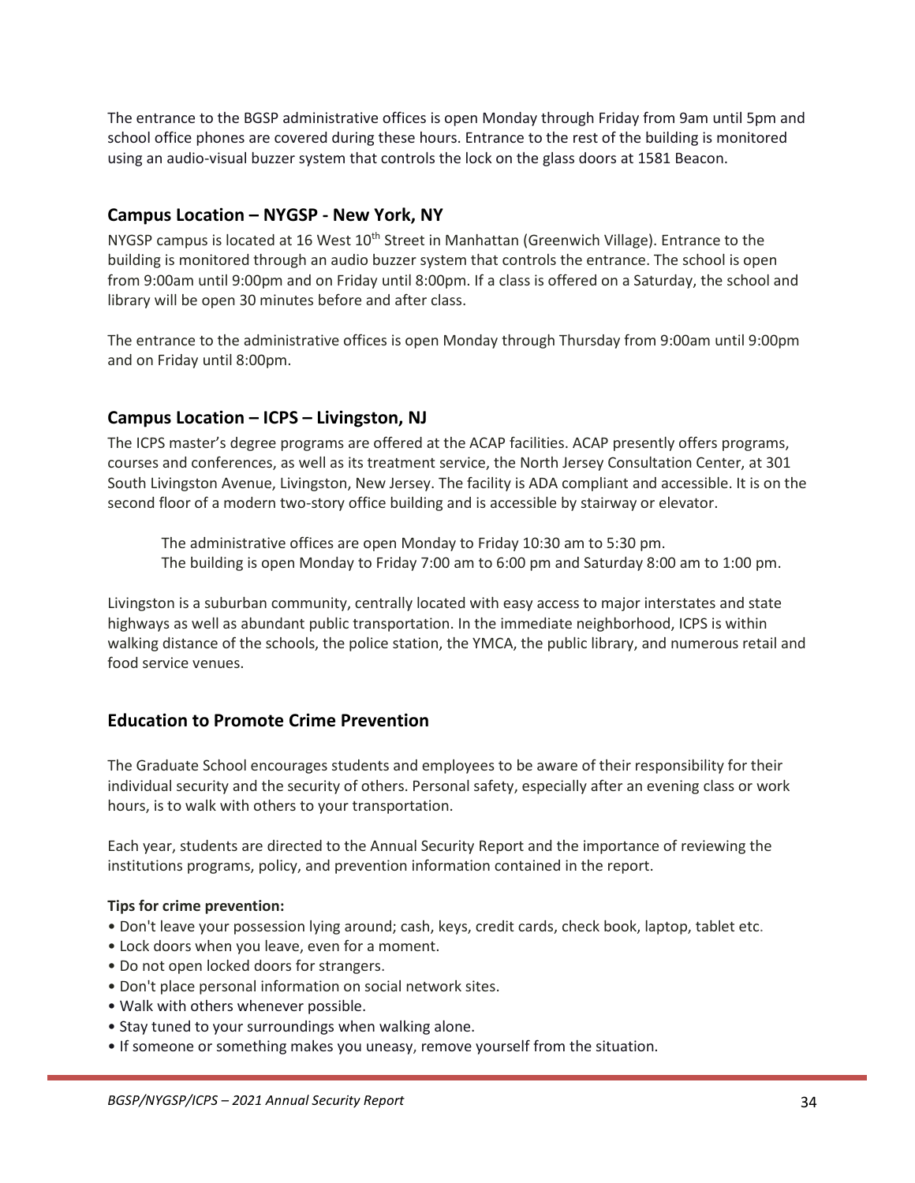The entrance to the BGSP administrative offices is open Monday through Friday from 9am until 5pm and school office phones are covered during these hours. Entrance to the rest of the building is monitored using an audio-visual buzzer system that controls the lock on the glass doors at 1581 Beacon.

## Campus Location – NYGSP - New York, NY

NYGSP campus is located at 16 West 10th Street in Manhattan (Greenwich Village). Entrance to the building is monitored through an audio buzzer system that controls the entrance. The school is open from 9:00am until 9:00pm and on Friday until 8:00pm. If a class is offered on a Saturday, the school and library will be open 30 minutes before and after class.

The entrance to the administrative offices is open Monday through Thursday from 9:00am until 9:00pm and on Friday until 8:00pm.

## Campus Location – ICPS – Livingston, NJ

The ICPS master's degree programs are offered at the ACAP facilities. ACAP presently offers programs, courses and conferences, as well as its treatment service, the North Jersey Consultation Center, at 301 South Livingston Avenue, Livingston, New Jersey. The facility is ADA compliant and accessible. It is on the second floor of a modern two-story office building and is accessible by stairway or elevator.

> The administrative offices are open Monday to Friday 10:30 am to 5:30 pm.
> The building is open Monday to Friday 7:00 am to 6:00 pm and Saturday 8:00 am to 1:00 pm.

Livingston is a suburban community, centrally located with easy access to major interstates and state highways as well as abundant public transportation. In the immediate neighborhood, ICPS is within walking distance of the schools, the police station, the YMCA, the public library, and numerous retail and food service venues.

## Education to Promote Crime Prevention

The Graduate School encourages students and employees to be aware of their responsibility for their individual security and the security of others. Personal safety, especially after an evening class or work hours, is to walk with others to your transportation.

Each year, students are directed to the Annual Security Report and the importance of reviewing the institutions programs, policy, and prevention information contained in the report.

**Tips for crime prevention:**

- Don't leave your possession lying around; cash, keys, credit cards, check book, laptop, tablet etc.
- Lock doors when you leave, even for a moment.
- Do not open locked doors for strangers.
- Don't place personal information on social network sites.
- Walk with others whenever possible.
- Stay tuned to your surroundings when walking alone.
- If someone or something makes you uneasy, remove yourself from the situation.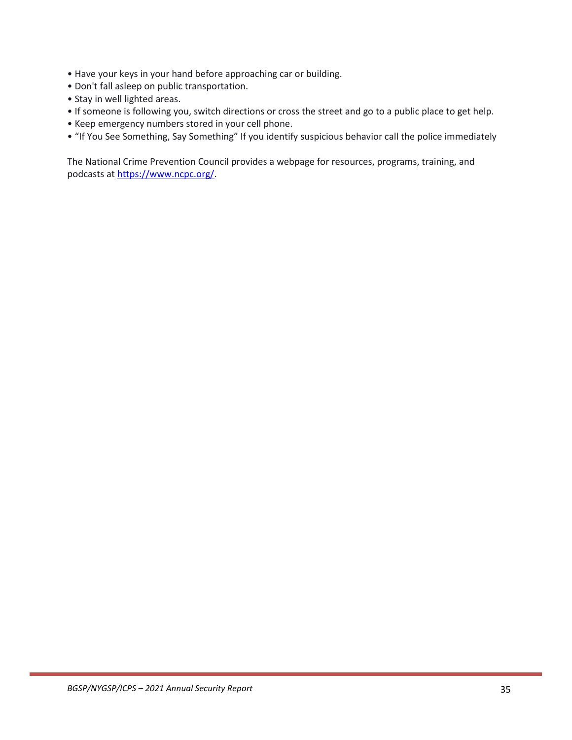- Have your keys in your hand before approaching car or building.
- Don't fall asleep on public transportation.
- Stay in well lighted areas.
- If someone is following you, switch directions or cross the street and go to a public place to get help.
- Keep emergency numbers stored in your cell phone.
- “If You See Something, Say Something” If you identify suspicious behavior call the police immediately

The National Crime Prevention Council provides a webpage for resources, programs, training, and podcasts at https://www.ncpc.org/.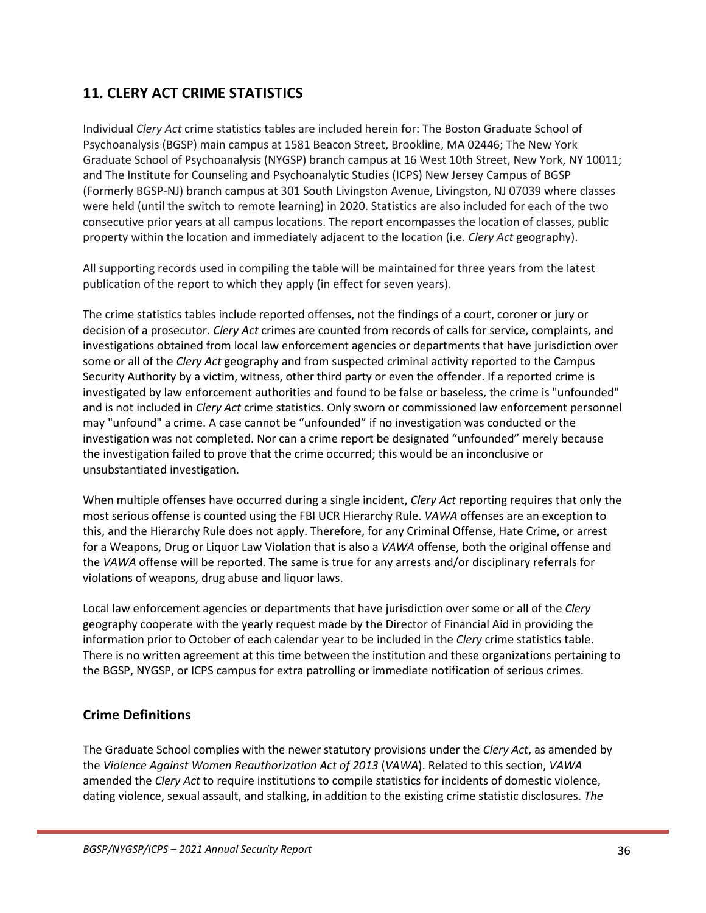## 11. CLERY ACT CRIME STATISTICS

Individual *Clery Act* crime statistics tables are included herein for: The Boston Graduate School of Psychoanalysis (BGSP) main campus at 1581 Beacon Street, Brookline, MA 02446; The New York Graduate School of Psychoanalysis (NYGSP) branch campus at 16 West 10th Street, New York, NY 10011; and The Institute for Counseling and Psychoanalytic Studies (ICPS) New Jersey Campus of BGSP (Formerly BGSP-NJ) branch campus at 301 South Livingston Avenue, Livingston, NJ 07039 where classes were held (until the switch to remote learning) in 2020. Statistics are also included for each of the two consecutive prior years at all campus locations. The report encompasses the location of classes, public property within the location and immediately adjacent to the location (i.e. *Clery Act* geography).

All supporting records used in compiling the table will be maintained for three years from the latest publication of the report to which they apply (in effect for seven years).

The crime statistics tables include reported offenses, not the findings of a court, coroner or jury or decision of a prosecutor. *Clery Act* crimes are counted from records of calls for service, complaints, and investigations obtained from local law enforcement agencies or departments that have jurisdiction over some or all of the *Clery Act* geography and from suspected criminal activity reported to the Campus Security Authority by a victim, witness, other third party or even the offender. If a reported crime is investigated by law enforcement authorities and found to be false or baseless, the crime is "unfounded" and is not included in *Clery Act* crime statistics. Only sworn or commissioned law enforcement personnel may "unfound" a crime. A case cannot be "unfounded" if no investigation was conducted or the investigation was not completed. Nor can a crime report be designated "unfounded" merely because the investigation failed to prove that the crime occurred; this would be an inconclusive or unsubstantiated investigation.

When multiple offenses have occurred during a single incident, *Clery Act* reporting requires that only the most serious offense is counted using the FBI UCR Hierarchy Rule. *VAWA* offenses are an exception to this, and the Hierarchy Rule does not apply. Therefore, for any Criminal Offense, Hate Crime, or arrest for a Weapons, Drug or Liquor Law Violation that is also a *VAWA* offense, both the original offense and the *VAWA* offense will be reported. The same is true for any arrests and/or disciplinary referrals for violations of weapons, drug abuse and liquor laws.

Local law enforcement agencies or departments that have jurisdiction over some or all of the *Clery* geography cooperate with the yearly request made by the Director of Financial Aid in providing the information prior to October of each calendar year to be included in the *Clery* crime statistics table. There is no written agreement at this time between the institution and these organizations pertaining to the BGSP, NYGSP, or ICPS campus for extra patrolling or immediate notification of serious crimes.

### Crime Definitions

The Graduate School complies with the newer statutory provisions under the *Clery Act*, as amended by the *Violence Against Women Reauthorization Act of 2013* (*VAWA*). Related to this section, *VAWA* amended the *Clery Act* to require institutions to compile statistics for incidents of domestic violence, dating violence, sexual assault, and stalking, in addition to the existing crime statistic disclosures. *The*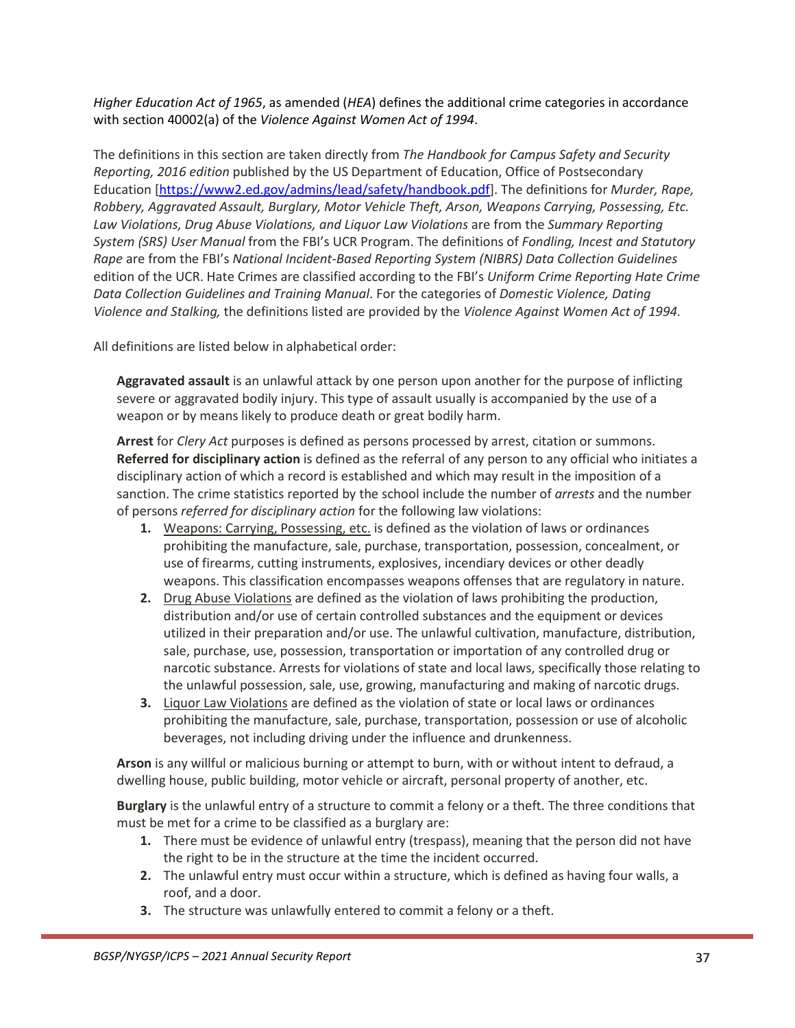*Higher Education Act of 1965*, as amended (*HEA*) defines the additional crime categories in accordance with section 40002(a) of the *Violence Against Women Act of 1994*.

The definitions in this section are taken directly from *The Handbook for Campus Safety and Security Reporting, 2016 edition* published by the US Department of Education, Office of Postsecondary Education [https://www2.ed.gov/admins/lead/safety/handbook.pdf]. The definitions for *Murder, Rape, Robbery, Aggravated Assault, Burglary, Motor Vehicle Theft, Arson, Weapons Carrying, Possessing, Etc. Law Violations, Drug Abuse Violations, and Liquor Law Violations* are from the *Summary Reporting System (SRS) User Manual* from the FBI's UCR Program. The definitions of *Fondling, Incest and Statutory Rape* are from the FBI's *National Incident-Based Reporting System (NIBRS) Data Collection Guidelines* edition of the UCR. Hate Crimes are classified according to the FBI's *Uniform Crime Reporting Hate Crime Data Collection Guidelines and Training Manual*. For the categories of *Domestic Violence, Dating Violence and Stalking,* the definitions listed are provided by the *Violence Against Women Act of 1994.*

All definitions are listed below in alphabetical order:

**Aggravated assault** is an unlawful attack by one person upon another for the purpose of inflicting severe or aggravated bodily injury. This type of assault usually is accompanied by the use of a weapon or by means likely to produce death or great bodily harm.

**Arrest** for *Clery Act* purposes is defined as persons processed by arrest, citation or summons. **Referred for disciplinary action** is defined as the referral of any person to any official who initiates a disciplinary action of which a record is established and which may result in the imposition of a sanction. The crime statistics reported by the school include the number of *arrests* and the number of persons *referred for disciplinary action* for the following law violations:

1. Weapons: Carrying, Possessing, etc. is defined as the violation of laws or ordinances prohibiting the manufacture, sale, purchase, transportation, possession, concealment, or use of firearms, cutting instruments, explosives, incendiary devices or other deadly weapons. This classification encompasses weapons offenses that are regulatory in nature.
2. Drug Abuse Violations are defined as the violation of laws prohibiting the production, distribution and/or use of certain controlled substances and the equipment or devices utilized in their preparation and/or use. The unlawful cultivation, manufacture, distribution, sale, purchase, use, possession, transportation or importation of any controlled drug or narcotic substance. Arrests for violations of state and local laws, specifically those relating to the unlawful possession, sale, use, growing, manufacturing and making of narcotic drugs.
3. Liquor Law Violations are defined as the violation of state or local laws or ordinances prohibiting the manufacture, sale, purchase, transportation, possession or use of alcoholic beverages, not including driving under the influence and drunkenness.

**Arson** is any willful or malicious burning or attempt to burn, with or without intent to defraud, a dwelling house, public building, motor vehicle or aircraft, personal property of another, etc.

**Burglary** is the unlawful entry of a structure to commit a felony or a theft. The three conditions that must be met for a crime to be classified as a burglary are:

1. There must be evidence of unlawful entry (trespass), meaning that the person did not have the right to be in the structure at the time the incident occurred.
2. The unlawful entry must occur within a structure, which is defined as having four walls, a roof, and a door.
3. The structure was unlawfully entered to commit a felony or a theft.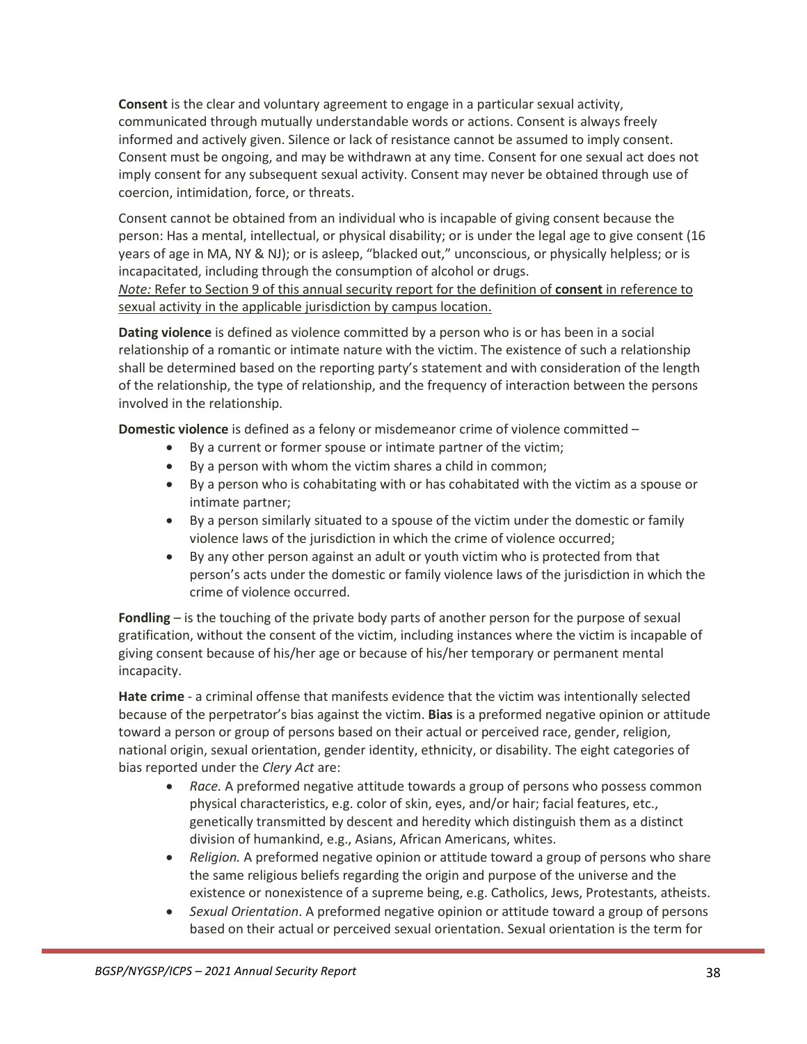**Consent** is the clear and voluntary agreement to engage in a particular sexual activity, communicated through mutually understandable words or actions. Consent is always freely informed and actively given. Silence or lack of resistance cannot be assumed to imply consent. Consent must be ongoing, and may be withdrawn at any time. Consent for one sexual act does not imply consent for any subsequent sexual activity. Consent may never be obtained through use of coercion, intimidation, force, or threats.

Consent cannot be obtained from an individual who is incapable of giving consent because the person: Has a mental, intellectual, or physical disability; or is under the legal age to give consent (16 years of age in MA, NY & NJ); or is asleep, "blacked out," unconscious, or physically helpless; or is incapacitated, including through the consumption of alcohol or drugs.
*Note:* Refer to Section 9 of this annual security report for the definition of **consent** in reference to sexual activity in the applicable jurisdiction by campus location.

**Dating violence** is defined as violence committed by a person who is or has been in a social relationship of a romantic or intimate nature with the victim. The existence of such a relationship shall be determined based on the reporting party's statement and with consideration of the length of the relationship, the type of relationship, and the frequency of interaction between the persons involved in the relationship.

**Domestic violence** is defined as a felony or misdemeanor crime of violence committed –

- By a current or former spouse or intimate partner of the victim;
- By a person with whom the victim shares a child in common;
- By a person who is cohabitating with or has cohabitated with the victim as a spouse or intimate partner;
- By a person similarly situated to a spouse of the victim under the domestic or family violence laws of the jurisdiction in which the crime of violence occurred;
- By any other person against an adult or youth victim who is protected from that person's acts under the domestic or family violence laws of the jurisdiction in which the crime of violence occurred.

**Fondling** – is the touching of the private body parts of another person for the purpose of sexual gratification, without the consent of the victim, including instances where the victim is incapable of giving consent because of his/her age or because of his/her temporary or permanent mental incapacity.

**Hate crime** - a criminal offense that manifests evidence that the victim was intentionally selected because of the perpetrator's bias against the victim. **Bias** is a preformed negative opinion or attitude toward a person or group of persons based on their actual or perceived race, gender, religion, national origin, sexual orientation, gender identity, ethnicity, or disability. The eight categories of bias reported under the *Clery Act* are:

- *Race.* A preformed negative attitude towards a group of persons who possess common physical characteristics, e.g. color of skin, eyes, and/or hair; facial features, etc., genetically transmitted by descent and heredity which distinguish them as a distinct division of humankind, e.g., Asians, African Americans, whites.
- *Religion.* A preformed negative opinion or attitude toward a group of persons who share the same religious beliefs regarding the origin and purpose of the universe and the existence or nonexistence of a supreme being, e.g. Catholics, Jews, Protestants, atheists.
- *Sexual Orientation*. A preformed negative opinion or attitude toward a group of persons based on their actual or perceived sexual orientation. Sexual orientation is the term for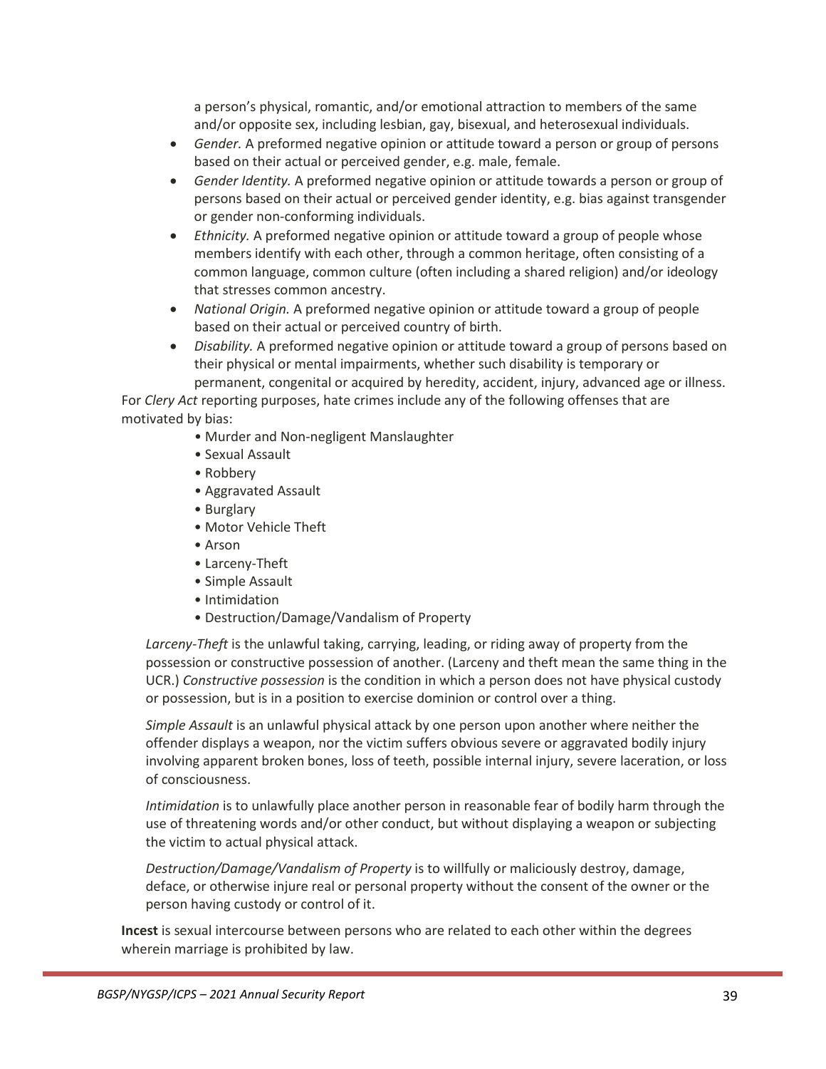a person's physical, romantic, and/or emotional attraction to members of the same and/or opposite sex, including lesbian, gay, bisexual, and heterosexual individuals.

- *Gender.* A preformed negative opinion or attitude toward a person or group of persons based on their actual or perceived gender, e.g. male, female.
- *Gender Identity.* A preformed negative opinion or attitude towards a person or group of persons based on their actual or perceived gender identity, e.g. bias against transgender or gender non-conforming individuals.
- *Ethnicity.* A preformed negative opinion or attitude toward a group of people whose members identify with each other, through a common heritage, often consisting of a common language, common culture (often including a shared religion) and/or ideology that stresses common ancestry.
- *National Origin.* A preformed negative opinion or attitude toward a group of people based on their actual or perceived country of birth.
- *Disability.* A preformed negative opinion or attitude toward a group of persons based on their physical or mental impairments, whether such disability is temporary or permanent, congenital or acquired by heredity, accident, injury, advanced age or illness.

For *Clery Act* reporting purposes, hate crimes include any of the following offenses that are motivated by bias:

- Murder and Non-negligent Manslaughter
- Sexual Assault
- Robbery
- Aggravated Assault
- Burglary
- Motor Vehicle Theft
- Arson
- Larceny-Theft
- Simple Assault
- Intimidation
- Destruction/Damage/Vandalism of Property

*Larceny-Theft* is the unlawful taking, carrying, leading, or riding away of property from the possession or constructive possession of another. (Larceny and theft mean the same thing in the UCR.) *Constructive possession* is the condition in which a person does not have physical custody or possession, but is in a position to exercise dominion or control over a thing.

*Simple Assault* is an unlawful physical attack by one person upon another where neither the offender displays a weapon, nor the victim suffers obvious severe or aggravated bodily injury involving apparent broken bones, loss of teeth, possible internal injury, severe laceration, or loss of consciousness.

*Intimidation* is to unlawfully place another person in reasonable fear of bodily harm through the use of threatening words and/or other conduct, but without displaying a weapon or subjecting the victim to actual physical attack.

*Destruction/Damage/Vandalism of Property* is to willfully or maliciously destroy, damage, deface, or otherwise injure real or personal property without the consent of the owner or the person having custody or control of it.

**Incest** is sexual intercourse between persons who are related to each other within the degrees wherein marriage is prohibited by law.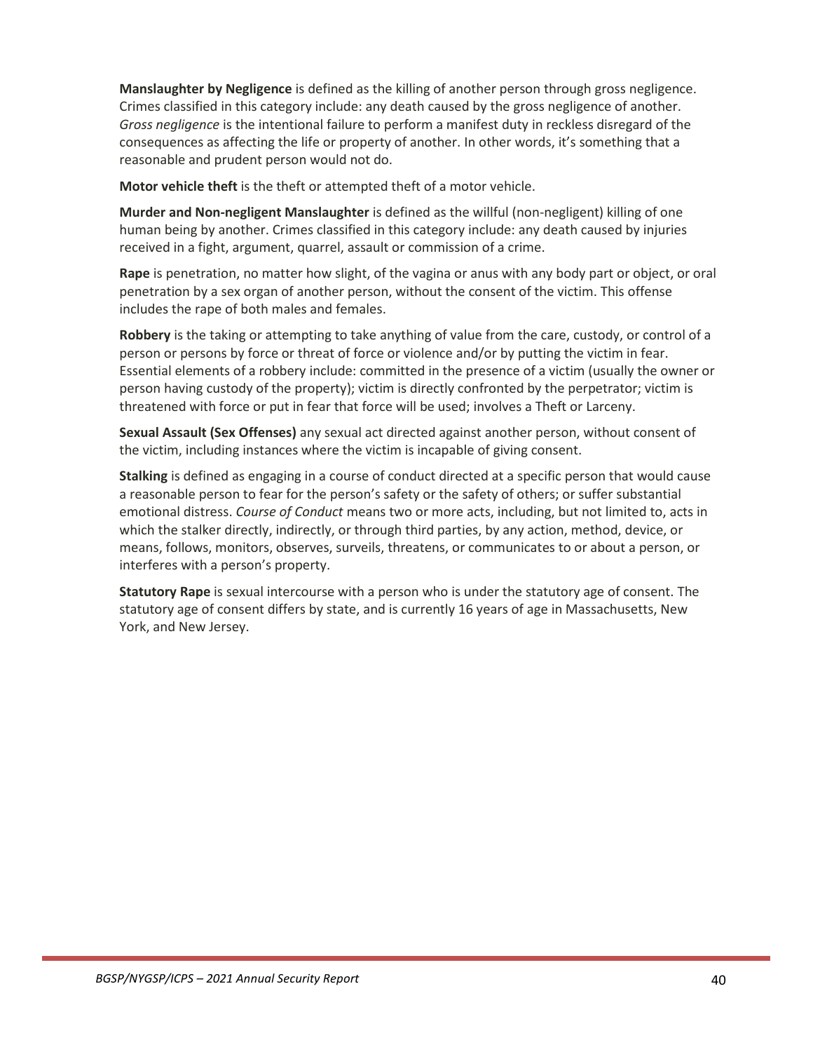**Manslaughter by Negligence** is defined as the killing of another person through gross negligence. Crimes classified in this category include: any death caused by the gross negligence of another. *Gross negligence* is the intentional failure to perform a manifest duty in reckless disregard of the consequences as affecting the life or property of another. In other words, it's something that a reasonable and prudent person would not do.

**Motor vehicle theft** is the theft or attempted theft of a motor vehicle.

**Murder and Non-negligent Manslaughter** is defined as the willful (non-negligent) killing of one human being by another. Crimes classified in this category include: any death caused by injuries received in a fight, argument, quarrel, assault or commission of a crime.

**Rape** is penetration, no matter how slight, of the vagina or anus with any body part or object, or oral penetration by a sex organ of another person, without the consent of the victim. This offense includes the rape of both males and females.

**Robbery** is the taking or attempting to take anything of value from the care, custody, or control of a person or persons by force or threat of force or violence and/or by putting the victim in fear. Essential elements of a robbery include: committed in the presence of a victim (usually the owner or person having custody of the property); victim is directly confronted by the perpetrator; victim is threatened with force or put in fear that force will be used; involves a Theft or Larceny.

**Sexual Assault (Sex Offenses)** any sexual act directed against another person, without consent of the victim, including instances where the victim is incapable of giving consent.

**Stalking** is defined as engaging in a course of conduct directed at a specific person that would cause a reasonable person to fear for the person's safety or the safety of others; or suffer substantial emotional distress. *Course of Conduct* means two or more acts, including, but not limited to, acts in which the stalker directly, indirectly, or through third parties, by any action, method, device, or means, follows, monitors, observes, surveils, threatens, or communicates to or about a person, or interferes with a person's property.

**Statutory Rape** is sexual intercourse with a person who is under the statutory age of consent. The statutory age of consent differs by state, and is currently 16 years of age in Massachusetts, New York, and New Jersey.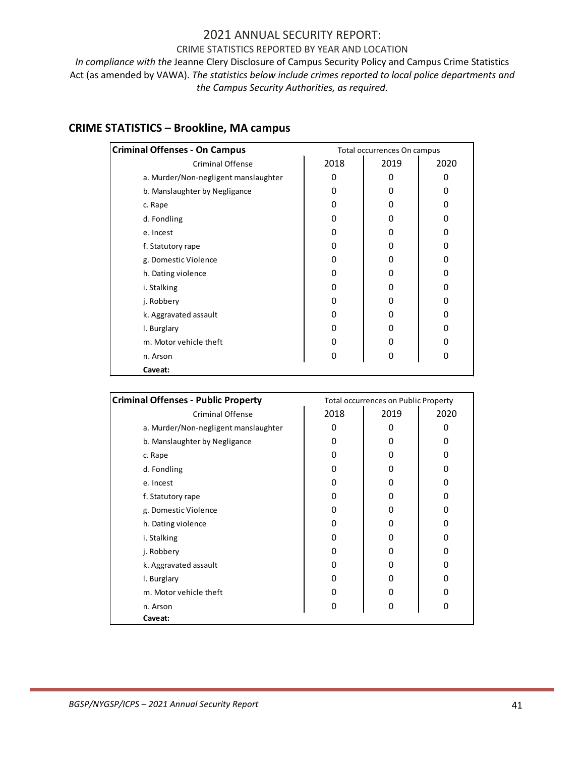# 2021 ANNUAL SECURITY REPORT:

CRIME STATISTICS REPORTED BY YEAR AND LOCATION

*In compliance with the* Jeanne Clery Disclosure of Campus Security Policy and Campus Crime Statistics Act (as amended by VAWA). *The statistics below include crimes reported to local police departments and the Campus Security Authorities, as required.*

## CRIME STATISTICS – Brookline, MA campus

| **Criminal Offenses - On Campus** | Total occurrences On campus | | |
|---|---|---|---|
| Criminal Offense | 2018 | 2019 | 2020 |
| a. Murder/Non-negligent manslaughter | 0 | 0 | 0 |
| b. Manslaughter by Negligance | 0 | 0 | 0 |
| c. Rape | 0 | 0 | 0 |
| d. Fondling | 0 | 0 | 0 |
| e. Incest | 0 | 0 | 0 |
| f. Statutory rape | 0 | 0 | 0 |
| g. Domestic Violence | 0 | 0 | 0 |
| h. Dating violence | 0 | 0 | 0 |
| i. Stalking | 0 | 0 | 0 |
| j. Robbery | 0 | 0 | 0 |
| k. Aggravated assault | 0 | 0 | 0 |
| l. Burglary | 0 | 0 | 0 |
| m. Motor vehicle theft | 0 | 0 | 0 |
| n. Arson | 0 | 0 | 0 |
| **Caveat:** | | | |

| **Criminal Offenses - Public Property** | Total occurrences on Public Property | | |
|---|---|---|---|
| Criminal Offense | 2018 | 2019 | 2020 |
| a. Murder/Non-negligent manslaughter | 0 | 0 | 0 |
| b. Manslaughter by Negligance | 0 | 0 | 0 |
| c. Rape | 0 | 0 | 0 |
| d. Fondling | 0 | 0 | 0 |
| e. Incest | 0 | 0 | 0 |
| f. Statutory rape | 0 | 0 | 0 |
| g. Domestic Violence | 0 | 0 | 0 |
| h. Dating violence | 0 | 0 | 0 |
| i. Stalking | 0 | 0 | 0 |
| j. Robbery | 0 | 0 | 0 |
| k. Aggravated assault | 0 | 0 | 0 |
| l. Burglary | 0 | 0 | 0 |
| m. Motor vehicle theft | 0 | 0 | 0 |
| n. Arson | 0 | 0 | 0 |
| **Caveat:** | | | |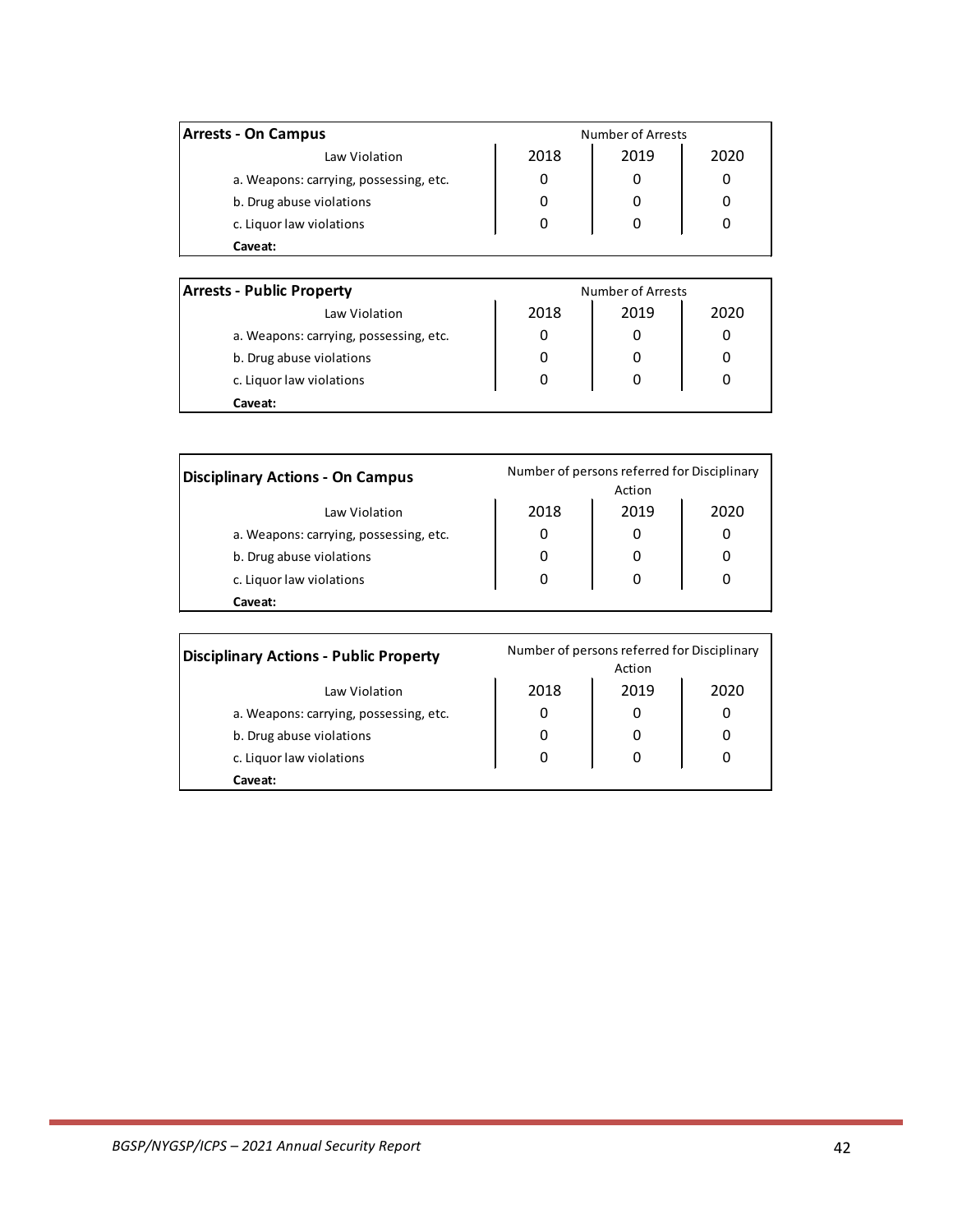| **Arrests - On Campus** | Number of Arrests | | |
|---|---|---|---|
| Law Violation | 2018 | 2019 | 2020 |
| a. Weapons: carrying, possessing, etc. | 0 | 0 | 0 |
| b. Drug abuse violations | 0 | 0 | 0 |
| c. Liquor law violations | 0 | 0 | 0 |
| **Caveat:** | | | |

| **Arrests - Public Property** | Number of Arrests | | |
|---|---|---|---|
| Law Violation | 2018 | 2019 | 2020 |
| a. Weapons: carrying, possessing, etc. | 0 | 0 | 0 |
| b. Drug abuse violations | 0 | 0 | 0 |
| c. Liquor law violations | 0 | 0 | 0 |
| **Caveat:** | | | |

| **Disciplinary Actions - On Campus** | Number of persons referred for Disciplinary Action | | |
|---|---|---|---|
| Law Violation | 2018 | 2019 | 2020 |
| a. Weapons: carrying, possessing, etc. | 0 | 0 | 0 |
| b. Drug abuse violations | 0 | 0 | 0 |
| c. Liquor law violations | 0 | 0 | 0 |
| **Caveat:** | | | |

| **Disciplinary Actions - Public Property** | Number of persons referred for Disciplinary Action | | |
|---|---|---|---|
| Law Violation | 2018 | 2019 | 2020 |
| a. Weapons: carrying, possessing, etc. | 0 | 0 | 0 |
| b. Drug abuse violations | 0 | 0 | 0 |
| c. Liquor law violations | 0 | 0 | 0 |
| **Caveat:** | | | |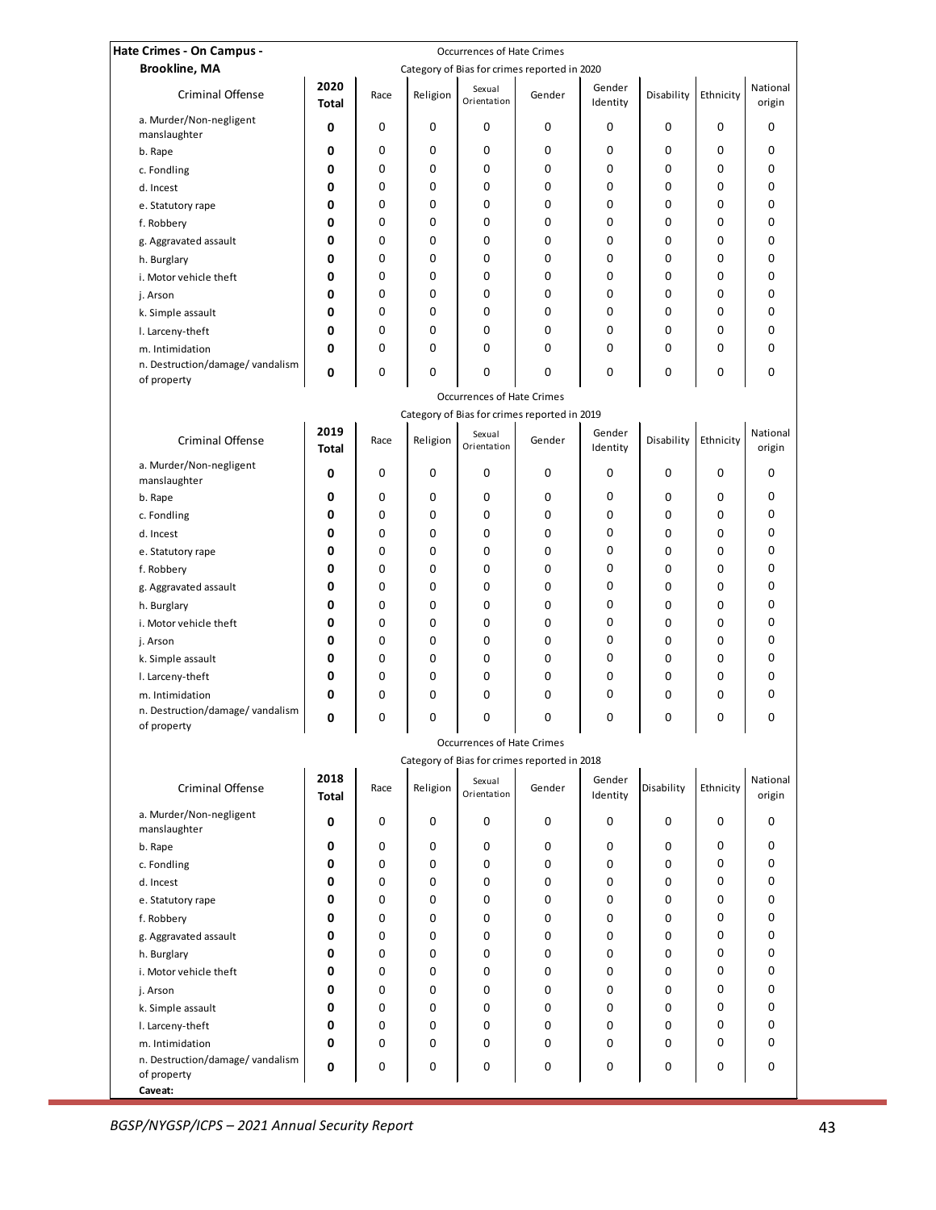**Hate Crimes - On Campus - Brookline, MA**

Occurrences of Hate Crimes

Category of Bias for crimes reported in 2020

| Criminal Offense | 2020 Total | Race | Religion | Sexual Orientation | Gender | Gender Identity | Disability | Ethnicity | National origin |
|---|---|---|---|---|---|---|---|---|---|
| a. Murder/Non-negligent manslaughter | **0** | 0 | 0 | 0 | 0 | 0 | 0 | 0 | 0 |
| b. Rape | **0** | 0 | 0 | 0 | 0 | 0 | 0 | 0 | 0 |
| c. Fondling | **0** | 0 | 0 | 0 | 0 | 0 | 0 | 0 | 0 |
| d. Incest | **0** | 0 | 0 | 0 | 0 | 0 | 0 | 0 | 0 |
| e. Statutory rape | **0** | 0 | 0 | 0 | 0 | 0 | 0 | 0 | 0 |
| f. Robbery | **0** | 0 | 0 | 0 | 0 | 0 | 0 | 0 | 0 |
| g. Aggravated assault | **0** | 0 | 0 | 0 | 0 | 0 | 0 | 0 | 0 |
| h. Burglary | **0** | 0 | 0 | 0 | 0 | 0 | 0 | 0 | 0 |
| i. Motor vehicle theft | **0** | 0 | 0 | 0 | 0 | 0 | 0 | 0 | 0 |
| j. Arson | **0** | 0 | 0 | 0 | 0 | 0 | 0 | 0 | 0 |
| k. Simple assault | **0** | 0 | 0 | 0 | 0 | 0 | 0 | 0 | 0 |
| l. Larceny-theft | **0** | 0 | 0 | 0 | 0 | 0 | 0 | 0 | 0 |
| m. Intimidation | **0** | 0 | 0 | 0 | 0 | 0 | 0 | 0 | 0 |
| n. Destruction/damage/ vandalism of property | **0** | 0 | 0 | 0 | 0 | 0 | 0 | 0 | 0 |

Occurrences of Hate Crimes

Category of Bias for crimes reported in 2019

| Criminal Offense | 2019 Total | Race | Religion | Sexual Orientation | Gender | Gender Identity | Disability | Ethnicity | National origin |
|---|---|---|---|---|---|---|---|---|---|
| a. Murder/Non-negligent manslaughter | **0** | 0 | 0 | 0 | 0 | 0 | 0 | 0 | 0 |
| b. Rape | **0** | 0 | 0 | 0 | 0 | 0 | 0 | 0 | 0 |
| c. Fondling | **0** | 0 | 0 | 0 | 0 | 0 | 0 | 0 | 0 |
| d. Incest | **0** | 0 | 0 | 0 | 0 | 0 | 0 | 0 | 0 |
| e. Statutory rape | **0** | 0 | 0 | 0 | 0 | 0 | 0 | 0 | 0 |
| f. Robbery | **0** | 0 | 0 | 0 | 0 | 0 | 0 | 0 | 0 |
| g. Aggravated assault | **0** | 0 | 0 | 0 | 0 | 0 | 0 | 0 | 0 |
| h. Burglary | **0** | 0 | 0 | 0 | 0 | 0 | 0 | 0 | 0 |
| i. Motor vehicle theft | **0** | 0 | 0 | 0 | 0 | 0 | 0 | 0 | 0 |
| j. Arson | **0** | 0 | 0 | 0 | 0 | 0 | 0 | 0 | 0 |
| k. Simple assault | **0** | 0 | 0 | 0 | 0 | 0 | 0 | 0 | 0 |
| l. Larceny-theft | **0** | 0 | 0 | 0 | 0 | 0 | 0 | 0 | 0 |
| m. Intimidation | **0** | 0 | 0 | 0 | 0 | 0 | 0 | 0 | 0 |
| n. Destruction/damage/ vandalism of property | **0** | 0 | 0 | 0 | 0 | 0 | 0 | 0 | 0 |

Occurrences of Hate Crimes

Category of Bias for crimes reported in 2018

| Criminal Offense | 2018 Total | Race | Religion | Sexual Orientation | Gender | Gender Identity | Disability | Ethnicity | National origin |
|---|---|---|---|---|---|---|---|---|---|
| a. Murder/Non-negligent manslaughter | **0** | 0 | 0 | 0 | 0 | 0 | 0 | 0 | 0 |
| b. Rape | **0** | 0 | 0 | 0 | 0 | 0 | 0 | 0 | 0 |
| c. Fondling | **0** | 0 | 0 | 0 | 0 | 0 | 0 | 0 | 0 |
| d. Incest | **0** | 0 | 0 | 0 | 0 | 0 | 0 | 0 | 0 |
| e. Statutory rape | **0** | 0 | 0 | 0 | 0 | 0 | 0 | 0 | 0 |
| f. Robbery | **0** | 0 | 0 | 0 | 0 | 0 | 0 | 0 | 0 |
| g. Aggravated assault | **0** | 0 | 0 | 0 | 0 | 0 | 0 | 0 | 0 |
| h. Burglary | **0** | 0 | 0 | 0 | 0 | 0 | 0 | 0 | 0 |
| i. Motor vehicle theft | **0** | 0 | 0 | 0 | 0 | 0 | 0 | 0 | 0 |
| j. Arson | **0** | 0 | 0 | 0 | 0 | 0 | 0 | 0 | 0 |
| k. Simple assault | **0** | 0 | 0 | 0 | 0 | 0 | 0 | 0 | 0 |
| l. Larceny-theft | **0** | 0 | 0 | 0 | 0 | 0 | 0 | 0 | 0 |
| m. Intimidation | **0** | 0 | 0 | 0 | 0 | 0 | 0 | 0 | 0 |
| n. Destruction/damage/ vandalism of property | **0** | 0 | 0 | 0 | 0 | 0 | 0 | 0 | 0 |

**Caveat:**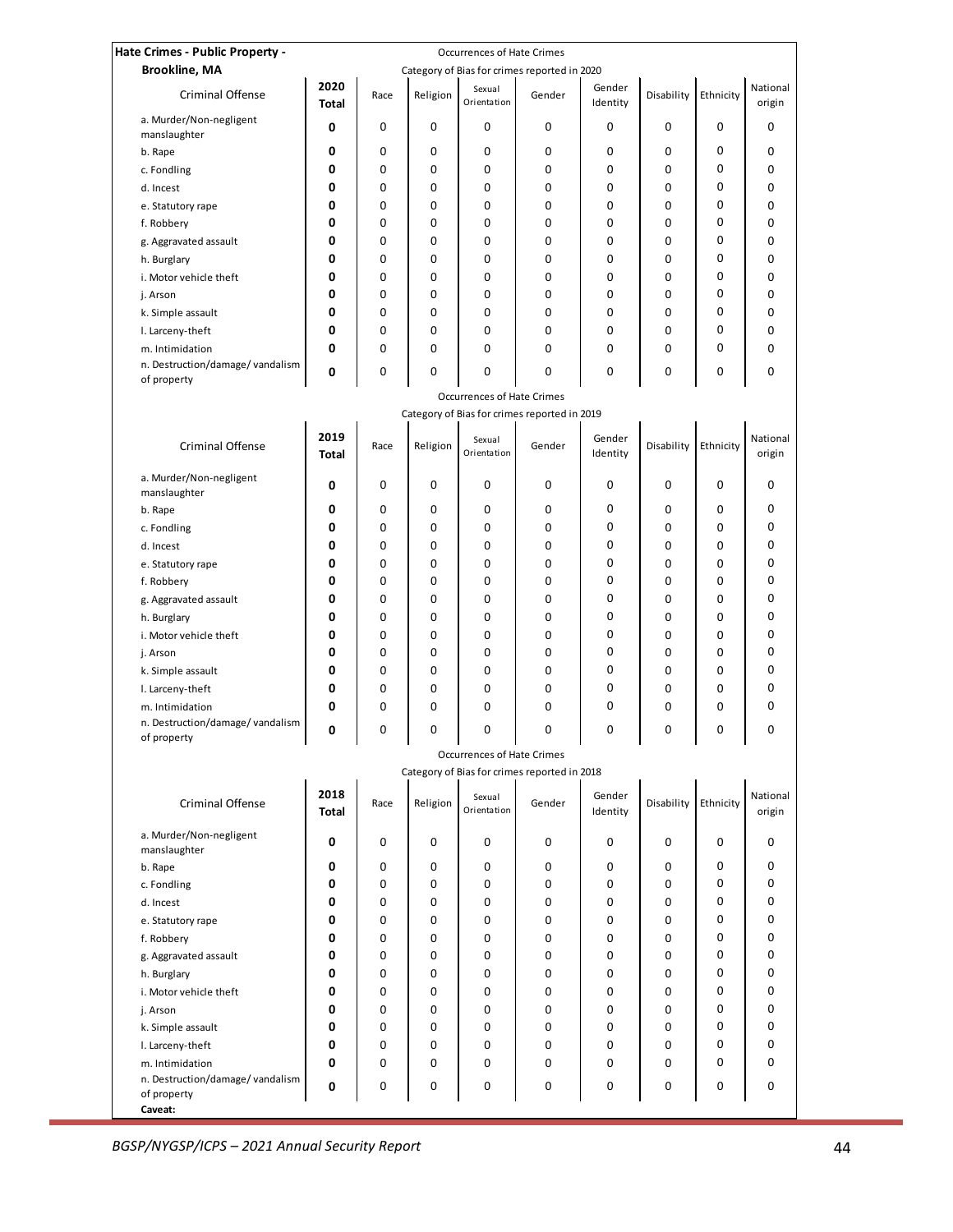## Hate Crimes - Public Property - Brookline, MA

Occurrences of Hate Crimes

Category of Bias for crimes reported in 2020

| Criminal Offense | 2020 Total | Race | Religion | Sexual Orientation | Gender | Gender Identity | Disability | Ethnicity | National origin |
|---|---|---|---|---|---|---|---|---|---|
| a. Murder/Non-negligent manslaughter | **0** | 0 | 0 | 0 | 0 | 0 | 0 | 0 | 0 |
| b. Rape | **0** | 0 | 0 | 0 | 0 | 0 | 0 | 0 | 0 |
| c. Fondling | **0** | 0 | 0 | 0 | 0 | 0 | 0 | 0 | 0 |
| d. Incest | **0** | 0 | 0 | 0 | 0 | 0 | 0 | 0 | 0 |
| e. Statutory rape | **0** | 0 | 0 | 0 | 0 | 0 | 0 | 0 | 0 |
| f. Robbery | **0** | 0 | 0 | 0 | 0 | 0 | 0 | 0 | 0 |
| g. Aggravated assault | **0** | 0 | 0 | 0 | 0 | 0 | 0 | 0 | 0 |
| h. Burglary | **0** | 0 | 0 | 0 | 0 | 0 | 0 | 0 | 0 |
| i. Motor vehicle theft | **0** | 0 | 0 | 0 | 0 | 0 | 0 | 0 | 0 |
| j. Arson | **0** | 0 | 0 | 0 | 0 | 0 | 0 | 0 | 0 |
| k. Simple assault | **0** | 0 | 0 | 0 | 0 | 0 | 0 | 0 | 0 |
| l. Larceny-theft | **0** | 0 | 0 | 0 | 0 | 0 | 0 | 0 | 0 |
| m. Intimidation | **0** | 0 | 0 | 0 | 0 | 0 | 0 | 0 | 0 |
| n. Destruction/damage/ vandalism of property | **0** | 0 | 0 | 0 | 0 | 0 | 0 | 0 | 0 |

Occurrences of Hate Crimes

Category of Bias for crimes reported in 2019

| Criminal Offense | 2019 Total | Race | Religion | Sexual Orientation | Gender | Gender Identity | Disability | Ethnicity | National origin |
|---|---|---|---|---|---|---|---|---|---|
| a. Murder/Non-negligent manslaughter | **0** | 0 | 0 | 0 | 0 | 0 | 0 | 0 | 0 |
| b. Rape | **0** | 0 | 0 | 0 | 0 | 0 | 0 | 0 | 0 |
| c. Fondling | **0** | 0 | 0 | 0 | 0 | 0 | 0 | 0 | 0 |
| d. Incest | **0** | 0 | 0 | 0 | 0 | 0 | 0 | 0 | 0 |
| e. Statutory rape | **0** | 0 | 0 | 0 | 0 | 0 | 0 | 0 | 0 |
| f. Robbery | **0** | 0 | 0 | 0 | 0 | 0 | 0 | 0 | 0 |
| g. Aggravated assault | **0** | 0 | 0 | 0 | 0 | 0 | 0 | 0 | 0 |
| h. Burglary | **0** | 0 | 0 | 0 | 0 | 0 | 0 | 0 | 0 |
| i. Motor vehicle theft | **0** | 0 | 0 | 0 | 0 | 0 | 0 | 0 | 0 |
| j. Arson | **0** | 0 | 0 | 0 | 0 | 0 | 0 | 0 | 0 |
| k. Simple assault | **0** | 0 | 0 | 0 | 0 | 0 | 0 | 0 | 0 |
| l. Larceny-theft | **0** | 0 | 0 | 0 | 0 | 0 | 0 | 0 | 0 |
| m. Intimidation | **0** | 0 | 0 | 0 | 0 | 0 | 0 | 0 | 0 |
| n. Destruction/damage/ vandalism of property | **0** | 0 | 0 | 0 | 0 | 0 | 0 | 0 | 0 |

Occurrences of Hate Crimes

Category of Bias for crimes reported in 2018

| Criminal Offense | 2018 Total | Race | Religion | Sexual Orientation | Gender | Gender Identity | Disability | Ethnicity | National origin |
|---|---|---|---|---|---|---|---|---|---|
| a. Murder/Non-negligent manslaughter | **0** | 0 | 0 | 0 | 0 | 0 | 0 | 0 | 0 |
| b. Rape | **0** | 0 | 0 | 0 | 0 | 0 | 0 | 0 | 0 |
| c. Fondling | **0** | 0 | 0 | 0 | 0 | 0 | 0 | 0 | 0 |
| d. Incest | **0** | 0 | 0 | 0 | 0 | 0 | 0 | 0 | 0 |
| e. Statutory rape | **0** | 0 | 0 | 0 | 0 | 0 | 0 | 0 | 0 |
| f. Robbery | **0** | 0 | 0 | 0 | 0 | 0 | 0 | 0 | 0 |
| g. Aggravated assault | **0** | 0 | 0 | 0 | 0 | 0 | 0 | 0 | 0 |
| h. Burglary | **0** | 0 | 0 | 0 | 0 | 0 | 0 | 0 | 0 |
| i. Motor vehicle theft | **0** | 0 | 0 | 0 | 0 | 0 | 0 | 0 | 0 |
| j. Arson | **0** | 0 | 0 | 0 | 0 | 0 | 0 | 0 | 0 |
| k. Simple assault | **0** | 0 | 0 | 0 | 0 | 0 | 0 | 0 | 0 |
| l. Larceny-theft | **0** | 0 | 0 | 0 | 0 | 0 | 0 | 0 | 0 |
| m. Intimidation | **0** | 0 | 0 | 0 | 0 | 0 | 0 | 0 | 0 |
| n. Destruction/damage/ vandalism of property | **0** | 0 | 0 | 0 | 0 | 0 | 0 | 0 | 0 |

**Caveat:**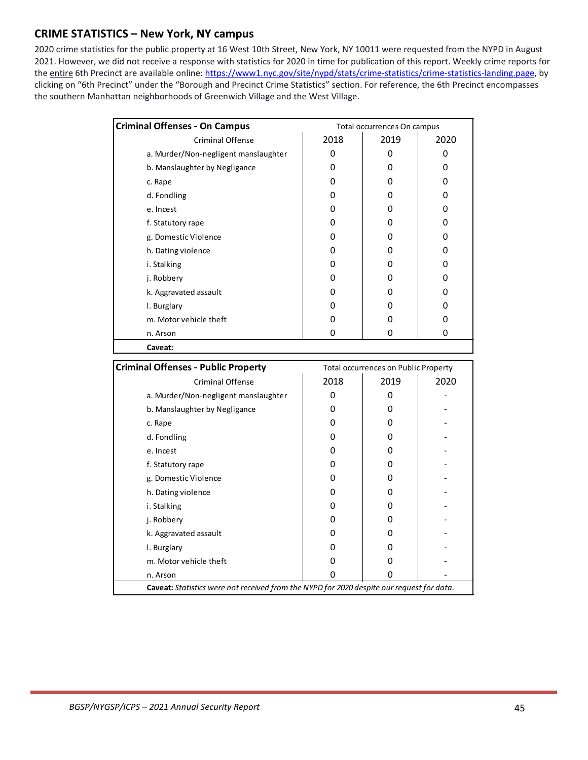## CRIME STATISTICS – New York, NY campus

2020 crime statistics for the public property at 16 West 10th Street, New York, NY 10011 were requested from the NYPD in August 2021. However, we did not receive a response with statistics for 2020 in time for publication of this report. Weekly crime reports for the entire 6th Precinct are available online: https://www1.nyc.gov/site/nypd/stats/crime-statistics/crime-statistics-landing.page, by clicking on "6th Precinct" under the "Borough and Precinct Crime Statistics" section. For reference, the 6th Precinct encompasses the southern Manhattan neighborhoods of Greenwich Village and the West Village.

| **Criminal Offenses - On Campus** | Total occurrences On campus | | |
|---|---|---|---|
| Criminal Offense | 2018 | 2019 | 2020 |
| a. Murder/Non-negligent manslaughter | 0 | 0 | 0 |
| b. Manslaughter by Negligence | 0 | 0 | 0 |
| c. Rape | 0 | 0 | 0 |
| d. Fondling | 0 | 0 | 0 |
| e. Incest | 0 | 0 | 0 |
| f. Statutory rape | 0 | 0 | 0 |
| g. Domestic Violence | 0 | 0 | 0 |
| h. Dating violence | 0 | 0 | 0 |
| i. Stalking | 0 | 0 | 0 |
| j. Robbery | 0 | 0 | 0 |
| k. Aggravated assault | 0 | 0 | 0 |
| l. Burglary | 0 | 0 | 0 |
| m. Motor vehicle theft | 0 | 0 | 0 |
| n. Arson | 0 | 0 | 0 |
| **Caveat:** | | | |

| **Criminal Offenses - Public Property** | Total occurrences on Public Property | | |
|---|---|---|---|
| Criminal Offense | 2018 | 2019 | 2020 |
| a. Murder/Non-negligent manslaughter | 0 | 0 | - |
| b. Manslaughter by Negligence | 0 | 0 | - |
| c. Rape | 0 | 0 | - |
| d. Fondling | 0 | 0 | - |
| e. Incest | 0 | 0 | - |
| f. Statutory rape | 0 | 0 | - |
| g. Domestic Violence | 0 | 0 | - |
| h. Dating violence | 0 | 0 | - |
| i. Stalking | 0 | 0 | - |
| j. Robbery | 0 | 0 | - |
| k. Aggravated assault | 0 | 0 | - |
| l. Burglary | 0 | 0 | - |
| m. Motor vehicle theft | 0 | 0 | - |
| n. Arson | 0 | 0 | - |
| **Caveat:** *Statistics were not received from the NYPD for 2020 despite our request for data.* | | | |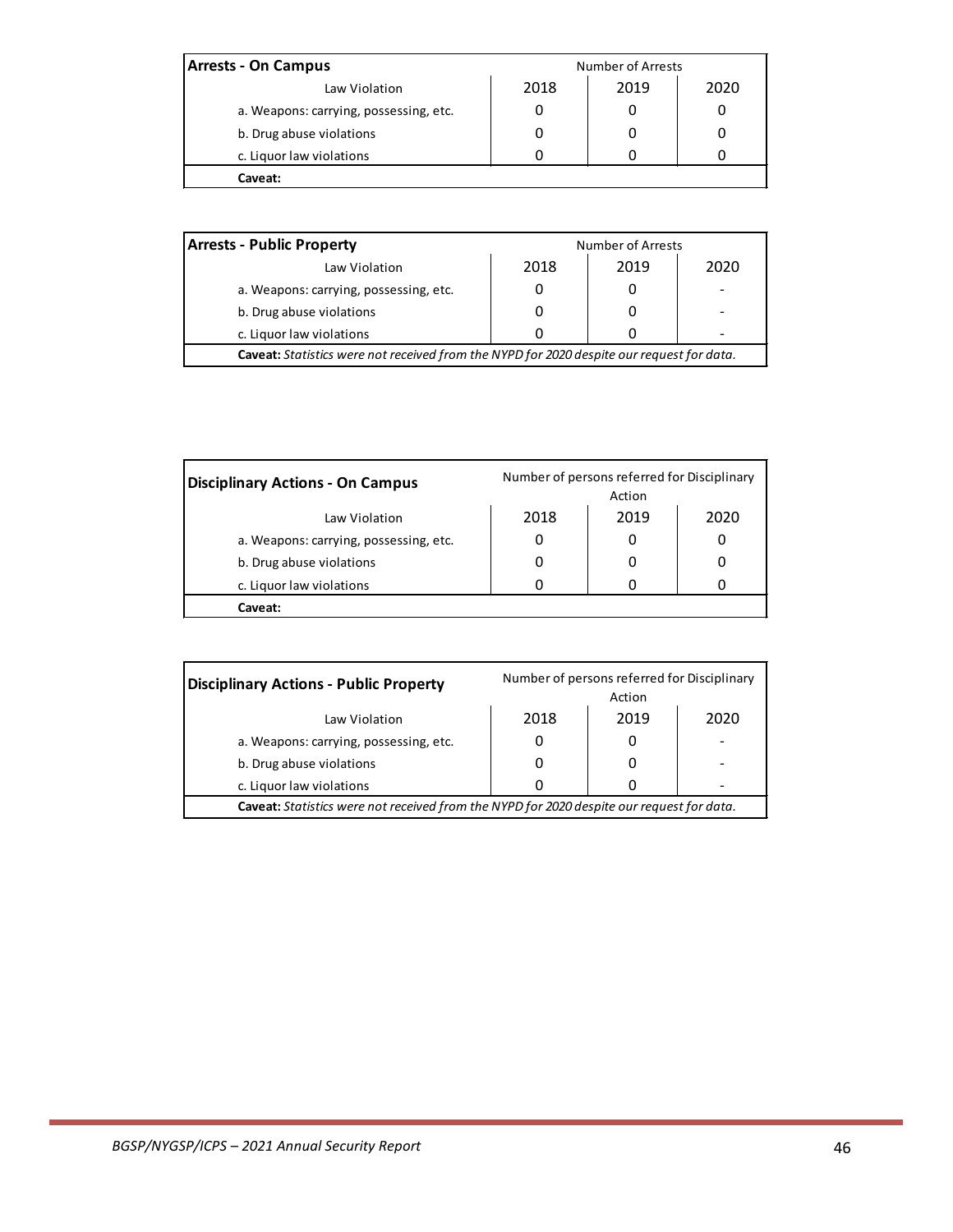| **Arrests - On Campus** | Number of Arrests | | |
|---|---|---|---|
| Law Violation | 2018 | 2019 | 2020 |
| a. Weapons: carrying, possessing, etc. | 0 | 0 | 0 |
| b. Drug abuse violations | 0 | 0 | 0 |
| c. Liquor law violations | 0 | 0 | 0 |
| **Caveat:** | | | |

| **Arrests - Public Property** | Number of Arrests | | |
|---|---|---|---|
| Law Violation | 2018 | 2019 | 2020 |
| a. Weapons: carrying, possessing, etc. | 0 | 0 | - |
| b. Drug abuse violations | 0 | 0 | - |
| c. Liquor law violations | 0 | 0 | - |
| **Caveat:** *Statistics were not received from the NYPD for 2020 despite our request for data.* | | | |

| **Disciplinary Actions - On Campus** | Number of persons referred for Disciplinary Action | | |
|---|---|---|---|
| Law Violation | 2018 | 2019 | 2020 |
| a. Weapons: carrying, possessing, etc. | 0 | 0 | 0 |
| b. Drug abuse violations | 0 | 0 | 0 |
| c. Liquor law violations | 0 | 0 | 0 |
| **Caveat:** | | | |

| **Disciplinary Actions - Public Property** | Number of persons referred for Disciplinary Action | | |
|---|---|---|---|
| Law Violation | 2018 | 2019 | 2020 |
| a. Weapons: carrying, possessing, etc. | 0 | 0 | - |
| b. Drug abuse violations | 0 | 0 | - |
| c. Liquor law violations | 0 | 0 | - |
| **Caveat:** *Statistics were not received from the NYPD for 2020 despite our request for data.* | | | |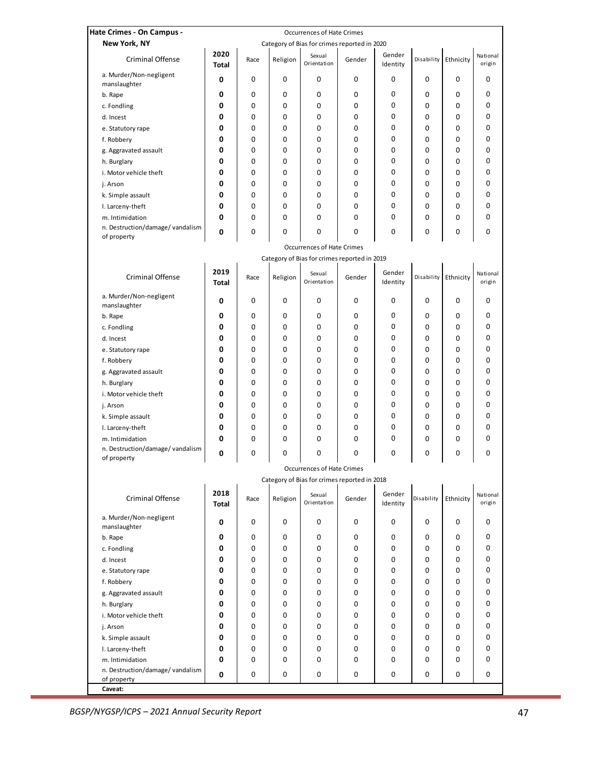**Hate Crimes - On Campus - New York, NY**

Occurrences of Hate Crimes

Category of Bias for crimes reported in 2020

| Criminal Offense | 2020 Total | Race | Religion | Sexual Orientation | Gender | Gender Identity | Disability | Ethnicity | National origin |
|---|---|---|---|---|---|---|---|---|---|
| a. Murder/Non-negligent manslaughter | **0** | 0 | 0 | 0 | 0 | 0 | 0 | 0 | 0 |
| b. Rape | **0** | 0 | 0 | 0 | 0 | 0 | 0 | 0 | 0 |
| c. Fondling | **0** | 0 | 0 | 0 | 0 | 0 | 0 | 0 | 0 |
| d. Incest | **0** | 0 | 0 | 0 | 0 | 0 | 0 | 0 | 0 |
| e. Statutory rape | **0** | 0 | 0 | 0 | 0 | 0 | 0 | 0 | 0 |
| f. Robbery | **0** | 0 | 0 | 0 | 0 | 0 | 0 | 0 | 0 |
| g. Aggravated assault | **0** | 0 | 0 | 0 | 0 | 0 | 0 | 0 | 0 |
| h. Burglary | **0** | 0 | 0 | 0 | 0 | 0 | 0 | 0 | 0 |
| i. Motor vehicle theft | **0** | 0 | 0 | 0 | 0 | 0 | 0 | 0 | 0 |
| j. Arson | **0** | 0 | 0 | 0 | 0 | 0 | 0 | 0 | 0 |
| k. Simple assault | **0** | 0 | 0 | 0 | 0 | 0 | 0 | 0 | 0 |
| l. Larceny-theft | **0** | 0 | 0 | 0 | 0 | 0 | 0 | 0 | 0 |
| m. Intimidation | **0** | 0 | 0 | 0 | 0 | 0 | 0 | 0 | 0 |
| n. Destruction/damage/ vandalism of property | **0** | 0 | 0 | 0 | 0 | 0 | 0 | 0 | 0 |

Occurrences of Hate Crimes

Category of Bias for crimes reported in 2019

| Criminal Offense | 2019 Total | Race | Religion | Sexual Orientation | Gender | Gender Identity | Disability | Ethnicity | National origin |
|---|---|---|---|---|---|---|---|---|---|
| a. Murder/Non-negligent manslaughter | **0** | 0 | 0 | 0 | 0 | 0 | 0 | 0 | 0 |
| b. Rape | **0** | 0 | 0 | 0 | 0 | 0 | 0 | 0 | 0 |
| c. Fondling | **0** | 0 | 0 | 0 | 0 | 0 | 0 | 0 | 0 |
| d. Incest | **0** | 0 | 0 | 0 | 0 | 0 | 0 | 0 | 0 |
| e. Statutory rape | **0** | 0 | 0 | 0 | 0 | 0 | 0 | 0 | 0 |
| f. Robbery | **0** | 0 | 0 | 0 | 0 | 0 | 0 | 0 | 0 |
| g. Aggravated assault | **0** | 0 | 0 | 0 | 0 | 0 | 0 | 0 | 0 |
| h. Burglary | **0** | 0 | 0 | 0 | 0 | 0 | 0 | 0 | 0 |
| i. Motor vehicle theft | **0** | 0 | 0 | 0 | 0 | 0 | 0 | 0 | 0 |
| j. Arson | **0** | 0 | 0 | 0 | 0 | 0 | 0 | 0 | 0 |
| k. Simple assault | **0** | 0 | 0 | 0 | 0 | 0 | 0 | 0 | 0 |
| l. Larceny-theft | **0** | 0 | 0 | 0 | 0 | 0 | 0 | 0 | 0 |
| m. Intimidation | **0** | 0 | 0 | 0 | 0 | 0 | 0 | 0 | 0 |
| n. Destruction/damage/ vandalism of property | **0** | 0 | 0 | 0 | 0 | 0 | 0 | 0 | 0 |

Occurrences of Hate Crimes

Category of Bias for crimes reported in 2018

| Criminal Offense | 2018 Total | Race | Religion | Sexual Orientation | Gender | Gender Identity | Disability | Ethnicity | National origin |
|---|---|---|---|---|---|---|---|---|---|
| a. Murder/Non-negligent manslaughter | **0** | 0 | 0 | 0 | 0 | 0 | 0 | 0 | 0 |
| b. Rape | **0** | 0 | 0 | 0 | 0 | 0 | 0 | 0 | 0 |
| c. Fondling | **0** | 0 | 0 | 0 | 0 | 0 | 0 | 0 | 0 |
| d. Incest | **0** | 0 | 0 | 0 | 0 | 0 | 0 | 0 | 0 |
| e. Statutory rape | **0** | 0 | 0 | 0 | 0 | 0 | 0 | 0 | 0 |
| f. Robbery | **0** | 0 | 0 | 0 | 0 | 0 | 0 | 0 | 0 |
| g. Aggravated assault | **0** | 0 | 0 | 0 | 0 | 0 | 0 | 0 | 0 |
| h. Burglary | **0** | 0 | 0 | 0 | 0 | 0 | 0 | 0 | 0 |
| i. Motor vehicle theft | **0** | 0 | 0 | 0 | 0 | 0 | 0 | 0 | 0 |
| j. Arson | **0** | 0 | 0 | 0 | 0 | 0 | 0 | 0 | 0 |
| k. Simple assault | **0** | 0 | 0 | 0 | 0 | 0 | 0 | 0 | 0 |
| l. Larceny-theft | **0** | 0 | 0 | 0 | 0 | 0 | 0 | 0 | 0 |
| m. Intimidation | **0** | 0 | 0 | 0 | 0 | 0 | 0 | 0 | 0 |
| n. Destruction/damage/ vandalism of property | **0** | 0 | 0 | 0 | 0 | 0 | 0 | 0 | 0 |

**Caveat:**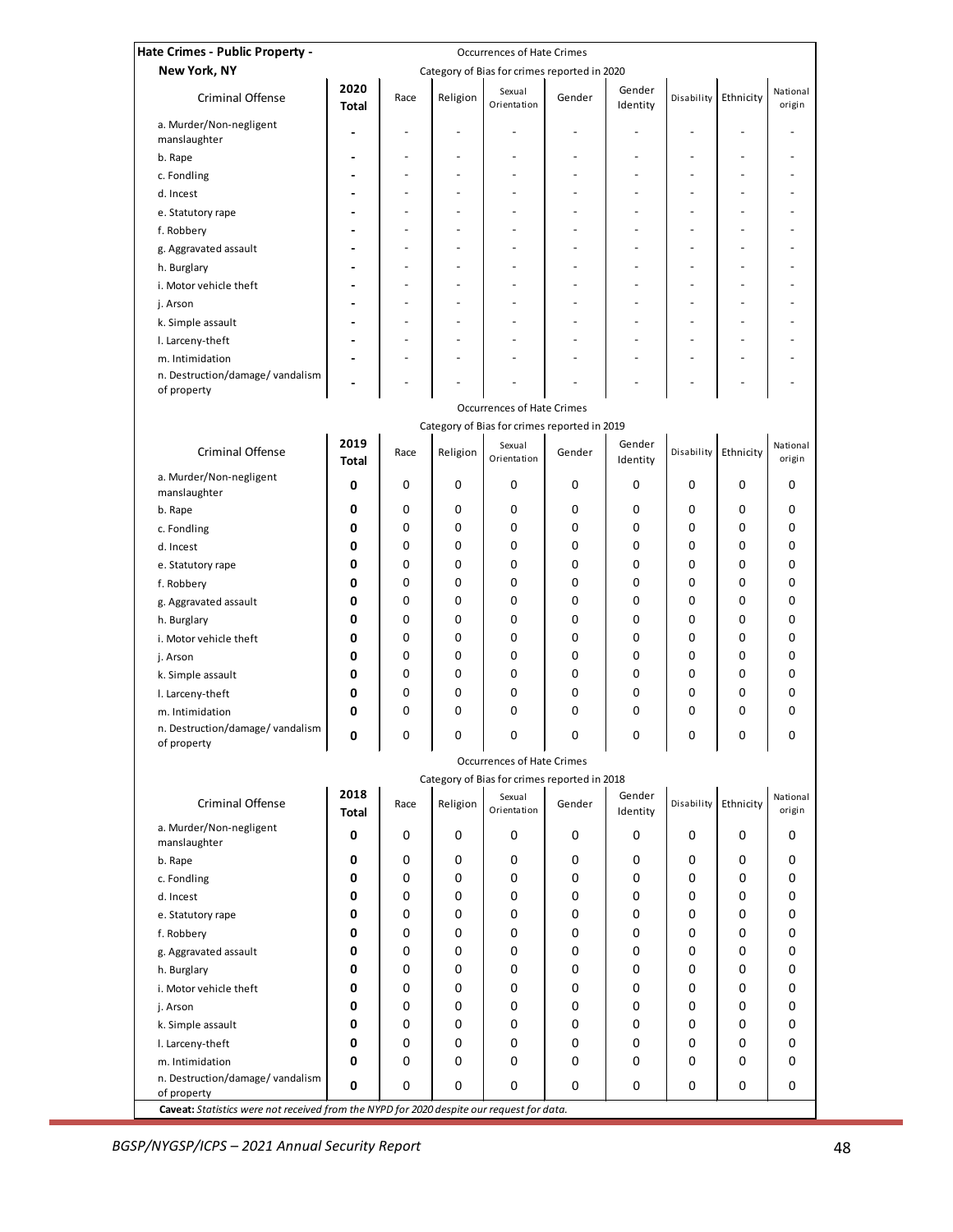**Hate Crimes - Public Property - New York, NY**

Occurrences of Hate Crimes

Category of Bias for crimes reported in 2020

| Criminal Offense | 2020 Total | Race | Religion | Sexual Orientation | Gender | Gender Identity | Disability | Ethnicity | National origin |
|---|---|---|---|---|---|---|---|---|---|
| a. Murder/Non-negligent manslaughter | - | - | - | - | - | - | - | - | - |
| b. Rape | - | - | - | - | - | - | - | - | - |
| c. Fondling | - | - | - | - | - | - | - | - | - |
| d. Incest | - | - | - | - | - | - | - | - | - |
| e. Statutory rape | - | - | - | - | - | - | - | - | - |
| f. Robbery | - | - | - | - | - | - | - | - | - |
| g. Aggravated assault | - | - | - | - | - | - | - | - | - |
| h. Burglary | - | - | - | - | - | - | - | - | - |
| i. Motor vehicle theft | - | - | - | - | - | - | - | - | - |
| j. Arson | - | - | - | - | - | - | - | - | - |
| k. Simple assault | - | - | - | - | - | - | - | - | - |
| l. Larceny-theft | - | - | - | - | - | - | - | - | - |
| m. Intimidation | - | - | - | - | - | - | - | - | - |
| n. Destruction/damage/ vandalism of property | - | - | - | - | - | - | - | - | - |

Occurrences of Hate Crimes

Category of Bias for crimes reported in 2019

| Criminal Offense | 2019 Total | Race | Religion | Sexual Orientation | Gender | Gender Identity | Disability | Ethnicity | National origin |
|---|---|---|---|---|---|---|---|---|---|
| a. Murder/Non-negligent manslaughter | 0 | 0 | 0 | 0 | 0 | 0 | 0 | 0 | 0 |
| b. Rape | 0 | 0 | 0 | 0 | 0 | 0 | 0 | 0 | 0 |
| c. Fondling | 0 | 0 | 0 | 0 | 0 | 0 | 0 | 0 | 0 |
| d. Incest | 0 | 0 | 0 | 0 | 0 | 0 | 0 | 0 | 0 |
| e. Statutory rape | 0 | 0 | 0 | 0 | 0 | 0 | 0 | 0 | 0 |
| f. Robbery | 0 | 0 | 0 | 0 | 0 | 0 | 0 | 0 | 0 |
| g. Aggravated assault | 0 | 0 | 0 | 0 | 0 | 0 | 0 | 0 | 0 |
| h. Burglary | 0 | 0 | 0 | 0 | 0 | 0 | 0 | 0 | 0 |
| i. Motor vehicle theft | 0 | 0 | 0 | 0 | 0 | 0 | 0 | 0 | 0 |
| j. Arson | 0 | 0 | 0 | 0 | 0 | 0 | 0 | 0 | 0 |
| k. Simple assault | 0 | 0 | 0 | 0 | 0 | 0 | 0 | 0 | 0 |
| l. Larceny-theft | 0 | 0 | 0 | 0 | 0 | 0 | 0 | 0 | 0 |
| m. Intimidation | 0 | 0 | 0 | 0 | 0 | 0 | 0 | 0 | 0 |
| n. Destruction/damage/ vandalism of property | 0 | 0 | 0 | 0 | 0 | 0 | 0 | 0 | 0 |

Occurrences of Hate Crimes

Category of Bias for crimes reported in 2018

| Criminal Offense | 2018 Total | Race | Religion | Sexual Orientation | Gender | Gender Identity | Disability | Ethnicity | National origin |
|---|---|---|---|---|---|---|---|---|---|
| a. Murder/Non-negligent manslaughter | 0 | 0 | 0 | 0 | 0 | 0 | 0 | 0 | 0 |
| b. Rape | 0 | 0 | 0 | 0 | 0 | 0 | 0 | 0 | 0 |
| c. Fondling | 0 | 0 | 0 | 0 | 0 | 0 | 0 | 0 | 0 |
| d. Incest | 0 | 0 | 0 | 0 | 0 | 0 | 0 | 0 | 0 |
| e. Statutory rape | 0 | 0 | 0 | 0 | 0 | 0 | 0 | 0 | 0 |
| f. Robbery | 0 | 0 | 0 | 0 | 0 | 0 | 0 | 0 | 0 |
| g. Aggravated assault | 0 | 0 | 0 | 0 | 0 | 0 | 0 | 0 | 0 |
| h. Burglary | 0 | 0 | 0 | 0 | 0 | 0 | 0 | 0 | 0 |
| i. Motor vehicle theft | 0 | 0 | 0 | 0 | 0 | 0 | 0 | 0 | 0 |
| j. Arson | 0 | 0 | 0 | 0 | 0 | 0 | 0 | 0 | 0 |
| k. Simple assault | 0 | 0 | 0 | 0 | 0 | 0 | 0 | 0 | 0 |
| l. Larceny-theft | 0 | 0 | 0 | 0 | 0 | 0 | 0 | 0 | 0 |
| m. Intimidation | 0 | 0 | 0 | 0 | 0 | 0 | 0 | 0 | 0 |
| n. Destruction/damage/ vandalism of property | 0 | 0 | 0 | 0 | 0 | 0 | 0 | 0 | 0 |

**Caveat:** *Statistics were not received from the NYPD for 2020 despite our request for data.*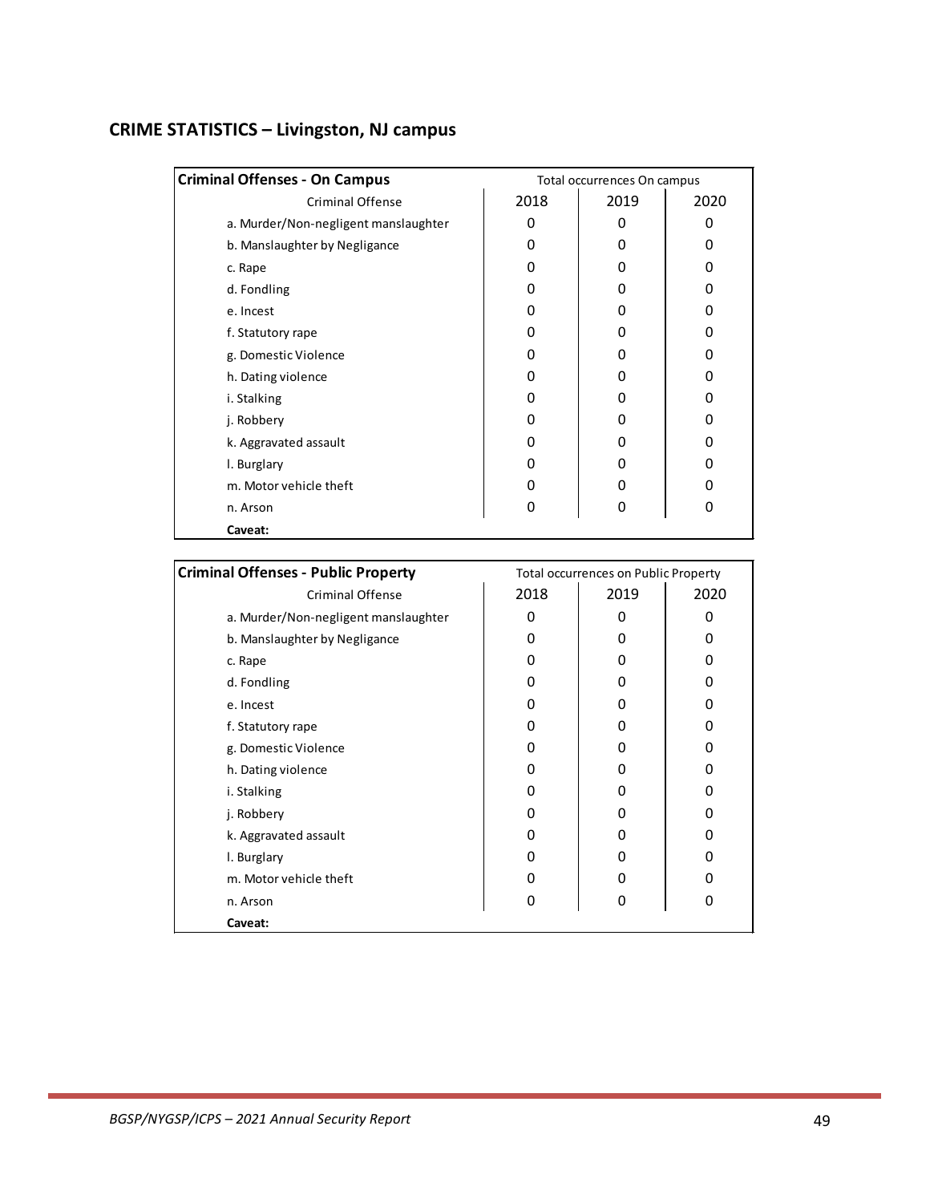## CRIME STATISTICS – Livingston, NJ campus

| Criminal Offenses - On Campus | Total occurrences On campus | | |
|---|---|---|---|
| Criminal Offense | 2018 | 2019 | 2020 |
| a. Murder/Non-negligent manslaughter | 0 | 0 | 0 |
| b. Manslaughter by Negligance | 0 | 0 | 0 |
| c. Rape | 0 | 0 | 0 |
| d. Fondling | 0 | 0 | 0 |
| e. Incest | 0 | 0 | 0 |
| f. Statutory rape | 0 | 0 | 0 |
| g. Domestic Violence | 0 | 0 | 0 |
| h. Dating violence | 0 | 0 | 0 |
| i. Stalking | 0 | 0 | 0 |
| j. Robbery | 0 | 0 | 0 |
| k. Aggravated assault | 0 | 0 | 0 |
| l. Burglary | 0 | 0 | 0 |
| m. Motor vehicle theft | 0 | 0 | 0 |
| n. Arson | 0 | 0 | 0 |
| **Caveat:** | | | |

| Criminal Offenses - Public Property | Total occurrences on Public Property | | |
|---|---|---|---|
| Criminal Offense | 2018 | 2019 | 2020 |
| a. Murder/Non-negligent manslaughter | 0 | 0 | 0 |
| b. Manslaughter by Negligance | 0 | 0 | 0 |
| c. Rape | 0 | 0 | 0 |
| d. Fondling | 0 | 0 | 0 |
| e. Incest | 0 | 0 | 0 |
| f. Statutory rape | 0 | 0 | 0 |
| g. Domestic Violence | 0 | 0 | 0 |
| h. Dating violence | 0 | 0 | 0 |
| i. Stalking | 0 | 0 | 0 |
| j. Robbery | 0 | 0 | 0 |
| k. Aggravated assault | 0 | 0 | 0 |
| l. Burglary | 0 | 0 | 0 |
| m. Motor vehicle theft | 0 | 0 | 0 |
| n. Arson | 0 | 0 | 0 |
| **Caveat:** | | | |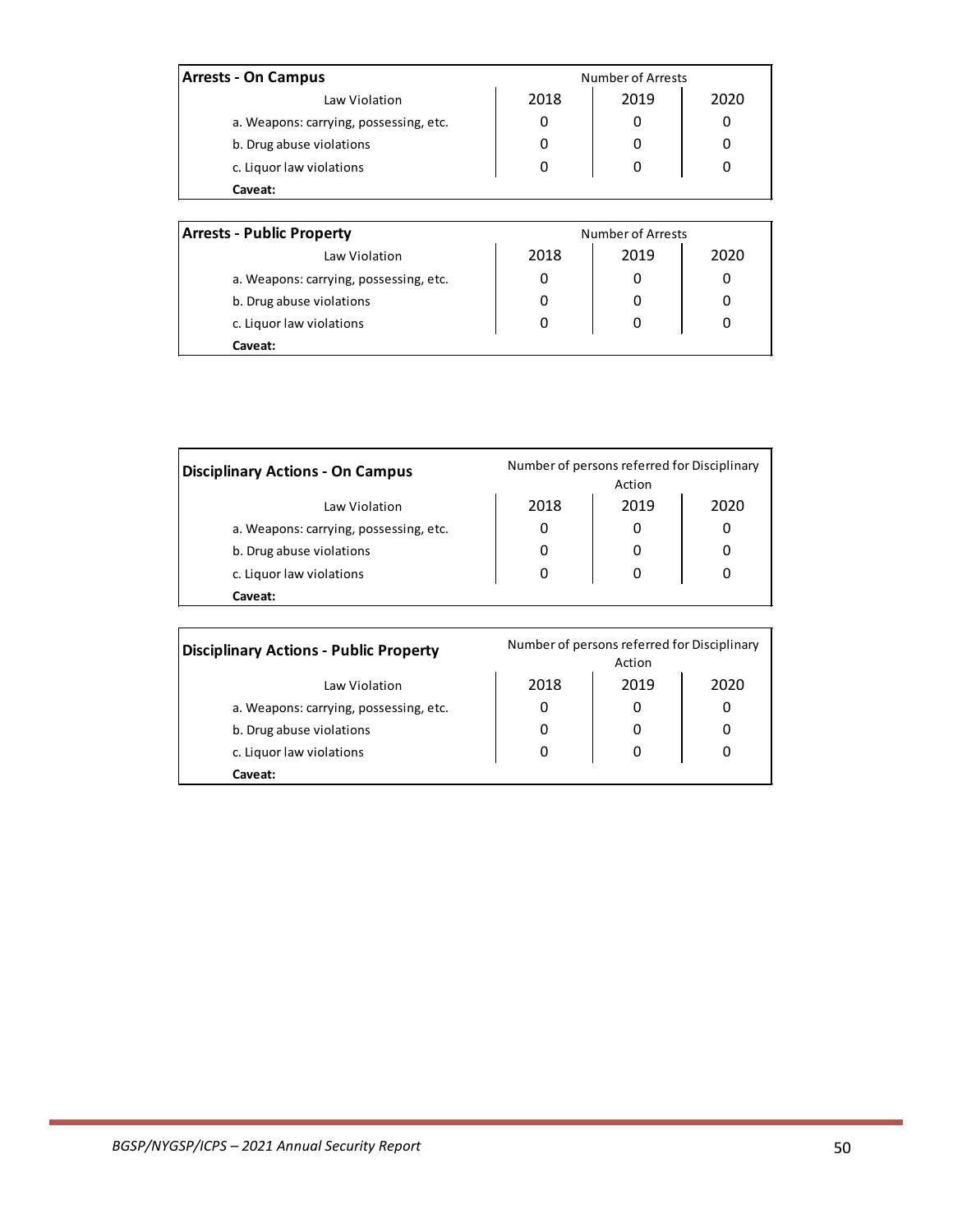| **Arrests - On Campus** | Number of Arrests | | |
|---|---|---|---|
| Law Violation | 2018 | 2019 | 2020 |
| a. Weapons: carrying, possessing, etc. | 0 | 0 | 0 |
| b. Drug abuse violations | 0 | 0 | 0 |
| c. Liquor law violations | 0 | 0 | 0 |
| **Caveat:** | | | |

| **Arrests - Public Property** | Number of Arrests | | |
|---|---|---|---|
| Law Violation | 2018 | 2019 | 2020 |
| a. Weapons: carrying, possessing, etc. | 0 | 0 | 0 |
| b. Drug abuse violations | 0 | 0 | 0 |
| c. Liquor law violations | 0 | 0 | 0 |
| **Caveat:** | | | |

| **Disciplinary Actions - On Campus** | Number of persons referred for Disciplinary Action | | |
|---|---|---|---|
| Law Violation | 2018 | 2019 | 2020 |
| a. Weapons: carrying, possessing, etc. | 0 | 0 | 0 |
| b. Drug abuse violations | 0 | 0 | 0 |
| c. Liquor law violations | 0 | 0 | 0 |
| **Caveat:** | | | |

| **Disciplinary Actions - Public Property** | Number of persons referred for Disciplinary Action | | |
|---|---|---|---|
| Law Violation | 2018 | 2019 | 2020 |
| a. Weapons: carrying, possessing, etc. | 0 | 0 | 0 |
| b. Drug abuse violations | 0 | 0 | 0 |
| c. Liquor law violations | 0 | 0 | 0 |
| **Caveat:** | | | |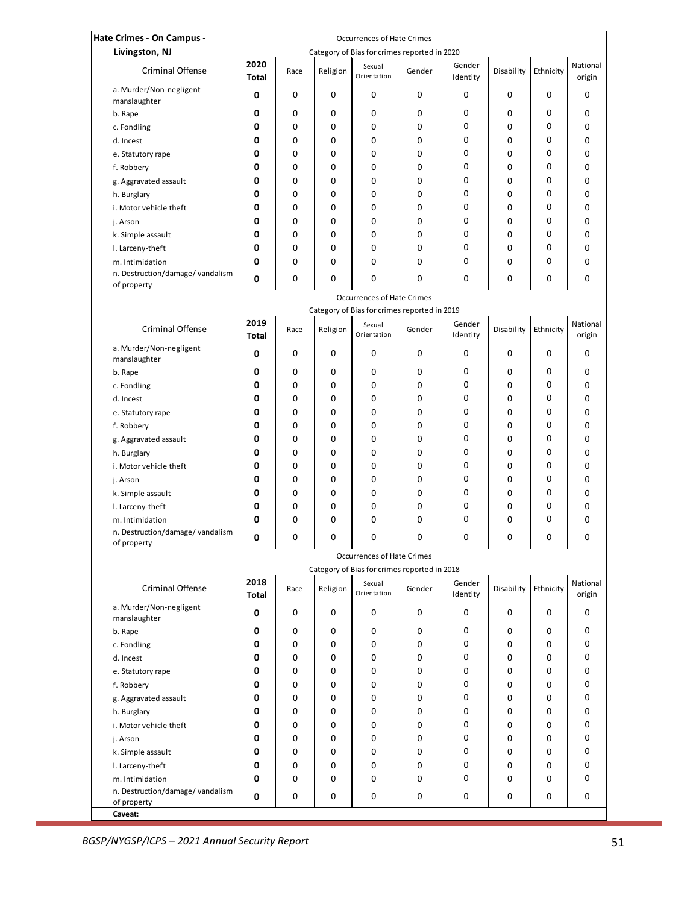**Hate Crimes - On Campus - Livingston, NJ**

Occurrences of Hate Crimes

Category of Bias for crimes reported in 2020

| Criminal Offense | 2020 Total | Race | Religion | Sexual Orientation | Gender | Gender Identity | Disability | Ethnicity | National origin |
|---|---|---|---|---|---|---|---|---|---|
| a. Murder/Non-negligent manslaughter | **0** | 0 | 0 | 0 | 0 | 0 | 0 | 0 | 0 |
| b. Rape | **0** | 0 | 0 | 0 | 0 | 0 | 0 | 0 | 0 |
| c. Fondling | **0** | 0 | 0 | 0 | 0 | 0 | 0 | 0 | 0 |
| d. Incest | **0** | 0 | 0 | 0 | 0 | 0 | 0 | 0 | 0 |
| e. Statutory rape | **0** | 0 | 0 | 0 | 0 | 0 | 0 | 0 | 0 |
| f. Robbery | **0** | 0 | 0 | 0 | 0 | 0 | 0 | 0 | 0 |
| g. Aggravated assault | **0** | 0 | 0 | 0 | 0 | 0 | 0 | 0 | 0 |
| h. Burglary | **0** | 0 | 0 | 0 | 0 | 0 | 0 | 0 | 0 |
| i. Motor vehicle theft | **0** | 0 | 0 | 0 | 0 | 0 | 0 | 0 | 0 |
| j. Arson | **0** | 0 | 0 | 0 | 0 | 0 | 0 | 0 | 0 |
| k. Simple assault | **0** | 0 | 0 | 0 | 0 | 0 | 0 | 0 | 0 |
| l. Larceny-theft | **0** | 0 | 0 | 0 | 0 | 0 | 0 | 0 | 0 |
| m. Intimidation | **0** | 0 | 0 | 0 | 0 | 0 | 0 | 0 | 0 |
| n. Destruction/damage/ vandalism of property | **0** | 0 | 0 | 0 | 0 | 0 | 0 | 0 | 0 |

Occurrences of Hate Crimes

Category of Bias for crimes reported in 2019

| Criminal Offense | 2019 Total | Race | Religion | Sexual Orientation | Gender | Gender Identity | Disability | Ethnicity | National origin |
|---|---|---|---|---|---|---|---|---|---|
| a. Murder/Non-negligent manslaughter | **0** | 0 | 0 | 0 | 0 | 0 | 0 | 0 | 0 |
| b. Rape | **0** | 0 | 0 | 0 | 0 | 0 | 0 | 0 | 0 |
| c. Fondling | **0** | 0 | 0 | 0 | 0 | 0 | 0 | 0 | 0 |
| d. Incest | **0** | 0 | 0 | 0 | 0 | 0 | 0 | 0 | 0 |
| e. Statutory rape | **0** | 0 | 0 | 0 | 0 | 0 | 0 | 0 | 0 |
| f. Robbery | **0** | 0 | 0 | 0 | 0 | 0 | 0 | 0 | 0 |
| g. Aggravated assault | **0** | 0 | 0 | 0 | 0 | 0 | 0 | 0 | 0 |
| h. Burglary | **0** | 0 | 0 | 0 | 0 | 0 | 0 | 0 | 0 |
| i. Motor vehicle theft | **0** | 0 | 0 | 0 | 0 | 0 | 0 | 0 | 0 |
| j. Arson | **0** | 0 | 0 | 0 | 0 | 0 | 0 | 0 | 0 |
| k. Simple assault | **0** | 0 | 0 | 0 | 0 | 0 | 0 | 0 | 0 |
| l. Larceny-theft | **0** | 0 | 0 | 0 | 0 | 0 | 0 | 0 | 0 |
| m. Intimidation | **0** | 0 | 0 | 0 | 0 | 0 | 0 | 0 | 0 |
| n. Destruction/damage/ vandalism of property | **0** | 0 | 0 | 0 | 0 | 0 | 0 | 0 | 0 |

Occurrences of Hate Crimes

Category of Bias for crimes reported in 2018

| Criminal Offense | 2018 Total | Race | Religion | Sexual Orientation | Gender | Gender Identity | Disability | Ethnicity | National origin |
|---|---|---|---|---|---|---|---|---|---|
| a. Murder/Non-negligent manslaughter | **0** | 0 | 0 | 0 | 0 | 0 | 0 | 0 | 0 |
| b. Rape | **0** | 0 | 0 | 0 | 0 | 0 | 0 | 0 | 0 |
| c. Fondling | **0** | 0 | 0 | 0 | 0 | 0 | 0 | 0 | 0 |
| d. Incest | **0** | 0 | 0 | 0 | 0 | 0 | 0 | 0 | 0 |
| e. Statutory rape | **0** | 0 | 0 | 0 | 0 | 0 | 0 | 0 | 0 |
| f. Robbery | **0** | 0 | 0 | 0 | 0 | 0 | 0 | 0 | 0 |
| g. Aggravated assault | **0** | 0 | 0 | 0 | 0 | 0 | 0 | 0 | 0 |
| h. Burglary | **0** | 0 | 0 | 0 | 0 | 0 | 0 | 0 | 0 |
| i. Motor vehicle theft | **0** | 0 | 0 | 0 | 0 | 0 | 0 | 0 | 0 |
| j. Arson | **0** | 0 | 0 | 0 | 0 | 0 | 0 | 0 | 0 |
| k. Simple assault | **0** | 0 | 0 | 0 | 0 | 0 | 0 | 0 | 0 |
| l. Larceny-theft | **0** | 0 | 0 | 0 | 0 | 0 | 0 | 0 | 0 |
| m. Intimidation | **0** | 0 | 0 | 0 | 0 | 0 | 0 | 0 | 0 |
| n. Destruction/damage/ vandalism of property | **0** | 0 | 0 | 0 | 0 | 0 | 0 | 0 | 0 |

**Caveat:**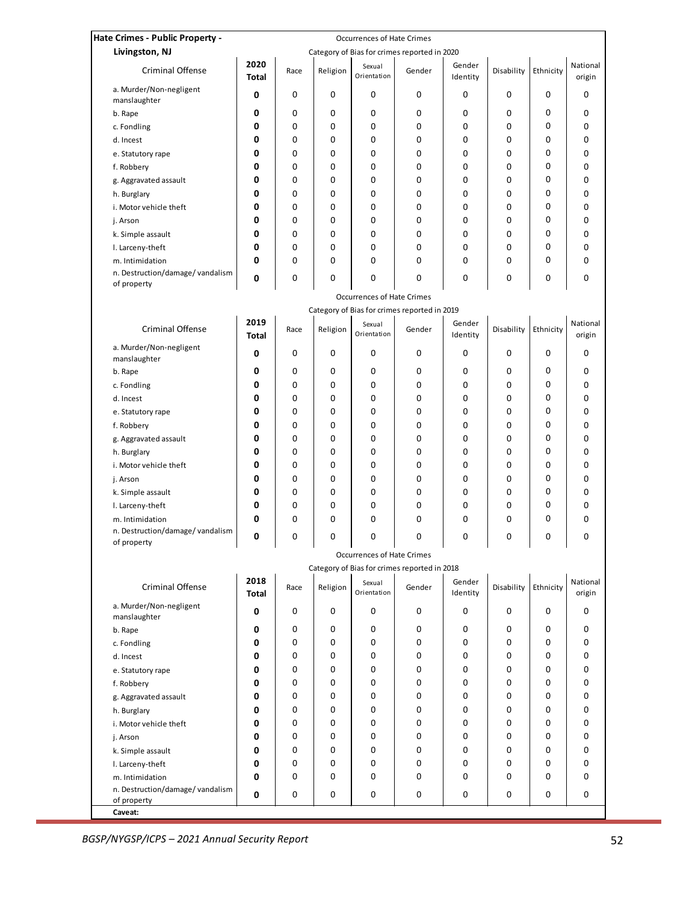**Hate Crimes - Public Property - Livingston, NJ**

Occurrences of Hate Crimes

Category of Bias for crimes reported in 2020

| Criminal Offense | 2020 Total | Race | Religion | Sexual Orientation | Gender | Gender Identity | Disability | Ethnicity | National origin |
|---|---|---|---|---|---|---|---|---|---|
| a. Murder/Non-negligent manslaughter | **0** | 0 | 0 | 0 | 0 | 0 | 0 | 0 | 0 |
| b. Rape | **0** | 0 | 0 | 0 | 0 | 0 | 0 | 0 | 0 |
| c. Fondling | **0** | 0 | 0 | 0 | 0 | 0 | 0 | 0 | 0 |
| d. Incest | **0** | 0 | 0 | 0 | 0 | 0 | 0 | 0 | 0 |
| e. Statutory rape | **0** | 0 | 0 | 0 | 0 | 0 | 0 | 0 | 0 |
| f. Robbery | **0** | 0 | 0 | 0 | 0 | 0 | 0 | 0 | 0 |
| g. Aggravated assault | **0** | 0 | 0 | 0 | 0 | 0 | 0 | 0 | 0 |
| h. Burglary | **0** | 0 | 0 | 0 | 0 | 0 | 0 | 0 | 0 |
| i. Motor vehicle theft | **0** | 0 | 0 | 0 | 0 | 0 | 0 | 0 | 0 |
| j. Arson | **0** | 0 | 0 | 0 | 0 | 0 | 0 | 0 | 0 |
| k. Simple assault | **0** | 0 | 0 | 0 | 0 | 0 | 0 | 0 | 0 |
| l. Larceny-theft | **0** | 0 | 0 | 0 | 0 | 0 | 0 | 0 | 0 |
| m. Intimidation | **0** | 0 | 0 | 0 | 0 | 0 | 0 | 0 | 0 |
| n. Destruction/damage/ vandalism of property | **0** | 0 | 0 | 0 | 0 | 0 | 0 | 0 | 0 |

Occurrences of Hate Crimes

Category of Bias for crimes reported in 2019

| Criminal Offense | 2019 Total | Race | Religion | Sexual Orientation | Gender | Gender Identity | Disability | Ethnicity | National origin |
|---|---|---|---|---|---|---|---|---|---|
| a. Murder/Non-negligent manslaughter | **0** | 0 | 0 | 0 | 0 | 0 | 0 | 0 | 0 |
| b. Rape | **0** | 0 | 0 | 0 | 0 | 0 | 0 | 0 | 0 |
| c. Fondling | **0** | 0 | 0 | 0 | 0 | 0 | 0 | 0 | 0 |
| d. Incest | **0** | 0 | 0 | 0 | 0 | 0 | 0 | 0 | 0 |
| e. Statutory rape | **0** | 0 | 0 | 0 | 0 | 0 | 0 | 0 | 0 |
| f. Robbery | **0** | 0 | 0 | 0 | 0 | 0 | 0 | 0 | 0 |
| g. Aggravated assault | **0** | 0 | 0 | 0 | 0 | 0 | 0 | 0 | 0 |
| h. Burglary | **0** | 0 | 0 | 0 | 0 | 0 | 0 | 0 | 0 |
| i. Motor vehicle theft | **0** | 0 | 0 | 0 | 0 | 0 | 0 | 0 | 0 |
| j. Arson | **0** | 0 | 0 | 0 | 0 | 0 | 0 | 0 | 0 |
| k. Simple assault | **0** | 0 | 0 | 0 | 0 | 0 | 0 | 0 | 0 |
| l. Larceny-theft | **0** | 0 | 0 | 0 | 0 | 0 | 0 | 0 | 0 |
| m. Intimidation | **0** | 0 | 0 | 0 | 0 | 0 | 0 | 0 | 0 |
| n. Destruction/damage/ vandalism of property | **0** | 0 | 0 | 0 | 0 | 0 | 0 | 0 | 0 |

Occurrences of Hate Crimes

Category of Bias for crimes reported in 2018

| Criminal Offense | 2018 Total | Race | Religion | Sexual Orientation | Gender | Gender Identity | Disability | Ethnicity | National origin |
|---|---|---|---|---|---|---|---|---|---|
| a. Murder/Non-negligent manslaughter | **0** | 0 | 0 | 0 | 0 | 0 | 0 | 0 | 0 |
| b. Rape | **0** | 0 | 0 | 0 | 0 | 0 | 0 | 0 | 0 |
| c. Fondling | **0** | 0 | 0 | 0 | 0 | 0 | 0 | 0 | 0 |
| d. Incest | **0** | 0 | 0 | 0 | 0 | 0 | 0 | 0 | 0 |
| e. Statutory rape | **0** | 0 | 0 | 0 | 0 | 0 | 0 | 0 | 0 |
| f. Robbery | **0** | 0 | 0 | 0 | 0 | 0 | 0 | 0 | 0 |
| g. Aggravated assault | **0** | 0 | 0 | 0 | 0 | 0 | 0 | 0 | 0 |
| h. Burglary | **0** | 0 | 0 | 0 | 0 | 0 | 0 | 0 | 0 |
| i. Motor vehicle theft | **0** | 0 | 0 | 0 | 0 | 0 | 0 | 0 | 0 |
| j. Arson | **0** | 0 | 0 | 0 | 0 | 0 | 0 | 0 | 0 |
| k. Simple assault | **0** | 0 | 0 | 0 | 0 | 0 | 0 | 0 | 0 |
| l. Larceny-theft | **0** | 0 | 0 | 0 | 0 | 0 | 0 | 0 | 0 |
| m. Intimidation | **0** | 0 | 0 | 0 | 0 | 0 | 0 | 0 | 0 |
| n. Destruction/damage/ vandalism of property | **0** | 0 | 0 | 0 | 0 | 0 | 0 | 0 | 0 |

**Caveat:**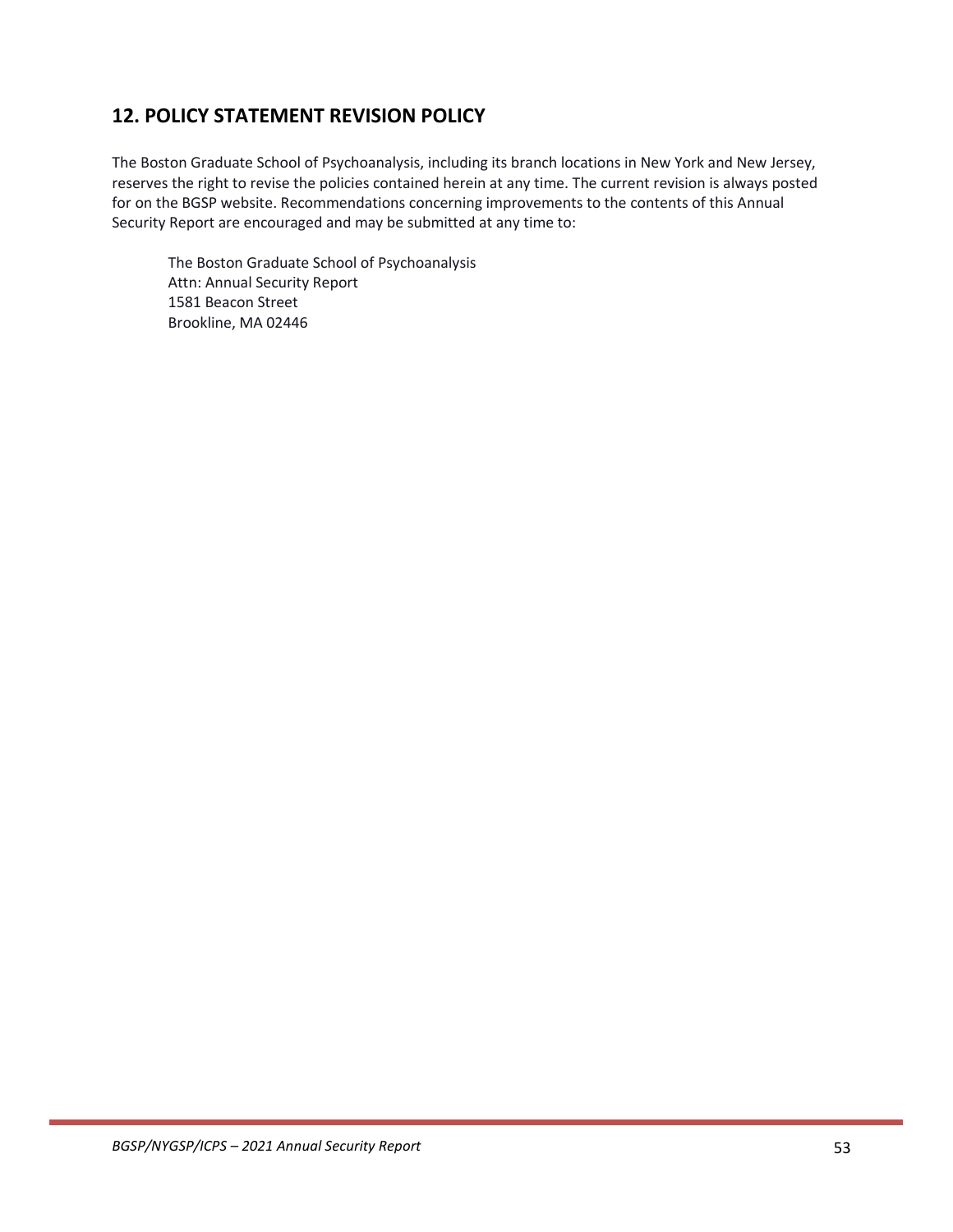## 12. POLICY STATEMENT REVISION POLICY

The Boston Graduate School of Psychoanalysis, including its branch locations in New York and New Jersey, reserves the right to revise the policies contained herein at any time. The current revision is always posted for on the BGSP website. Recommendations concerning improvements to the contents of this Annual Security Report are encouraged and may be submitted at any time to:

The Boston Graduate School of Psychoanalysis
Attn: Annual Security Report
1581 Beacon Street
Brookline, MA 02446